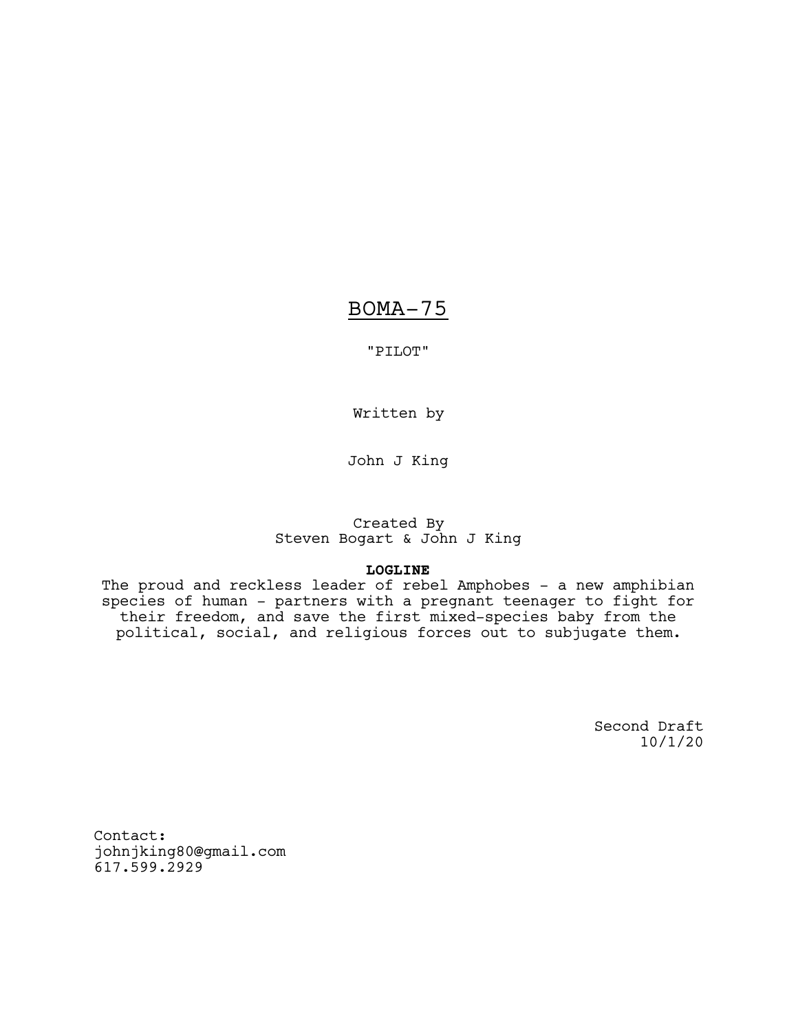# BOMA-75

"PILOT"

Written by

John J King

Created By
Steven Bogart & John J King

**LOGLINE**
The proud and reckless leader of rebel Amphobes - a new amphibian species of human - partners with a pregnant teenager to fight for their freedom, and save the first mixed-species baby from the political, social, and religious forces out to subjugate them.

Second Draft
10/1/20

Contact:
johnjking80@gmail.com
617.599.2929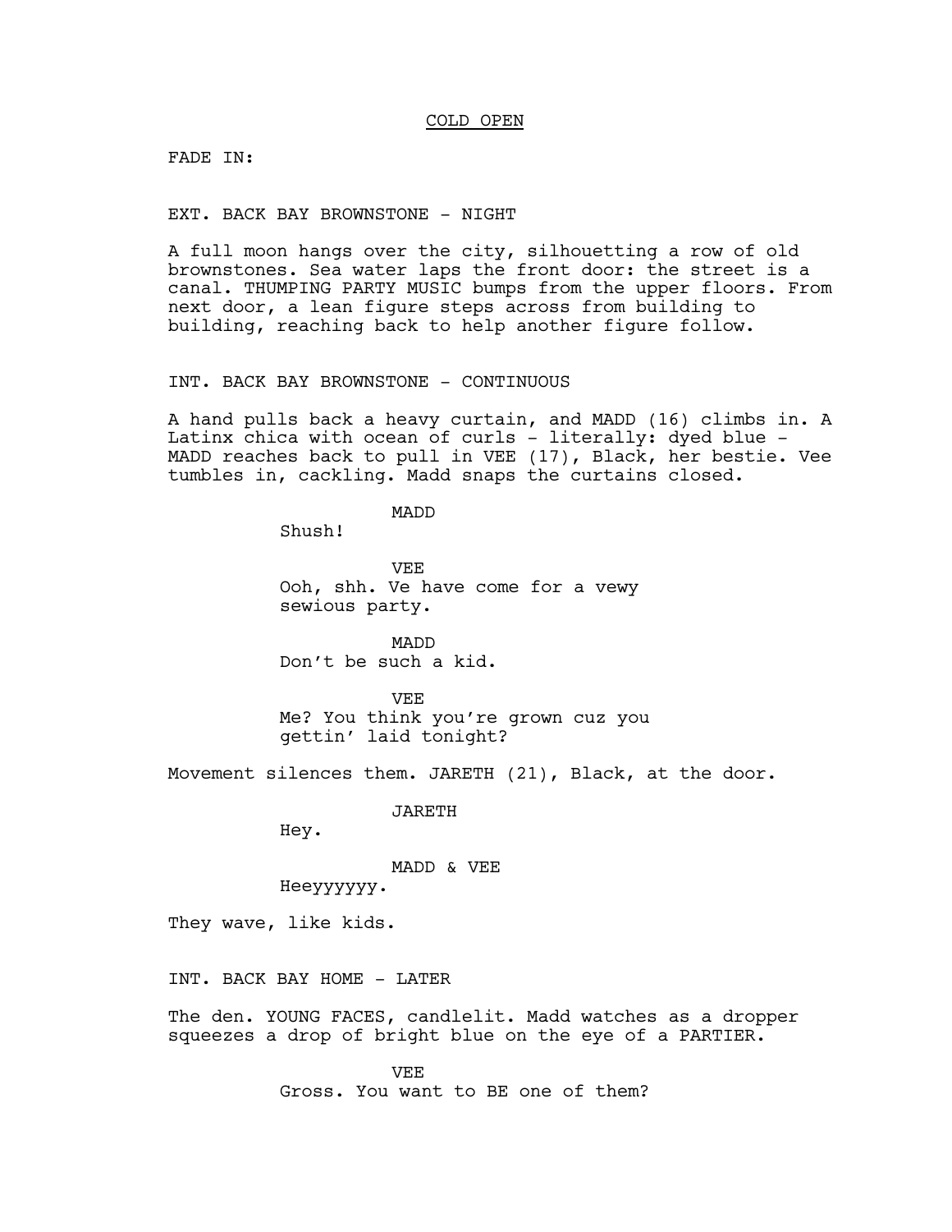COLD OPEN

FADE IN:

EXT. BACK BAY BROWNSTONE - NIGHT

A full moon hangs over the city, silhouetting a row of old brownstones. Sea water laps the front door: the street is a canal. THUMPING PARTY MUSIC bumps from the upper floors. From next door, a lean figure steps across from building to building, reaching back to help another figure follow.

INT. BACK BAY BROWNSTONE - CONTINUOUS

A hand pulls back a heavy curtain, and MADD (16) climbs in. A Latinx chica with ocean of curls - literally: dyed blue - MADD reaches back to pull in VEE (17), Black, her bestie. Vee tumbles in, cackling. Madd snaps the curtains closed.

MADD
Shush!

VEE
Ooh, shh. Ve have come for a vewy sewious party.

MADD
Don't be such a kid.

VEE
Me? You think you're grown cuz you gettin' laid tonight?

Movement silences them. JARETH (21), Black, at the door.

JARETH
Hey.

MADD & VEE
Heeyyyyyy.

They wave, like kids.

INT. BACK BAY HOME - LATER

The den. YOUNG FACES, candlelit. Madd watches as a dropper squeezes a drop of bright blue on the eye of a PARTIER.

VEE
Gross. You want to BE one of them?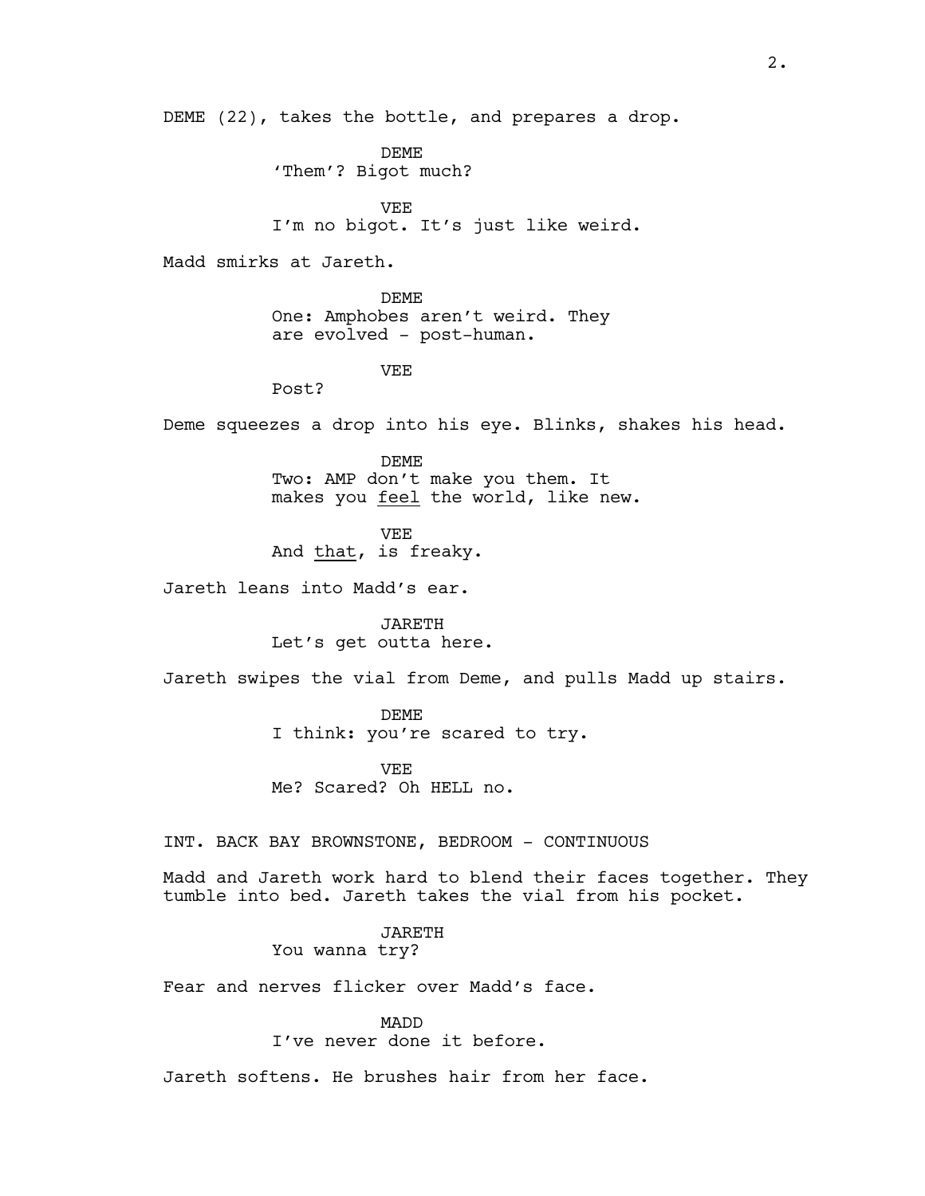DEME (22), takes the bottle, and prepares a drop.

DEME
'Them'? Bigot much?

VEE
I'm no bigot. It's just like weird.

Madd smirks at Jareth.

DEME
One: Amphobes aren't weird. They are evolved - post-human.

VEE
Post?

Deme squeezes a drop into his eye. Blinks, shakes his head.

DEME
Two: AMP don't make you them. It makes you <u>feel</u> the world, like new.

VEE
And <u>that</u>, is freaky.

Jareth leans into Madd's ear.

JARETH
Let's get outta here.

Jareth swipes the vial from Deme, and pulls Madd up stairs.

DEME
I think: you're scared to try.

VEE
Me? Scared? Oh HELL no.

INT. BACK BAY BROWNSTONE, BEDROOM - CONTINUOUS

Madd and Jareth work hard to blend their faces together. They tumble into bed. Jareth takes the vial from his pocket.

JARETH
You wanna try?

Fear and nerves flicker over Madd's face.

MADD
I've never done it before.

Jareth softens. He brushes hair from her face.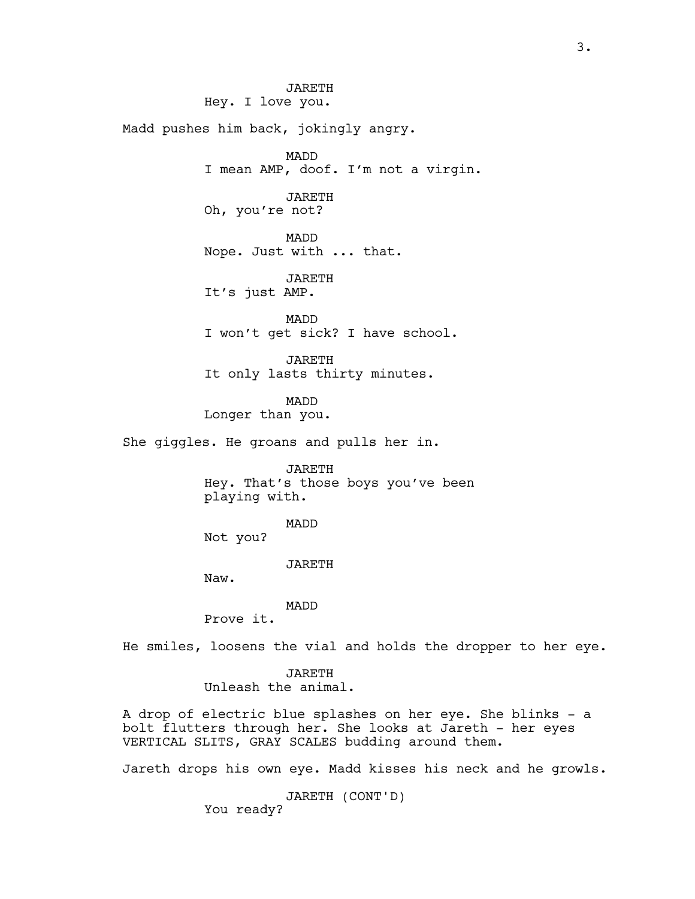JARETH
Hey. I love you.

Madd pushes him back, jokingly angry.

MADD
I mean AMP, doof. I'm not a virgin.

JARETH
Oh, you're not?

MADD
Nope. Just with ... that.

JARETH
It's just AMP.

MADD
I won't get sick? I have school.

JARETH
It only lasts thirty minutes.

MADD
Longer than you.

She giggles. He groans and pulls her in.

JARETH
Hey. That's those boys you've been playing with.

MADD
Not you?

JARETH
Naw.

MADD
Prove it.

He smiles, loosens the vial and holds the dropper to her eye.

JARETH
Unleash the animal.

A drop of electric blue splashes on her eye. She blinks - a bolt flutters through her. She looks at Jareth - her eyes VERTICAL SLITS, GRAY SCALES budding around them.

Jareth drops his own eye. Madd kisses his neck and he growls.

JARETH (CONT'D)
You ready?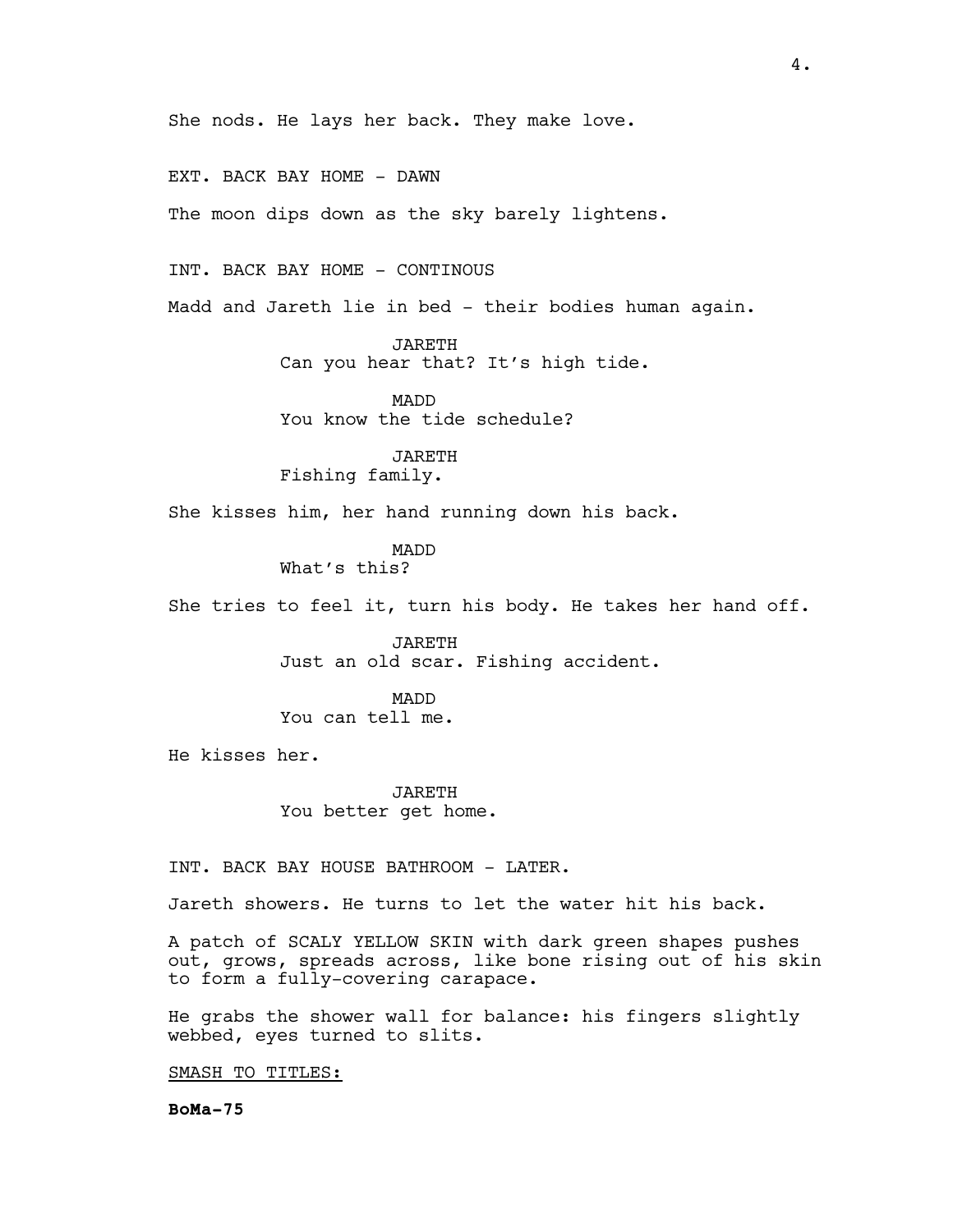She nods. He lays her back. They make love.

EXT. BACK BAY HOME - DAWN

The moon dips down as the sky barely lightens.

INT. BACK BAY HOME - CONTINOUS

Madd and Jareth lie in bed - their bodies human again.

JARETH
Can you hear that? It's high tide.

MADD
You know the tide schedule?

JARETH
Fishing family.

She kisses him, her hand running down his back.

MADD
What's this?

She tries to feel it, turn his body. He takes her hand off.

JARETH
Just an old scar. Fishing accident.

MADD
You can tell me.

He kisses her.

JARETH
You better get home.

INT. BACK BAY HOUSE BATHROOM - LATER.

Jareth showers. He turns to let the water hit his back.

A patch of SCALY YELLOW SKIN with dark green shapes pushes out, grows, spreads across, like bone rising out of his skin to form a fully-covering carapace.

He grabs the shower wall for balance: his fingers slightly webbed, eyes turned to slits.

SMASH TO TITLES:

**BoMa-75**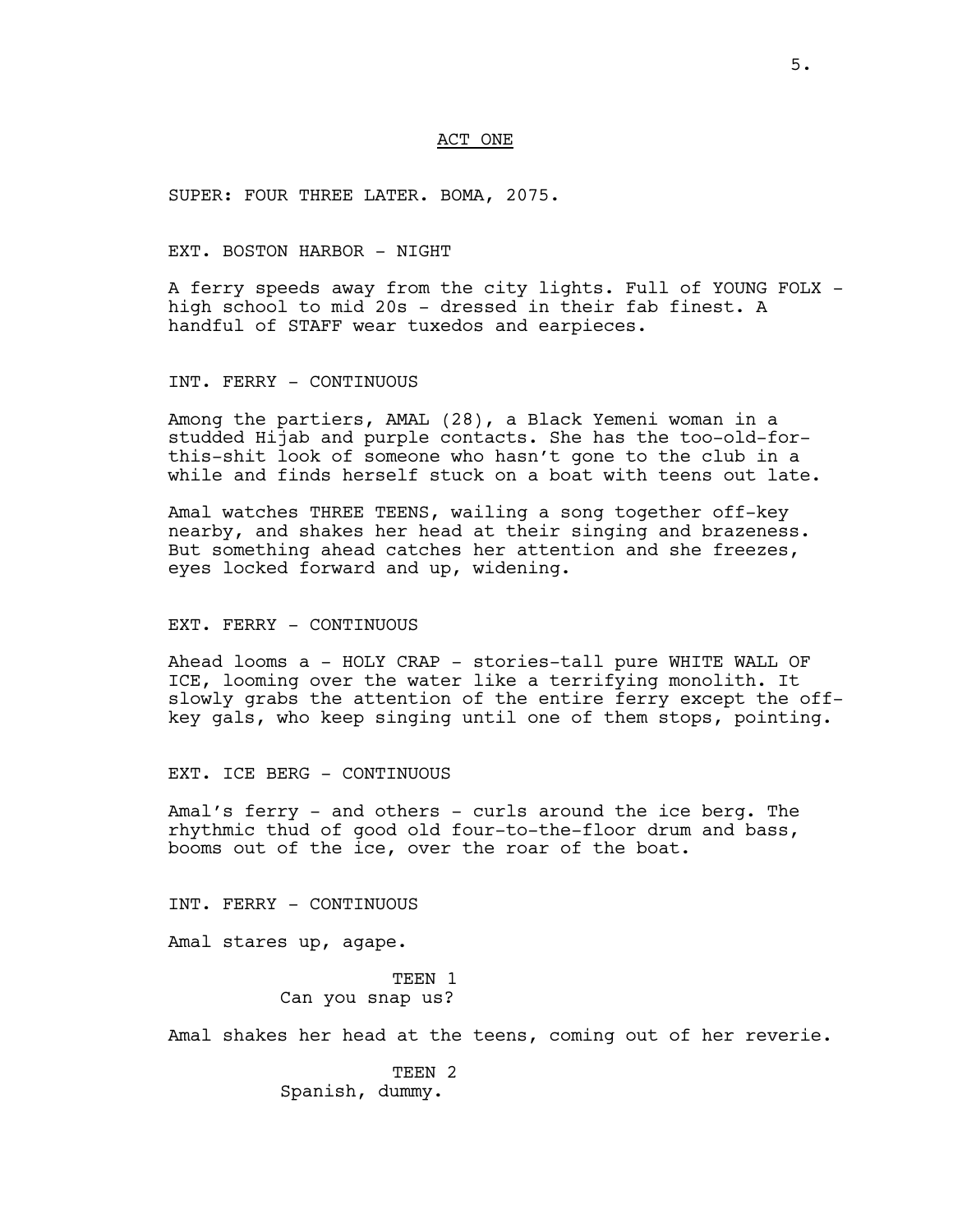ACT ONE

SUPER: FOUR THREE LATER. BOMA, 2075.

EXT. BOSTON HARBOR - NIGHT

A ferry speeds away from the city lights. Full of YOUNG FOLX - high school to mid 20s - dressed in their fab finest. A handful of STAFF wear tuxedos and earpieces.

INT. FERRY - CONTINUOUS

Among the partiers, AMAL (28), a Black Yemeni woman in a studded Hijab and purple contacts. She has the too-old-for-this-shit look of someone who hasn't gone to the club in a while and finds herself stuck on a boat with teens out late.

Amal watches THREE TEENS, wailing a song together off-key nearby, and shakes her head at their singing and brazeness. But something ahead catches her attention and she freezes, eyes locked forward and up, widening.

EXT. FERRY - CONTINUOUS

Ahead looms a - HOLY CRAP - stories-tall pure WHITE WALL OF ICE, looming over the water like a terrifying monolith. It slowly grabs the attention of the entire ferry except the off-key gals, who keep singing until one of them stops, pointing.

EXT. ICE BERG - CONTINUOUS

Amal's ferry - and others - curls around the ice berg. The rhythmic thud of good old four-to-the-floor drum and bass, booms out of the ice, over the roar of the boat.

INT. FERRY - CONTINUOUS

Amal stares up, agape.

TEEN 1
Can you snap us?

Amal shakes her head at the teens, coming out of her reverie.

TEEN 2
Spanish, dummy.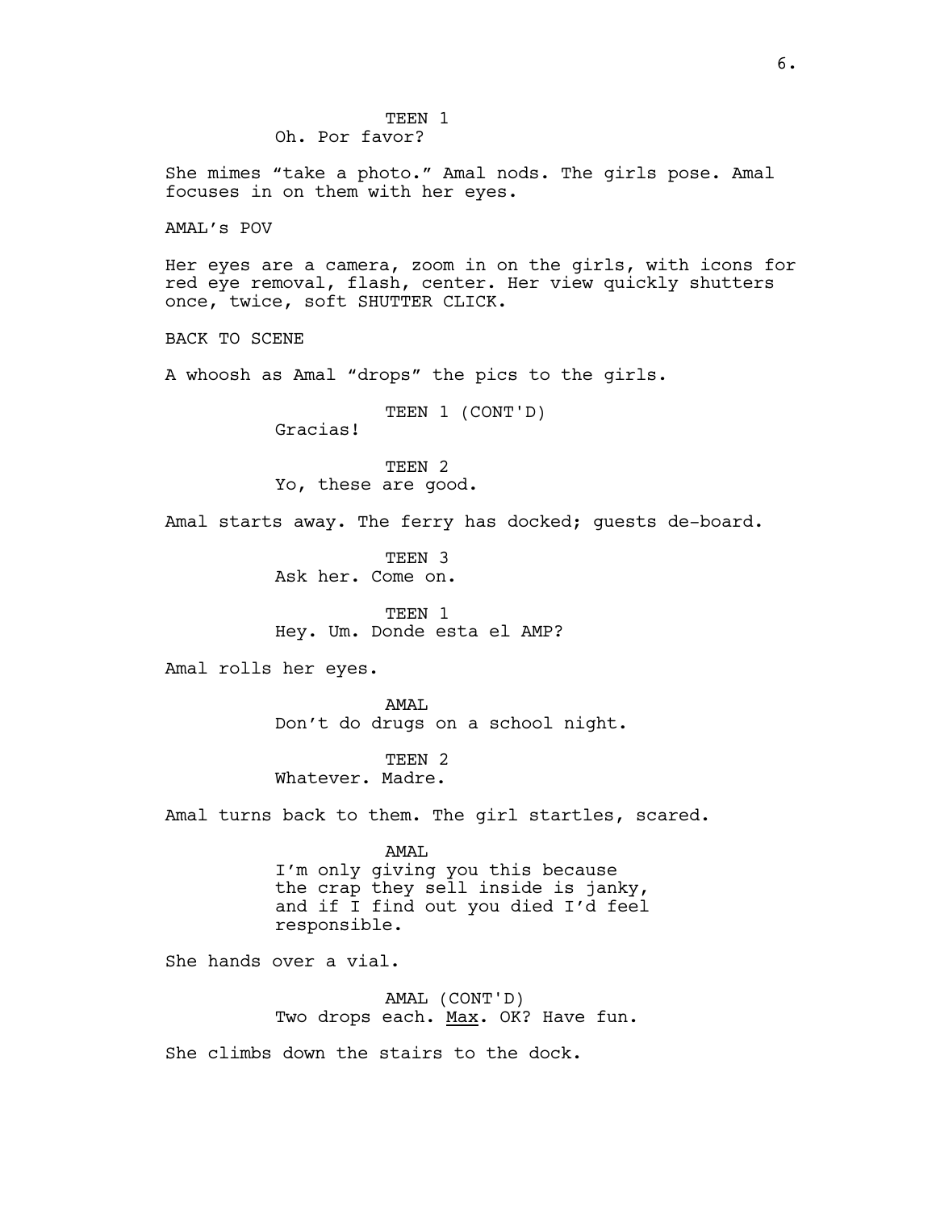TEEN 1
Oh. Por favor?

She mimes “take a photo.” Amal nods. The girls pose. Amal focuses in on them with her eyes.

AMAL’s POV

Her eyes are a camera, zoom in on the girls, with icons for red eye removal, flash, center. Her view quickly shutters once, twice, soft SHUTTER CLICK.

BACK TO SCENE

A whoosh as Amal “drops” the pics to the girls.

TEEN 1 (CONT'D)
Gracias!

TEEN 2
Yo, these are good.

Amal starts away. The ferry has docked; guests de-board.

TEEN 3
Ask her. Come on.

TEEN 1
Hey. Um. Donde esta el AMP?

Amal rolls her eyes.

AMAL
Don’t do drugs on a school night.

TEEN 2
Whatever. Madre.

Amal turns back to them. The girl startles, scared.

AMAL
I’m only giving you this because the crap they sell inside is janky, and if I find out you died I’d feel responsible.

She hands over a vial.

AMAL (CONT'D)
Two drops each. <u>Max</u>. OK? Have fun.

She climbs down the stairs to the dock.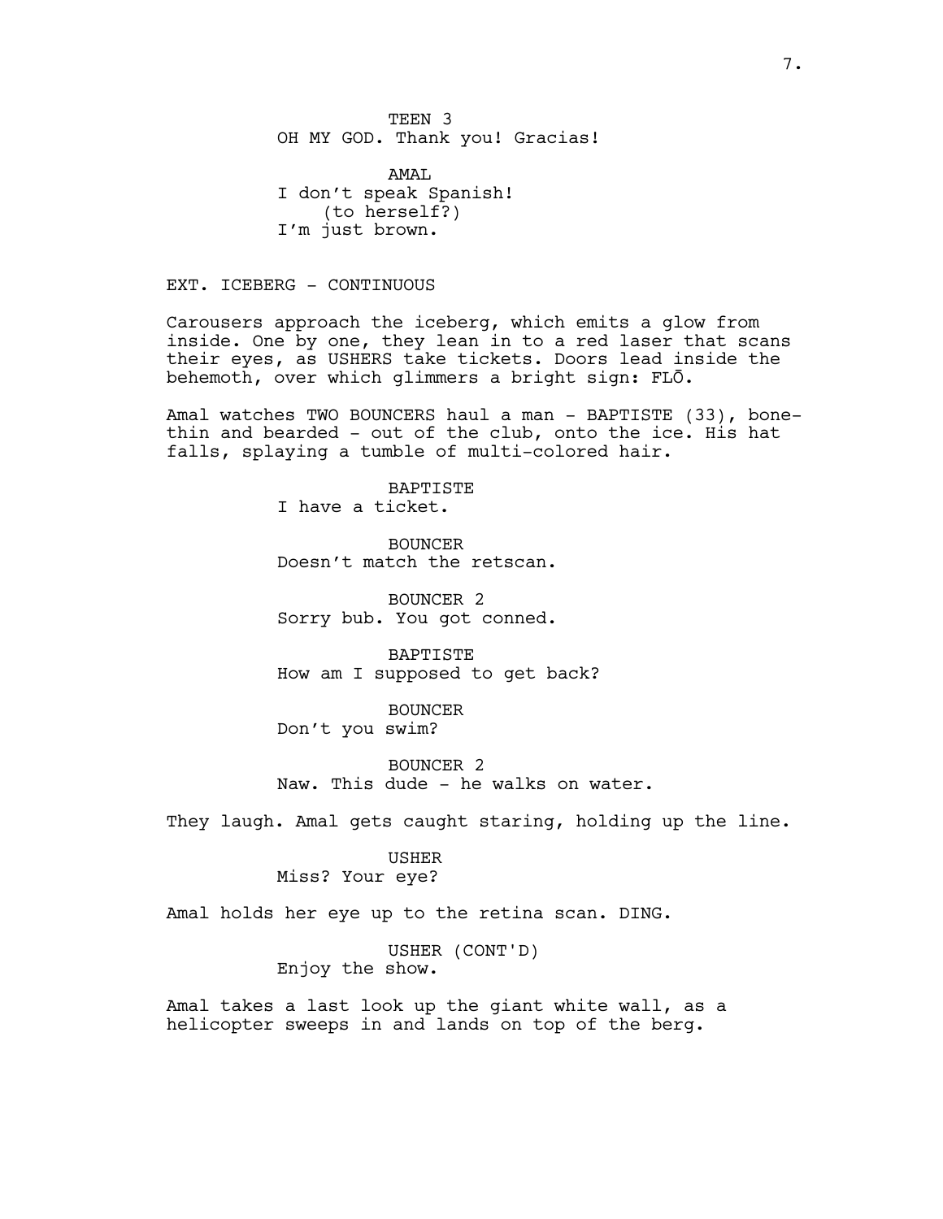TEEN 3
OH MY GOD. Thank you! Gracias!

AMAL
I don't speak Spanish!
(to herself?)
I'm just brown.

EXT. ICEBERG - CONTINUOUS

Carousers approach the iceberg, which emits a glow from inside. One by one, they lean in to a red laser that scans their eyes, as USHERS take tickets. Doors lead inside the behemoth, over which glimmers a bright sign: FLŌ.

Amal watches TWO BOUNCERS haul a man - BAPTISTE (33), bone-thin and bearded - out of the club, onto the ice. His hat falls, splaying a tumble of multi-colored hair.

BAPTISTE
I have a ticket.

BOUNCER
Doesn't match the retscan.

BOUNCER 2
Sorry bub. You got conned.

BAPTISTE
How am I supposed to get back?

BOUNCER
Don't you swim?

BOUNCER 2
Naw. This dude - he walks on water.

They laugh. Amal gets caught staring, holding up the line.

USHER
Miss? Your eye?

Amal holds her eye up to the retina scan. DING.

USHER (CONT'D)
Enjoy the show.

Amal takes a last look up the giant white wall, as a helicopter sweeps in and lands on top of the berg.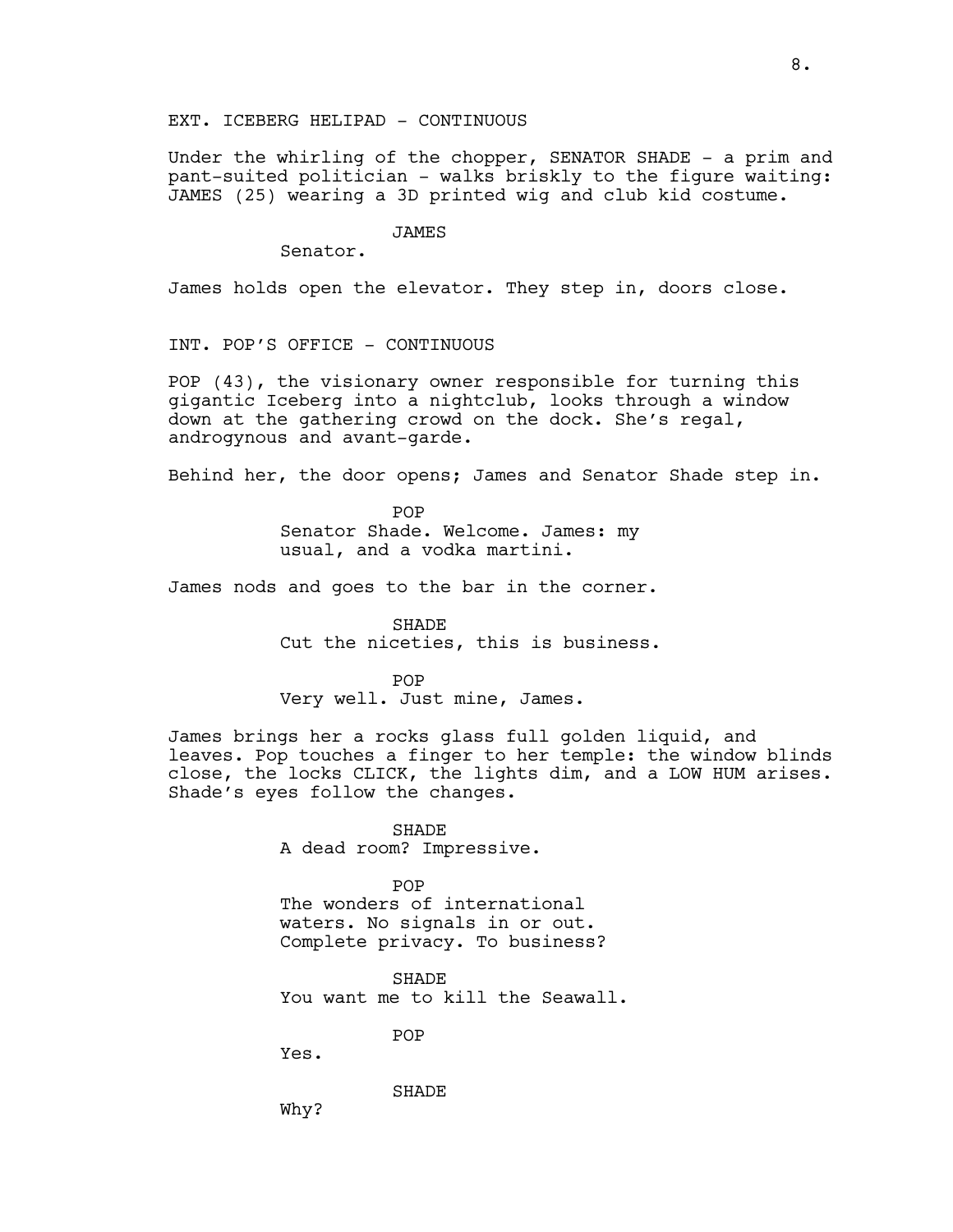EXT. ICEBERG HELIPAD - CONTINUOUS

Under the whirling of the chopper, SENATOR SHADE - a prim and pant-suited politician - walks briskly to the figure waiting: JAMES (25) wearing a 3D printed wig and club kid costume.

JAMES
Senator.

James holds open the elevator. They step in, doors close.

INT. POP'S OFFICE - CONTINUOUS

POP (43), the visionary owner responsible for turning this gigantic Iceberg into a nightclub, looks through a window down at the gathering crowd on the dock. She's regal, androgynous and avant-garde.

Behind her, the door opens; James and Senator Shade step in.

POP
Senator Shade. Welcome. James: my usual, and a vodka martini.

James nods and goes to the bar in the corner.

SHADE
Cut the niceties, this is business.

POP
Very well. Just mine, James.

James brings her a rocks glass full golden liquid, and leaves. Pop touches a finger to her temple: the window blinds close, the locks CLICK, the lights dim, and a LOW HUM arises. Shade's eyes follow the changes.

SHADE
A dead room? Impressive.

POP
The wonders of international waters. No signals in or out. Complete privacy. To business?

SHADE
You want me to kill the Seawall.

POP
Yes.

SHADE
Why?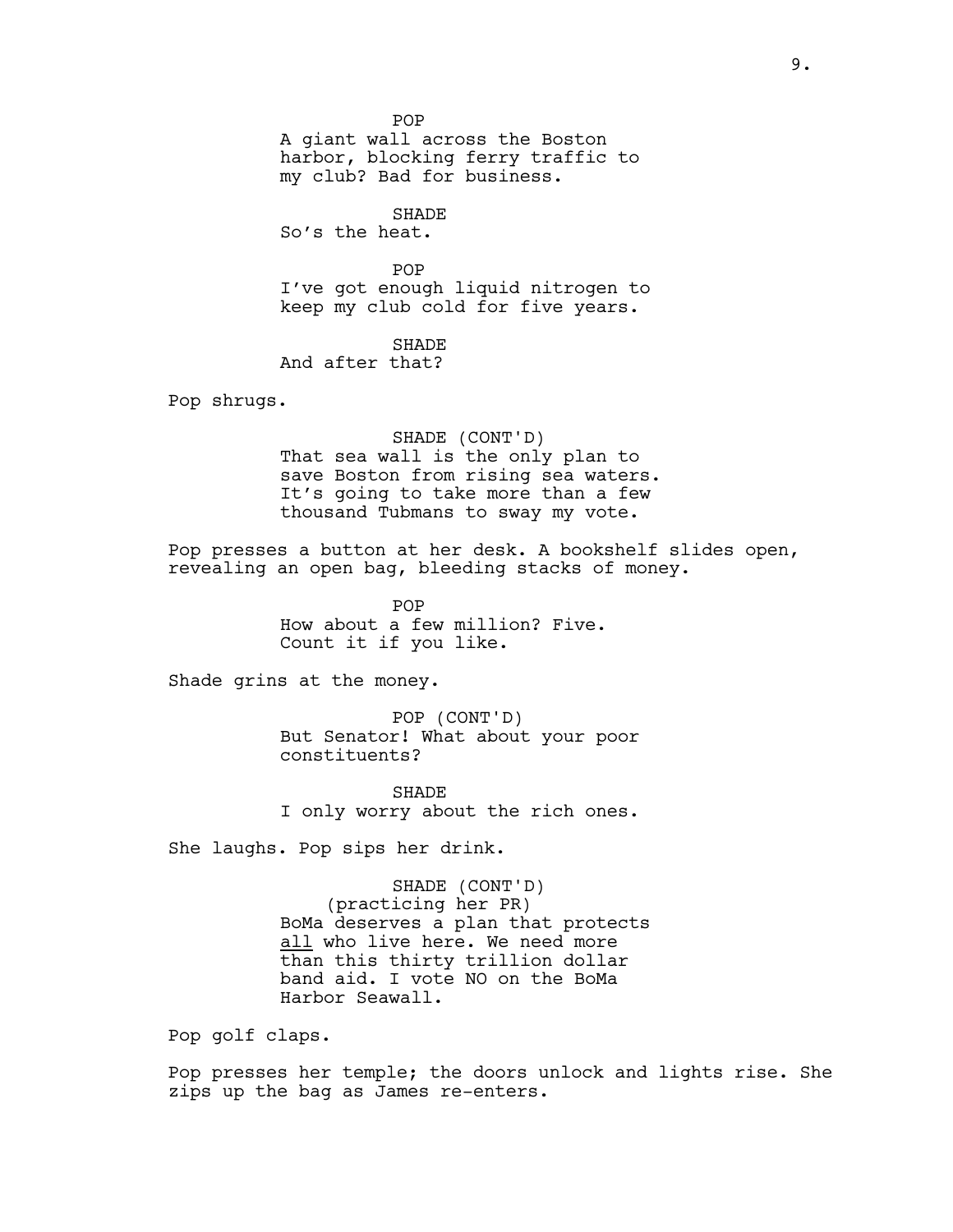POP
A giant wall across the Boston harbor, blocking ferry traffic to my club? Bad for business.

SHADE
So's the heat.

POP
I've got enough liquid nitrogen to keep my club cold for five years.

SHADE
And after that?

Pop shrugs.

SHADE (CONT'D)
That sea wall is the only plan to save Boston from rising sea waters. It's going to take more than a few thousand Tubmans to sway my vote.

Pop presses a button at her desk. A bookshelf slides open, revealing an open bag, bleeding stacks of money.

POP
How about a few million? Five. Count it if you like.

Shade grins at the money.

POP (CONT'D)
But Senator! What about your poor constituents?

SHADE
I only worry about the rich ones.

She laughs. Pop sips her drink.

SHADE (CONT'D)
(practicing her PR)
BoMa deserves a plan that protects <u>all</u> who live here. We need more than this thirty trillion dollar band aid. I vote NO on the BoMa Harbor Seawall.

Pop golf claps.

Pop presses her temple; the doors unlock and lights rise. She zips up the bag as James re-enters.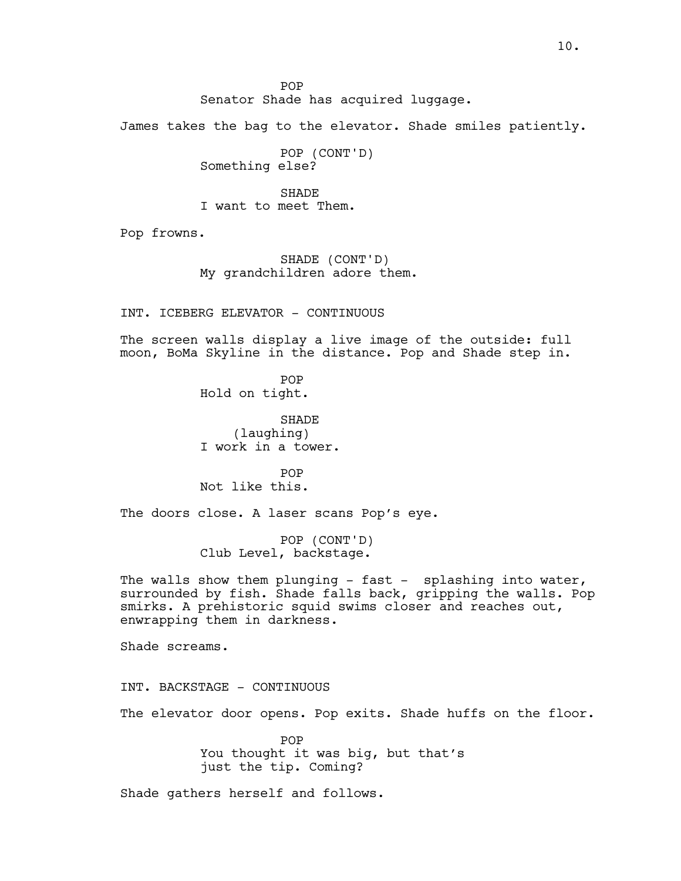POP
Senator Shade has acquired luggage.

James takes the bag to the elevator. Shade smiles patiently.

POP (CONT'D)
Something else?

SHADE
I want to meet Them.

Pop frowns.

SHADE (CONT'D)
My grandchildren adore them.

INT. ICEBERG ELEVATOR - CONTINUOUS

The screen walls display a live image of the outside: full moon, BoMa Skyline in the distance. Pop and Shade step in.

POP
Hold on tight.

SHADE
(laughing)
I work in a tower.

POP
Not like this.

The doors close. A laser scans Pop's eye.

POP (CONT'D)
Club Level, backstage.

The walls show them plunging - fast - splashing into water, surrounded by fish. Shade falls back, gripping the walls. Pop smirks. A prehistoric squid swims closer and reaches out, enwrapping them in darkness.

Shade screams.

INT. BACKSTAGE - CONTINUOUS

The elevator door opens. Pop exits. Shade huffs on the floor.

POP
You thought it was big, but that's just the tip. Coming?

Shade gathers herself and follows.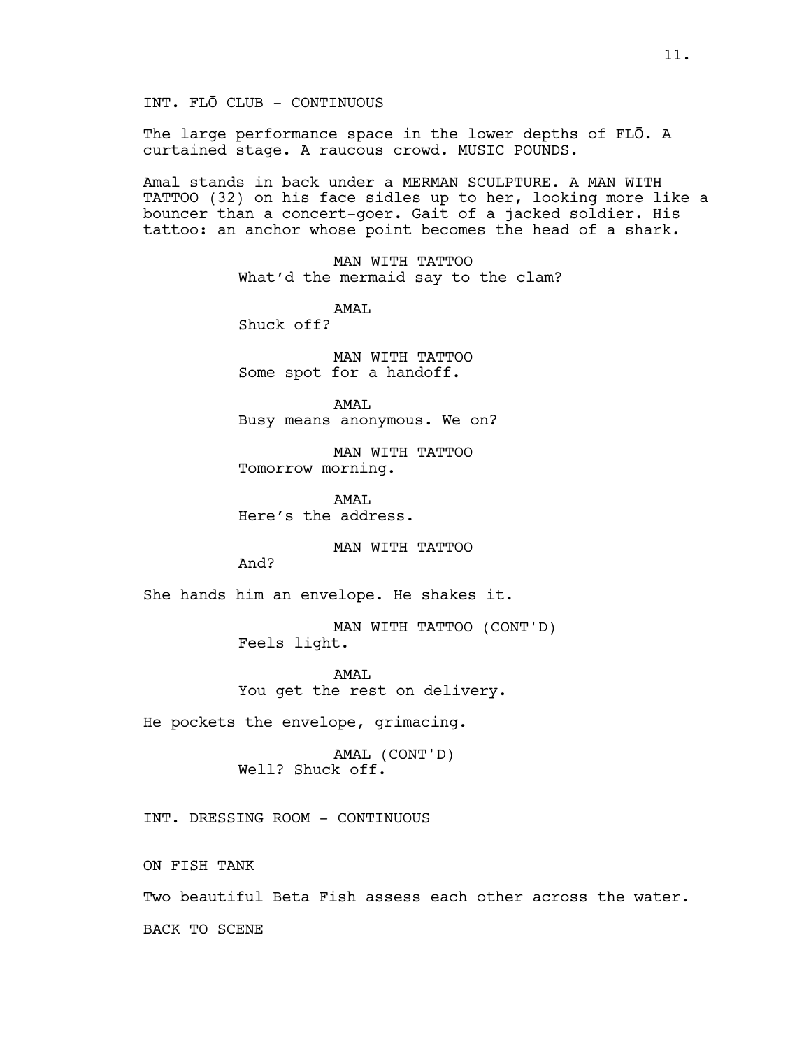INT. FLŌ CLUB - CONTINUOUS

The large performance space in the lower depths of FLŌ. A curtained stage. A raucous crowd. MUSIC POUNDS.

Amal stands in back under a MERMAN SCULPTURE. A MAN WITH TATTOO (32) on his face sidles up to her, looking more like a bouncer than a concert-goer. Gait of a jacked soldier. His tattoo: an anchor whose point becomes the head of a shark.

MAN WITH TATTOO
What'd the mermaid say to the clam?

AMAL
Shuck off?

MAN WITH TATTOO
Some spot for a handoff.

AMAL
Busy means anonymous. We on?

MAN WITH TATTOO
Tomorrow morning.

AMAL
Here's the address.

MAN WITH TATTOO
And?

She hands him an envelope. He shakes it.

MAN WITH TATTOO (CONT'D)
Feels light.

AMAL
You get the rest on delivery.

He pockets the envelope, grimacing.

AMAL (CONT'D)
Well? Shuck off.

INT. DRESSING ROOM - CONTINUOUS

ON FISH TANK

Two beautiful Beta Fish assess each other across the water.

BACK TO SCENE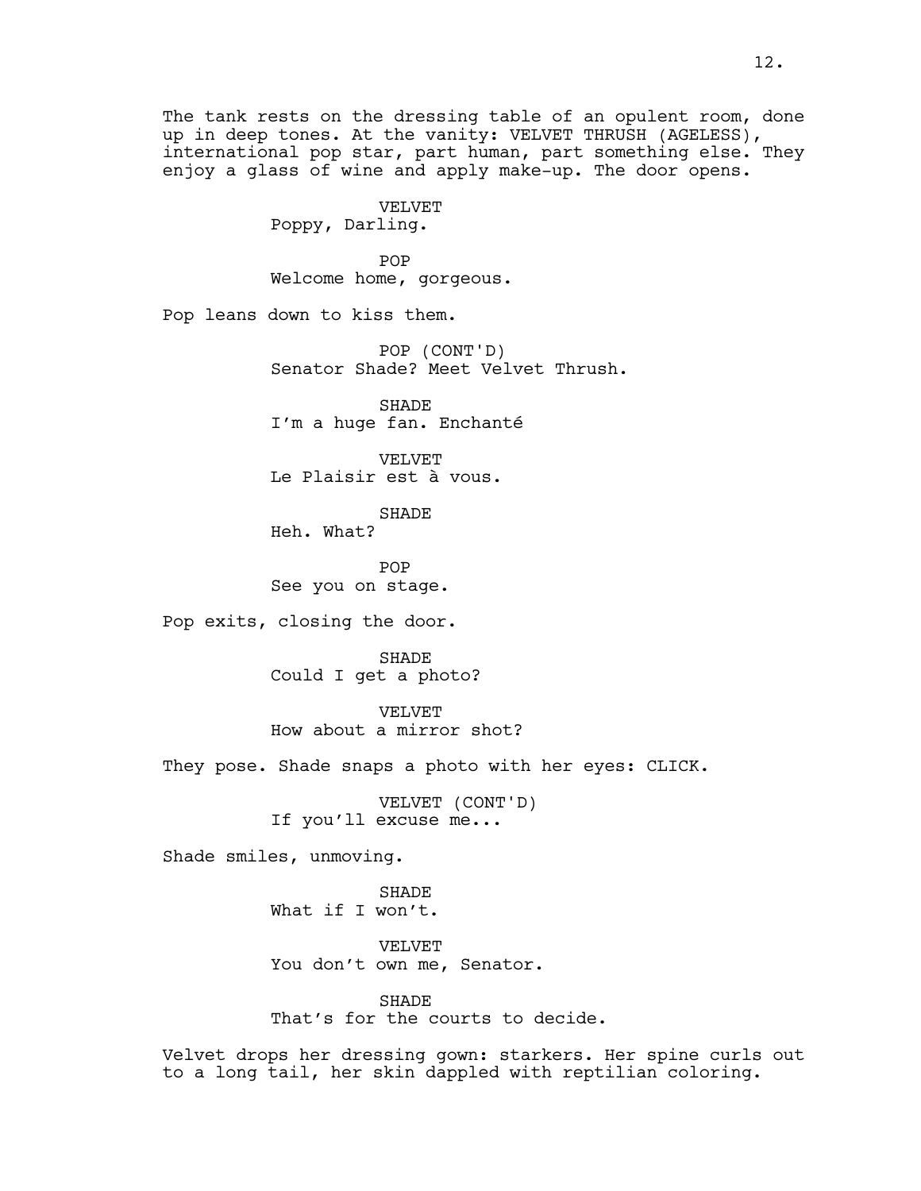The tank rests on the dressing table of an opulent room, done up in deep tones. At the vanity: VELVET THRUSH (AGELESS), international pop star, part human, part something else. They enjoy a glass of wine and apply make-up. The door opens.

VELVET
Poppy, Darling.

POP
Welcome home, gorgeous.

Pop leans down to kiss them.

POP (CONT'D)
Senator Shade? Meet Velvet Thrush.

SHADE
I'm a huge fan. Enchanté

VELVET
Le Plaisir est à vous.

SHADE
Heh. What?

POP
See you on stage.

Pop exits, closing the door.

SHADE
Could I get a photo?

VELVET
How about a mirror shot?

They pose. Shade snaps a photo with her eyes: CLICK.

VELVET (CONT'D)
If you'll excuse me...

Shade smiles, unmoving.

SHADE
What if I won't.

VELVET
You don't own me, Senator.

SHADE
That's for the courts to decide.

Velvet drops her dressing gown: starkers. Her spine curls out to a long tail, her skin dappled with reptilian coloring.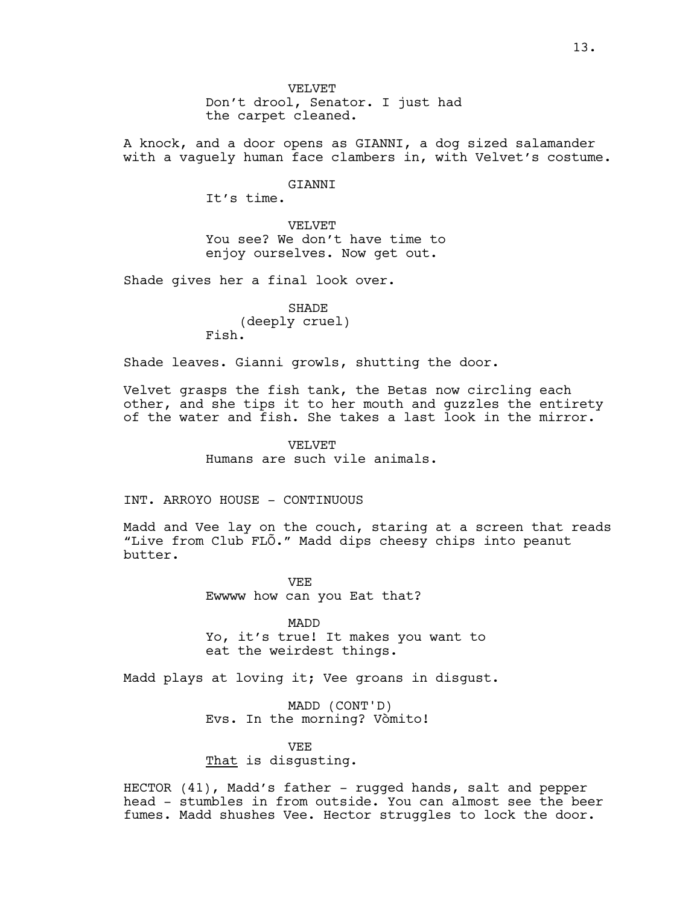VELVET
Don't drool, Senator. I just had the carpet cleaned.

A knock, and a door opens as GIANNI, a dog sized salamander with a vaguely human face clambers in, with Velvet's costume.

GIANNI
It's time.

VELVET
You see? We don't have time to enjoy ourselves. Now get out.

Shade gives her a final look over.

SHADE
(deeply cruel)
Fish.

Shade leaves. Gianni growls, shutting the door.

Velvet grasps the fish tank, the Betas now circling each other, and she tips it to her mouth and guzzles the entirety of the water and fish. She takes a last look in the mirror.

VELVET
Humans are such vile animals.

INT. ARROYO HOUSE - CONTINUOUS

Madd and Vee lay on the couch, staring at a screen that reads "Live from Club FLÕ." Madd dips cheesy chips into peanut butter.

VEE
Ewwww how can you Eat that?

MADD
Yo, it's true! It makes you want to eat the weirdest things.

Madd plays at loving it; Vee groans in disgust.

MADD (CONT'D)
Evs. In the morning? Vòmito!

VEE
That is disgusting.

HECTOR (41), Madd's father - rugged hands, salt and pepper head - stumbles in from outside. You can almost see the beer fumes. Madd shushes Vee. Hector struggles to lock the door.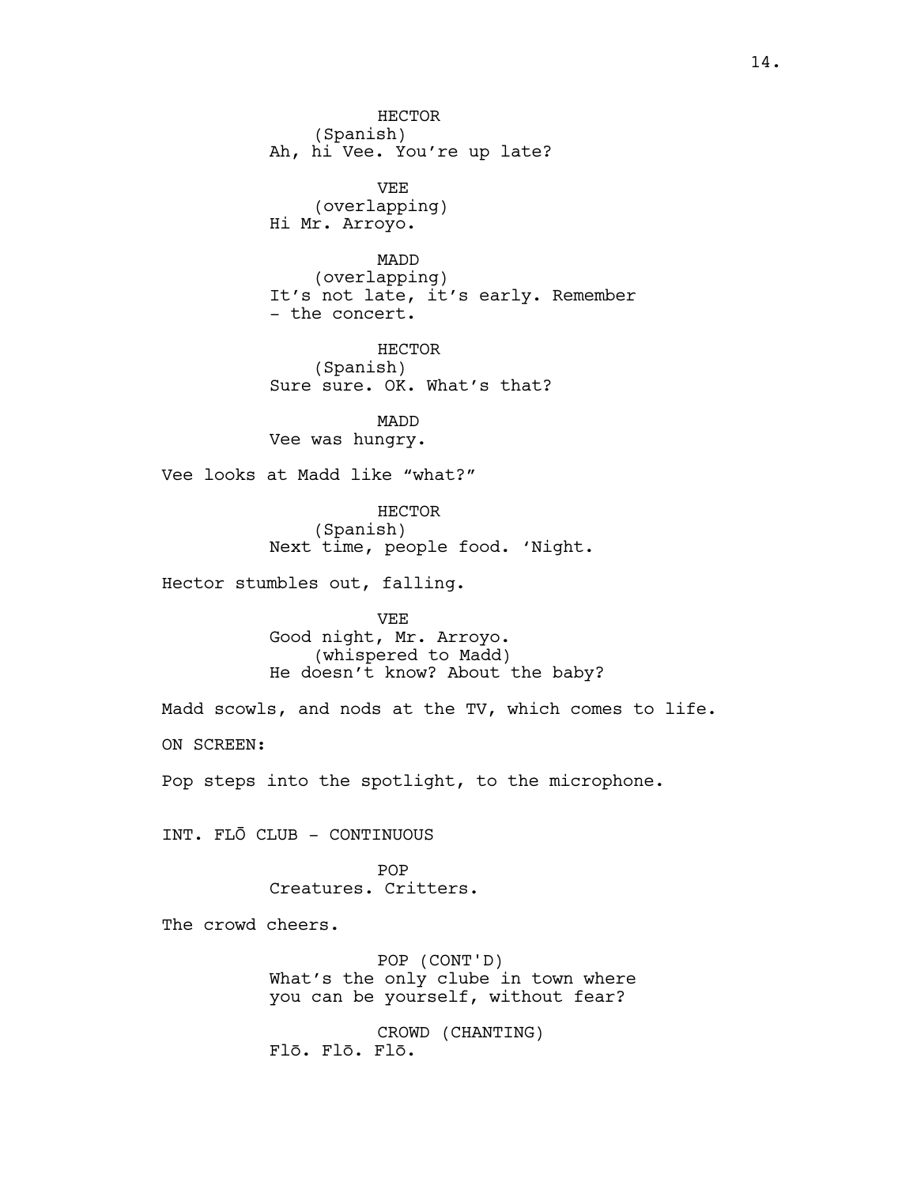HECTOR
(Spanish)
Ah, hi Vee. You're up late?

VEE
(overlapping)
Hi Mr. Arroyo.

MADD
(overlapping)
It's not late, it's early. Remember
- the concert.

HECTOR
(Spanish)
Sure sure. OK. What's that?

MADD
Vee was hungry.

Vee looks at Madd like "what?"

HECTOR
(Spanish)
Next time, people food. 'Night.

Hector stumbles out, falling.

VEE
Good night, Mr. Arroyo.
(whispered to Madd)
He doesn't know? About the baby?

Madd scowls, and nods at the TV, which comes to life.

ON SCREEN:

Pop steps into the spotlight, to the microphone.

INT. FLŌ CLUB - CONTINUOUS

POP
Creatures. Critters.

The crowd cheers.

POP (CONT'D)
What's the only clube in town where
you can be yourself, without fear?

CROWD (CHANTING)
Flō. Flō. Flō.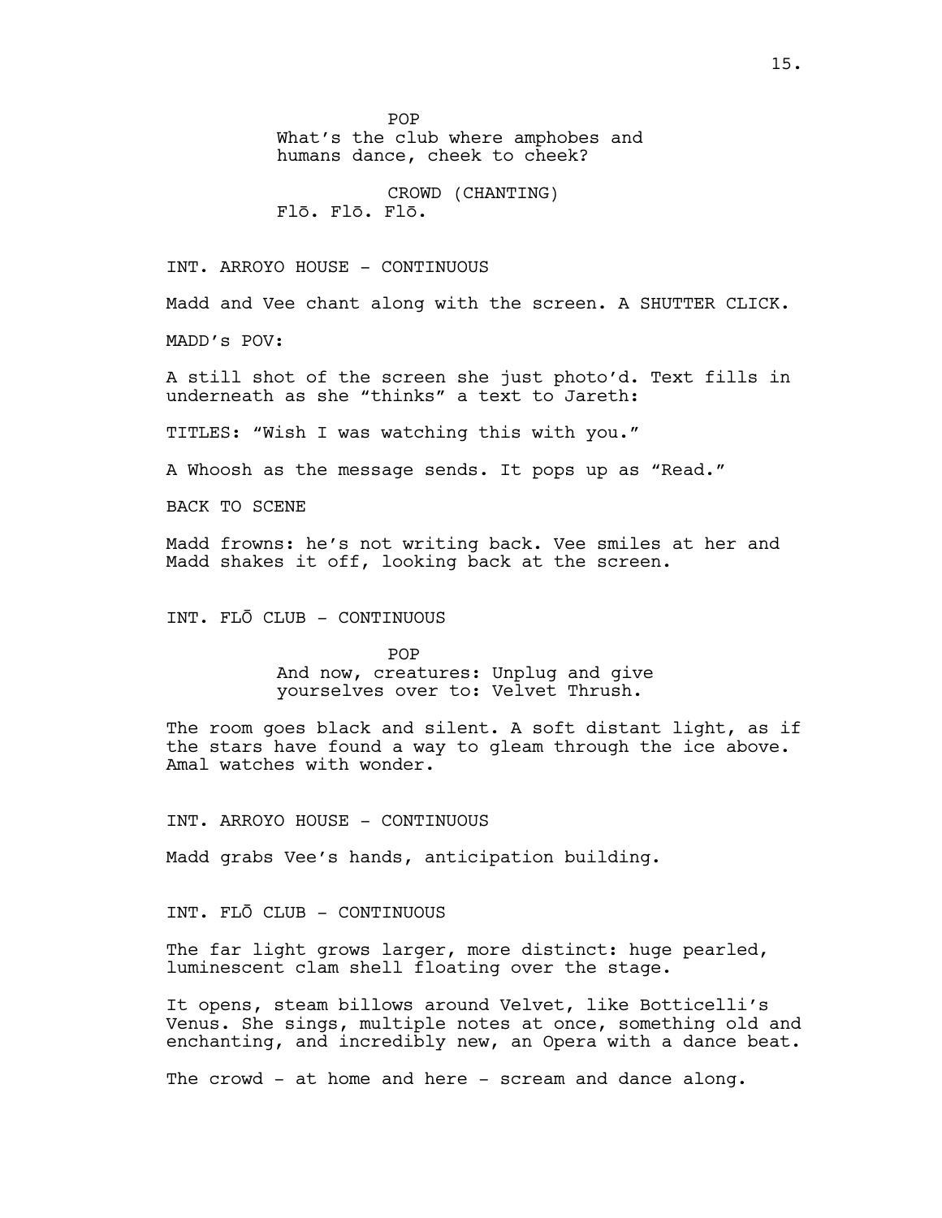POP
What's the club where amphobes and humans dance, cheek to cheek?

CROWD (CHANTING)
Flō. Flō. Flō.

INT. ARROYO HOUSE - CONTINUOUS

Madd and Vee chant along with the screen. A SHUTTER CLICK.

MADD's POV:

A still shot of the screen she just photo'd. Text fills in underneath as she "thinks" a text to Jareth:

TITLES: "Wish I was watching this with you."

A Whoosh as the message sends. It pops up as "Read."

BACK TO SCENE

Madd frowns: he's not writing back. Vee smiles at her and Madd shakes it off, looking back at the screen.

INT. FLŌ CLUB - CONTINUOUS

POP
And now, creatures: Unplug and give yourselves over to: Velvet Thrush.

The room goes black and silent. A soft distant light, as if the stars have found a way to gleam through the ice above. Amal watches with wonder.

INT. ARROYO HOUSE - CONTINUOUS

Madd grabs Vee's hands, anticipation building.

INT. FLŌ CLUB - CONTINUOUS

The far light grows larger, more distinct: huge pearled, luminescent clam shell floating over the stage.

It opens, steam billows around Velvet, like Botticelli's Venus. She sings, multiple notes at once, something old and enchanting, and incredibly new, an Opera with a dance beat.

The crowd - at home and here - scream and dance along.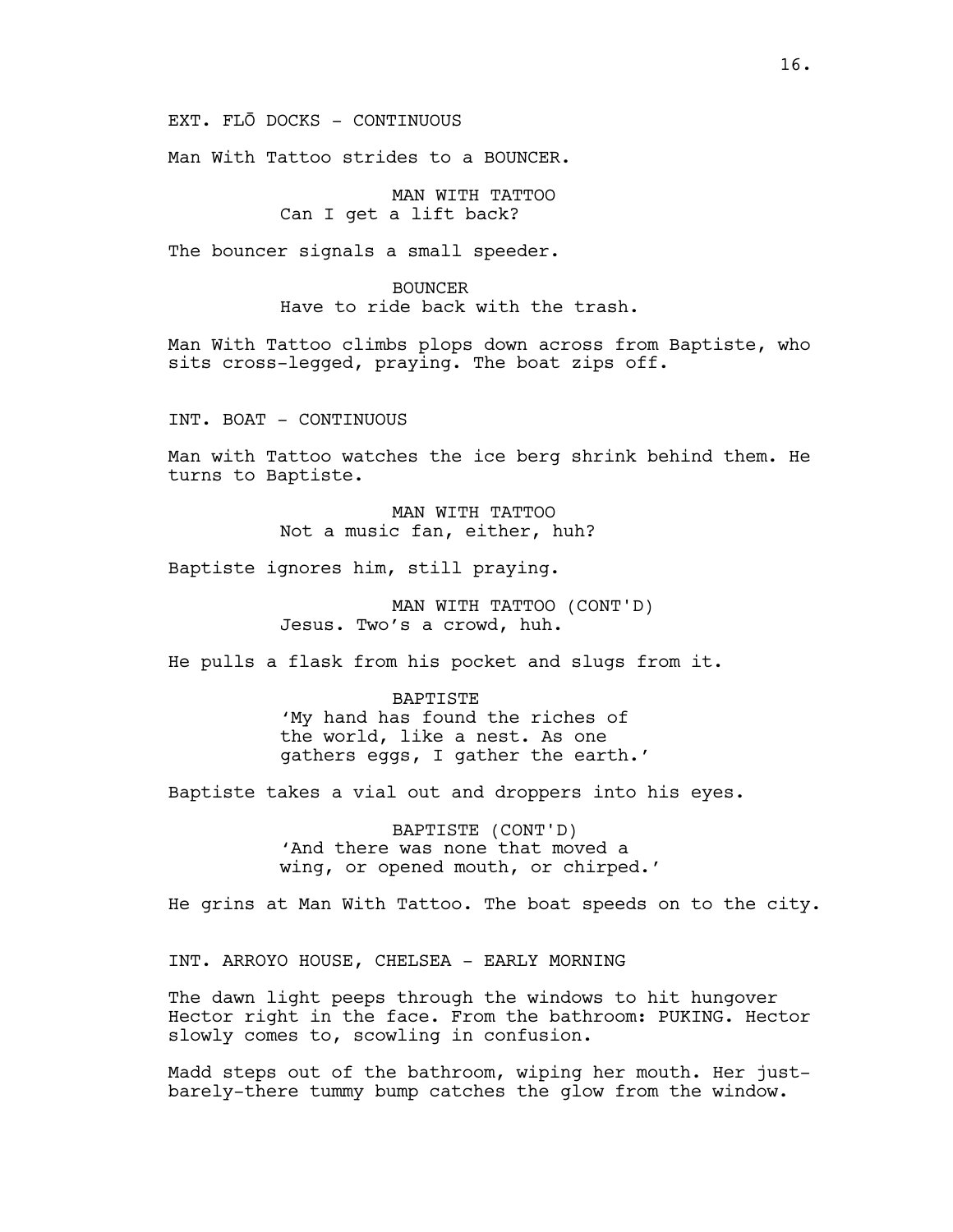EXT. FLŌ DOCKS - CONTINUOUS

Man With Tattoo strides to a BOUNCER.

MAN WITH TATTOO
Can I get a lift back?

The bouncer signals a small speeder.

BOUNCER
Have to ride back with the trash.

Man With Tattoo climbs plops down across from Baptiste, who sits cross-legged, praying. The boat zips off.

INT. BOAT - CONTINUOUS

Man with Tattoo watches the ice berg shrink behind them. He turns to Baptiste.

MAN WITH TATTOO
Not a music fan, either, huh?

Baptiste ignores him, still praying.

MAN WITH TATTOO (CONT'D)
Jesus. Two's a crowd, huh.

He pulls a flask from his pocket and slugs from it.

BAPTISTE
'My hand has found the riches of the world, like a nest. As one gathers eggs, I gather the earth.'

Baptiste takes a vial out and droppers into his eyes.

BAPTISTE (CONT'D)
'And there was none that moved a wing, or opened mouth, or chirped.'

He grins at Man With Tattoo. The boat speeds on to the city.

INT. ARROYO HOUSE, CHELSEA - EARLY MORNING

The dawn light peeps through the windows to hit hungover Hector right in the face. From the bathroom: PUKING. Hector slowly comes to, scowling in confusion.

Madd steps out of the bathroom, wiping her mouth. Her just-barely-there tummy bump catches the glow from the window.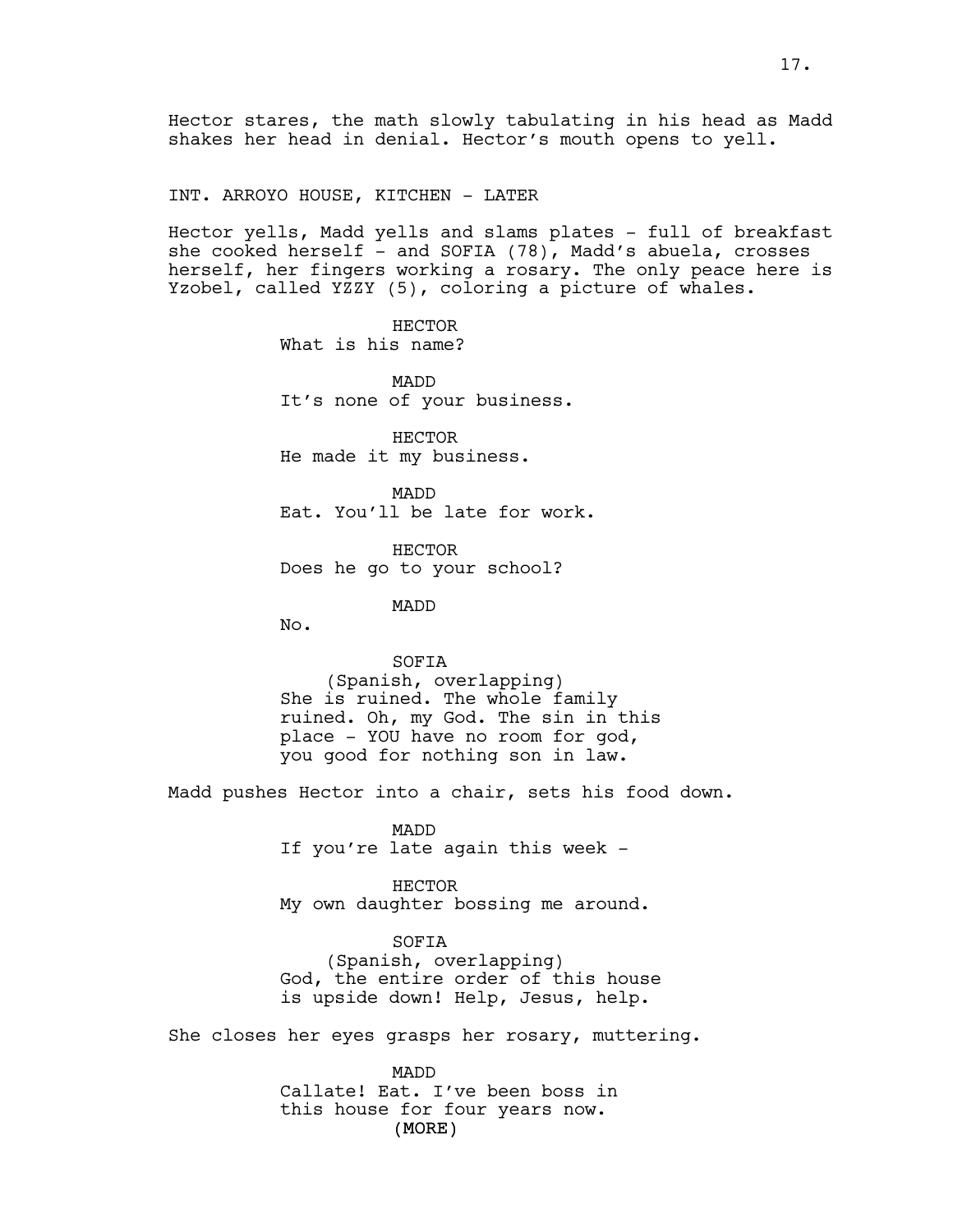Hector stares, the math slowly tabulating in his head as Madd shakes her head in denial. Hector's mouth opens to yell.

INT. ARROYO HOUSE, KITCHEN - LATER

Hector yells, Madd yells and slams plates - full of breakfast she cooked herself - and SOFIA (78), Madd's abuela, crosses herself, her fingers working a rosary. The only peace here is Yzobel, called YZZY (5), coloring a picture of whales.

HECTOR
What is his name?

MADD
It's none of your business.

HECTOR
He made it my business.

MADD
Eat. You'll be late for work.

HECTOR
Does he go to your school?

MADD
No.

SOFIA
(Spanish, overlapping)
She is ruined. The whole family ruined. Oh, my God. The sin in this place - YOU have no room for god, you good for nothing son in law.

Madd pushes Hector into a chair, sets his food down.

MADD
If you're late again this week -

HECTOR
My own daughter bossing me around.

SOFIA
(Spanish, overlapping)
God, the entire order of this house is upside down! Help, Jesus, help.

She closes her eyes grasps her rosary, muttering.

MADD
Callate! Eat. I've been boss in this house for four years now.
(MORE)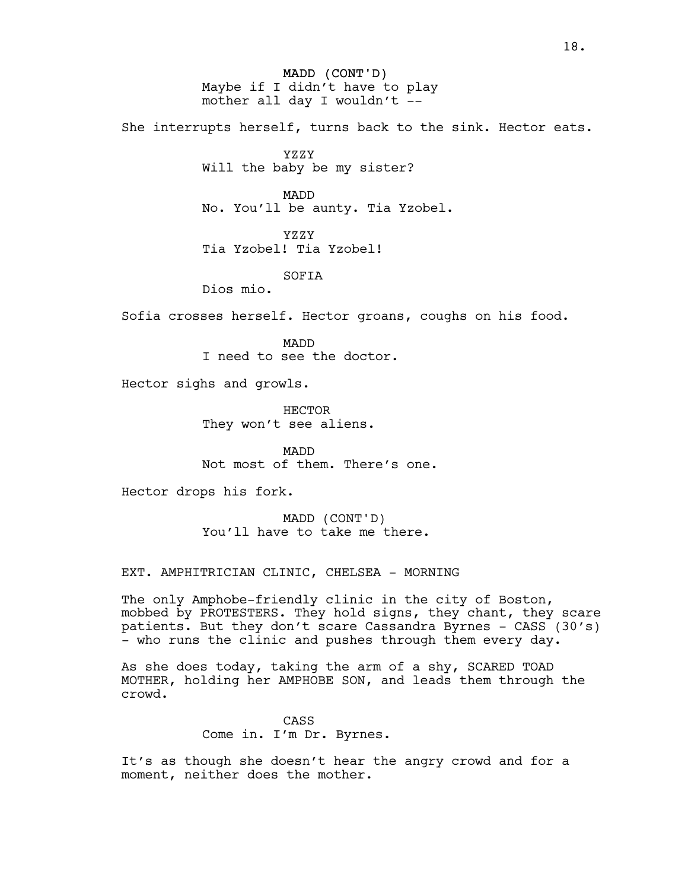MADD (CONT'D)
Maybe if I didn't have to play mother all day I wouldn't --

She interrupts herself, turns back to the sink. Hector eats.

YZZY
Will the baby be my sister?

MADD
No. You'll be aunty. Tia Yzobel.

YZZY
Tia Yzobel! Tia Yzobel!

SOFIA
Dios mio.

Sofia crosses herself. Hector groans, coughs on his food.

MADD
I need to see the doctor.

Hector sighs and growls.

HECTOR
They won't see aliens.

MADD
Not most of them. There's one.

Hector drops his fork.

MADD (CONT'D)
You'll have to take me there.

EXT. AMPHITRICIAN CLINIC, CHELSEA - MORNING

The only Amphobe-friendly clinic in the city of Boston, mobbed by PROTESTERS. They hold signs, they chant, they scare patients. But they don't scare Cassandra Byrnes - CASS (30's) - who runs the clinic and pushes through them every day.

As she does today, taking the arm of a shy, SCARED TOAD MOTHER, holding her AMPHOBE SON, and leads them through the crowd.

CASS
Come in. I'm Dr. Byrnes.

It's as though she doesn't hear the angry crowd and for a moment, neither does the mother.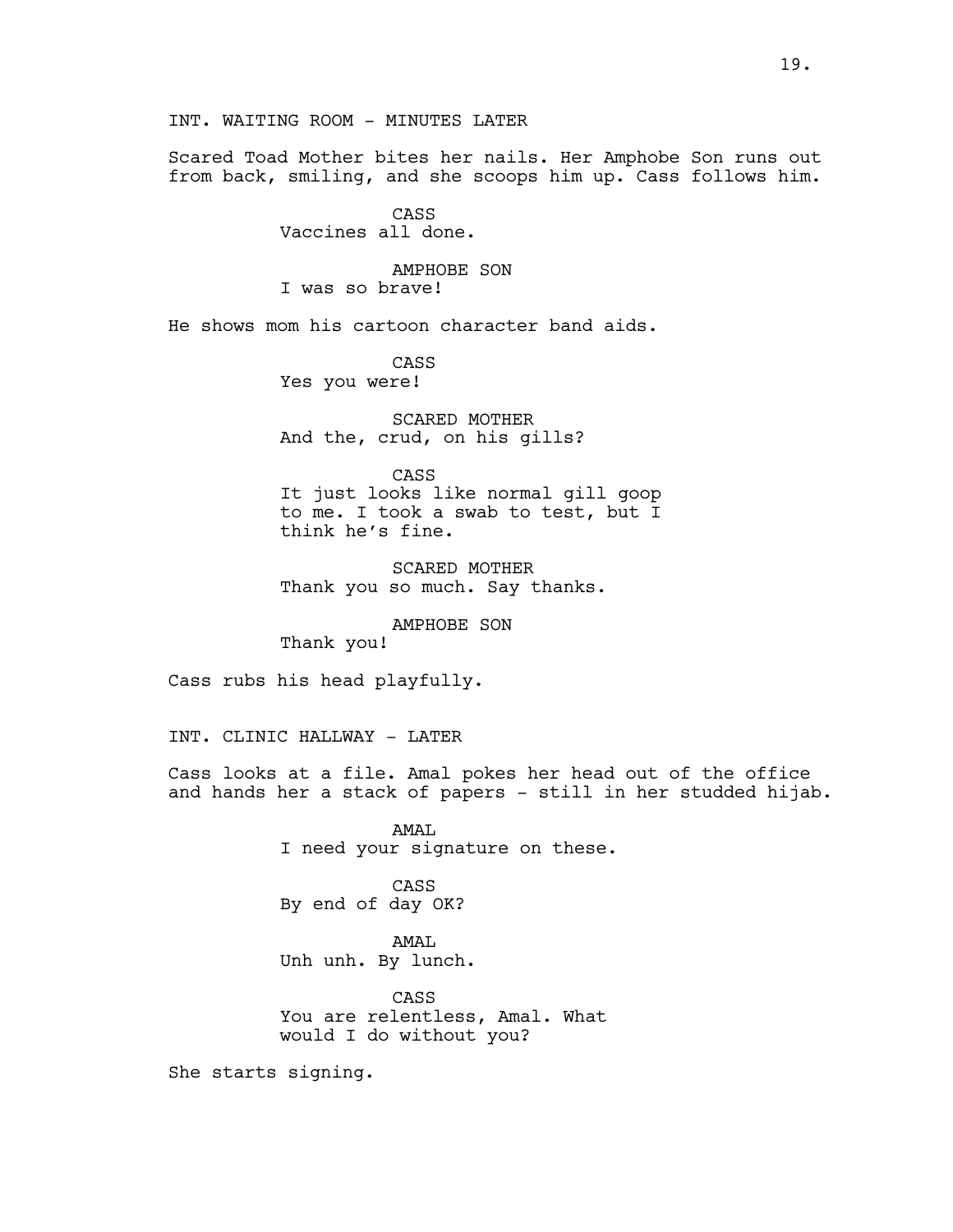INT. WAITING ROOM - MINUTES LATER

Scared Toad Mother bites her nails. Her Amphobe Son runs out from back, smiling, and she scoops him up. Cass follows him.

CASS
Vaccines all done.

AMPHOBE SON
I was so brave!

He shows mom his cartoon character band aids.

CASS
Yes you were!

SCARED MOTHER
And the, crud, on his gills?

CASS
It just looks like normal gill goop to me. I took a swab to test, but I think he's fine.

SCARED MOTHER
Thank you so much. Say thanks.

AMPHOBE SON
Thank you!

Cass rubs his head playfully.

INT. CLINIC HALLWAY - LATER

Cass looks at a file. Amal pokes her head out of the office and hands her a stack of papers - still in her studded hijab.

AMAL
I need your signature on these.

CASS
By end of day OK?

AMAL
Unh unh. By lunch.

CASS
You are relentless, Amal. What would I do without you?

She starts signing.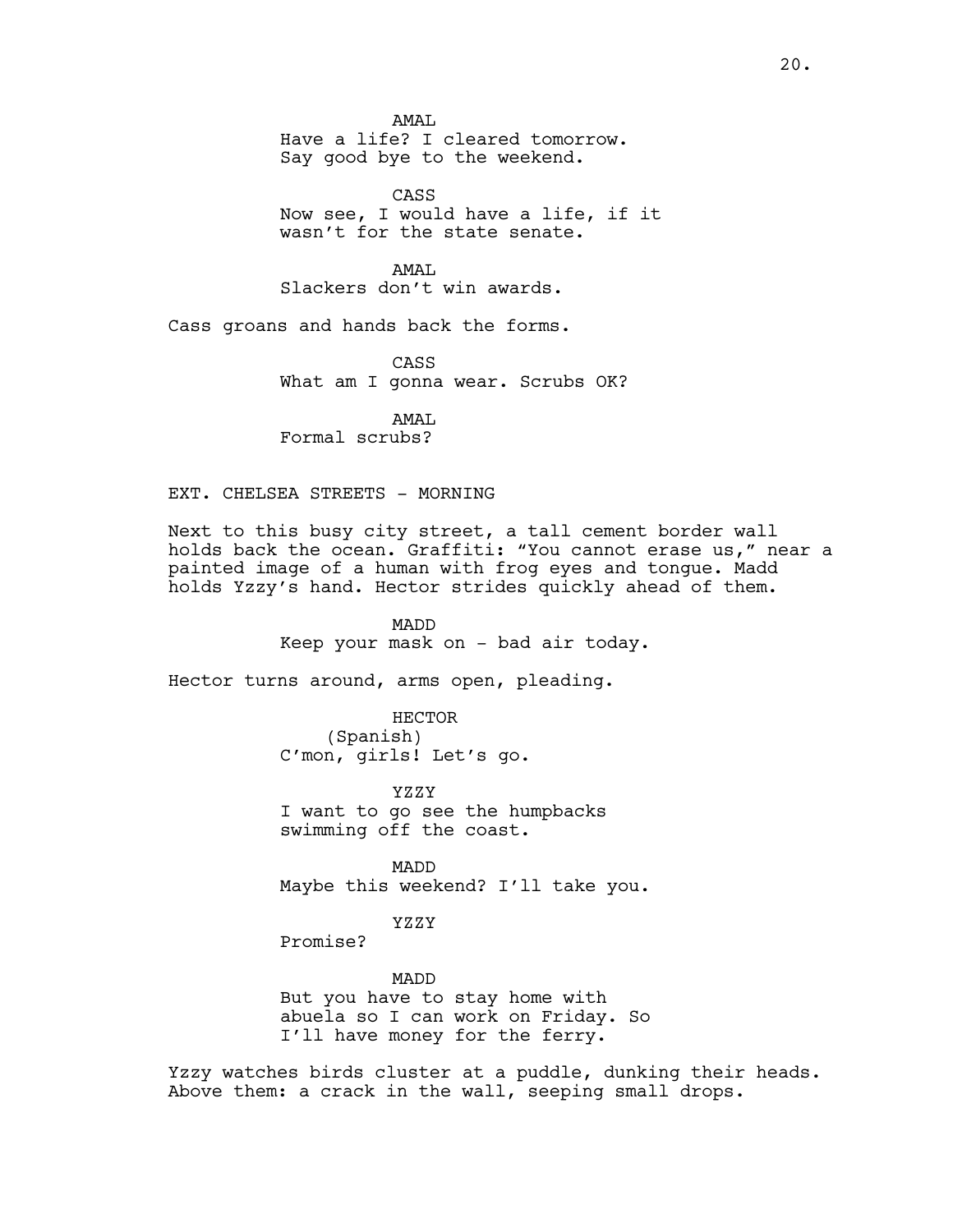AMAL
Have a life? I cleared tomorrow.
Say good bye to the weekend.

CASS
Now see, I would have a life, if it
wasn't for the state senate.

AMAL
Slackers don't win awards.

Cass groans and hands back the forms.

CASS
What am I gonna wear. Scrubs OK?

AMAL
Formal scrubs?

EXT. CHELSEA STREETS - MORNING

Next to this busy city street, a tall cement border wall holds back the ocean. Graffiti: "You cannot erase us," near a painted image of a human with frog eyes and tongue. Madd holds Yzzy's hand. Hector strides quickly ahead of them.

MADD
Keep your mask on - bad air today.

Hector turns around, arms open, pleading.

HECTOR
(Spanish)
C'mon, girls! Let's go.

YZZY
I want to go see the humpbacks
swimming off the coast.

MADD
Maybe this weekend? I'll take you.

YZZY
Promise?

MADD
But you have to stay home with
abuela so I can work on Friday. So
I'll have money for the ferry.

Yzzy watches birds cluster at a puddle, dunking their heads. Above them: a crack in the wall, seeping small drops.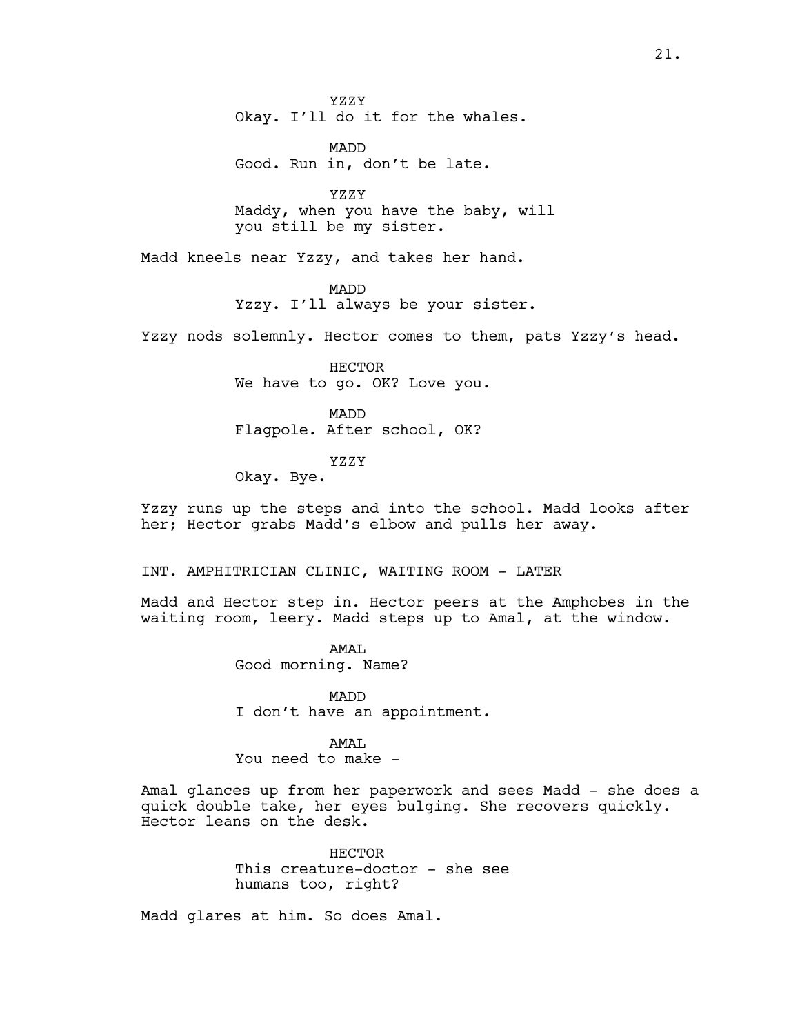YZZY
Okay. I'll do it for the whales.

MADD
Good. Run in, don't be late.

YZZY
Maddy, when you have the baby, will you still be my sister.

Madd kneels near Yzzy, and takes her hand.

MADD
Yzzy. I'll always be your sister.

Yzzy nods solemnly. Hector comes to them, pats Yzzy's head.

HECTOR
We have to go. OK? Love you.

MADD
Flagpole. After school, OK?

YZZY
Okay. Bye.

Yzzy runs up the steps and into the school. Madd looks after her; Hector grabs Madd's elbow and pulls her away.

INT. AMPHITRICIAN CLINIC, WAITING ROOM - LATER

Madd and Hector step in. Hector peers at the Amphobes in the waiting room, leery. Madd steps up to Amal, at the window.

AMAL
Good morning. Name?

MADD
I don't have an appointment.

AMAL
You need to make -

Amal glances up from her paperwork and sees Madd - she does a quick double take, her eyes bulging. She recovers quickly. Hector leans on the desk.

HECTOR
This creature-doctor - she see humans too, right?

Madd glares at him. So does Amal.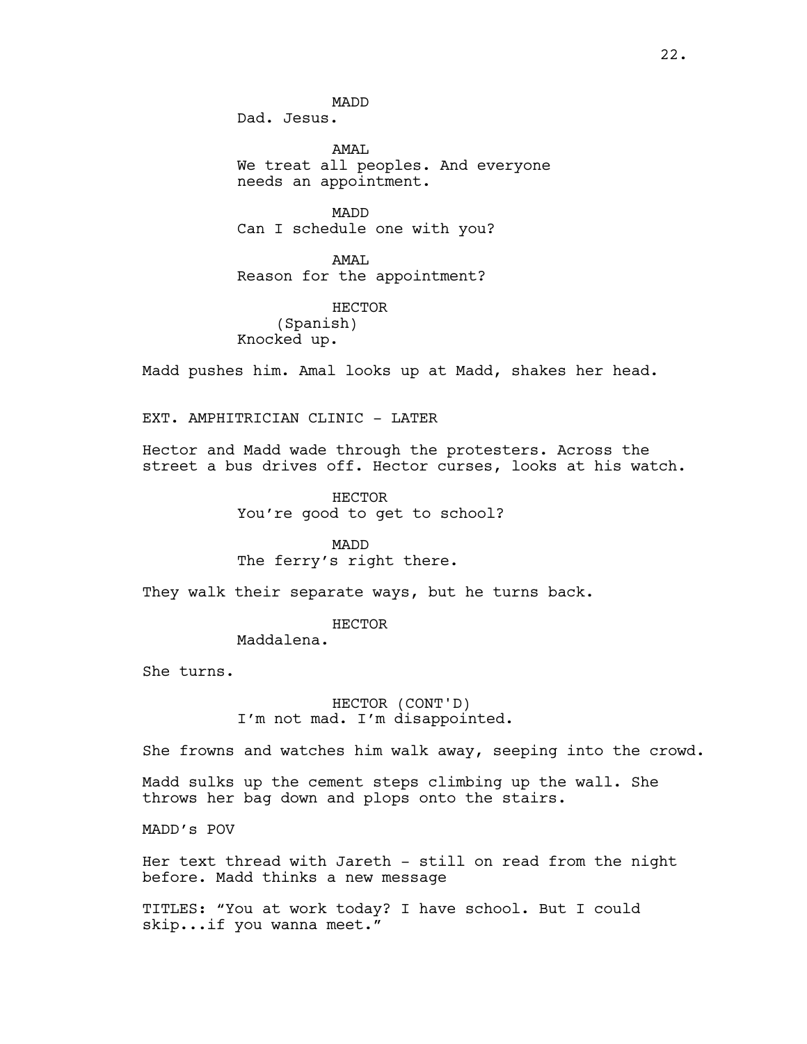MADD
Dad. Jesus.

AMAL
We treat all peoples. And everyone needs an appointment.

MADD
Can I schedule one with you?

AMAL
Reason for the appointment?

HECTOR
(Spanish)
Knocked up.

Madd pushes him. Amal looks up at Madd, shakes her head.

EXT. AMPHITRICIAN CLINIC - LATER

Hector and Madd wade through the protesters. Across the street a bus drives off. Hector curses, looks at his watch.

HECTOR
You're good to get to school?

MADD
The ferry's right there.

They walk their separate ways, but he turns back.

HECTOR
Maddalena.

She turns.

HECTOR (CONT'D)
I'm not mad. I'm disappointed.

She frowns and watches him walk away, seeping into the crowd.

Madd sulks up the cement steps climbing up the wall. She throws her bag down and plops onto the stairs.

MADD's POV

Her text thread with Jareth - still on read from the night before. Madd thinks a new message

TITLES: "You at work today? I have school. But I could skip...if you wanna meet."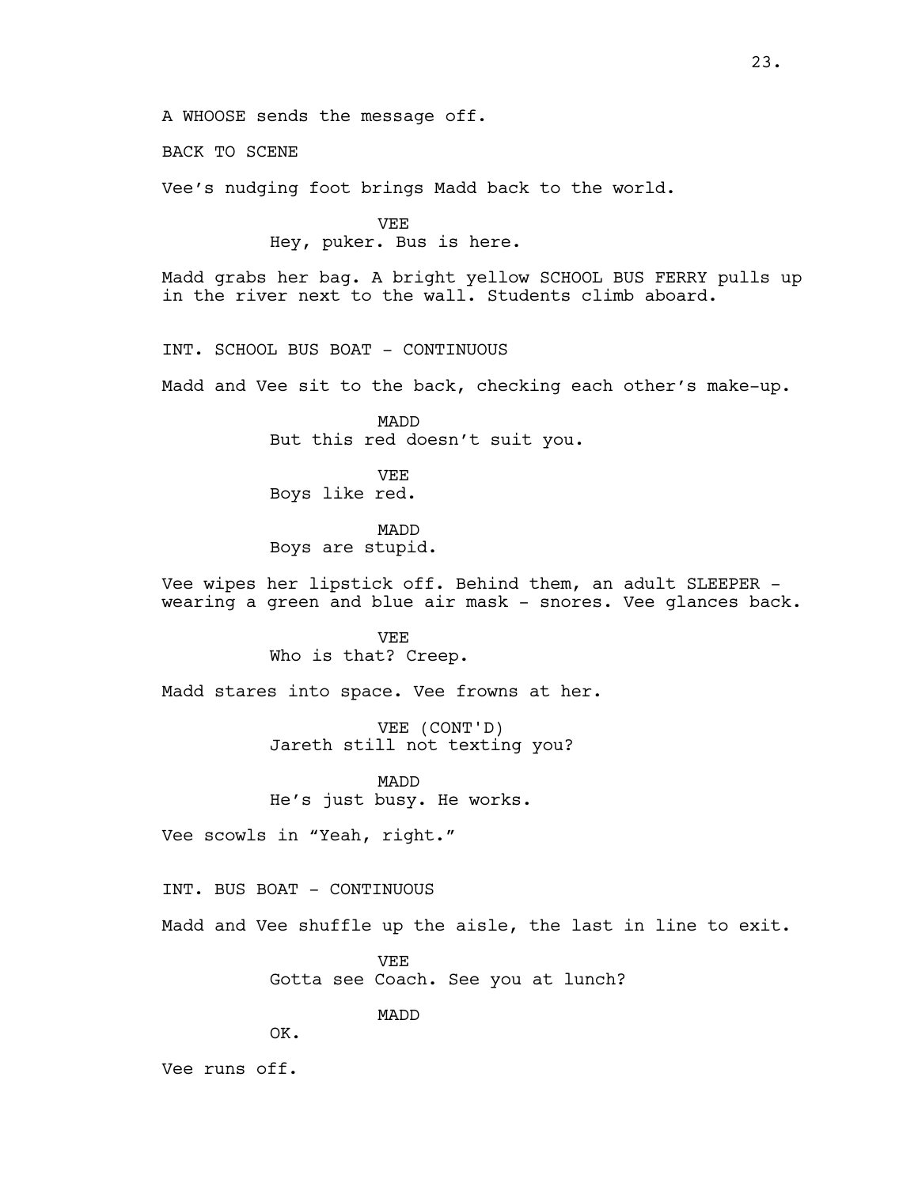A WHOOSE sends the message off.

BACK TO SCENE

Vee's nudging foot brings Madd back to the world.

VEE
Hey, puker. Bus is here.

Madd grabs her bag. A bright yellow SCHOOL BUS FERRY pulls up in the river next to the wall. Students climb aboard.

INT. SCHOOL BUS BOAT - CONTINUOUS

Madd and Vee sit to the back, checking each other's make-up.

MADD
But this red doesn't suit you.

VEE
Boys like red.

MADD
Boys are stupid.

Vee wipes her lipstick off. Behind them, an adult SLEEPER - wearing a green and blue air mask - snores. Vee glances back.

VEE
Who is that? Creep.

Madd stares into space. Vee frowns at her.

VEE (CONT'D)
Jareth still not texting you?

MADD
He's just busy. He works.

Vee scowls in "Yeah, right."

INT. BUS BOAT - CONTINUOUS

Madd and Vee shuffle up the aisle, the last in line to exit.

VEE
Gotta see Coach. See you at lunch?

MADD
OK.

Vee runs off.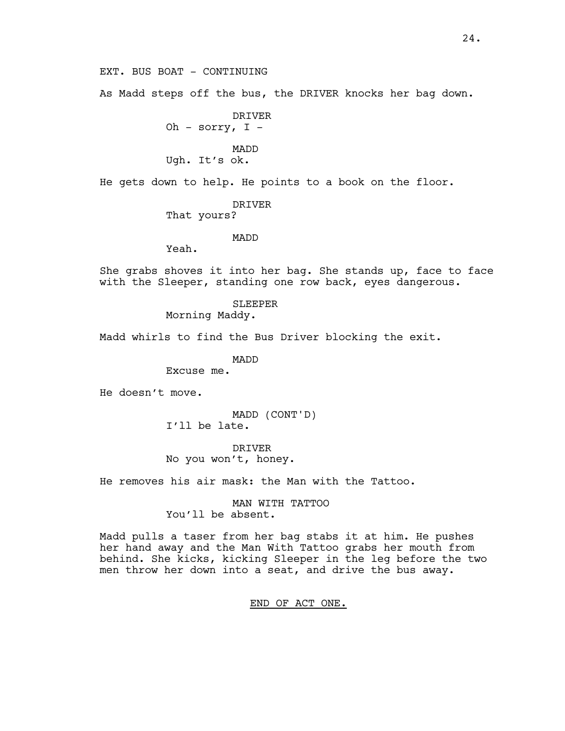EXT. BUS BOAT - CONTINUING

As Madd steps off the bus, the DRIVER knocks her bag down.

DRIVER
Oh - sorry, I -

MADD
Ugh. It's ok.

He gets down to help. He points to a book on the floor.

DRIVER
That yours?

MADD
Yeah.

She grabs shoves it into her bag. She stands up, face to face with the Sleeper, standing one row back, eyes dangerous.

SLEEPER
Morning Maddy.

Madd whirls to find the Bus Driver blocking the exit.

MADD
Excuse me.

He doesn't move.

MADD (CONT'D)
I'll be late.

DRIVER
No you won't, honey.

He removes his air mask: the Man with the Tattoo.

MAN WITH TATTOO
You'll be absent.

Madd pulls a taser from her bag stabs it at him. He pushes her hand away and the Man With Tattoo grabs her mouth from behind. She kicks, kicking Sleeper in the leg before the two men throw her down into a seat, and drive the bus away.

END OF ACT ONE.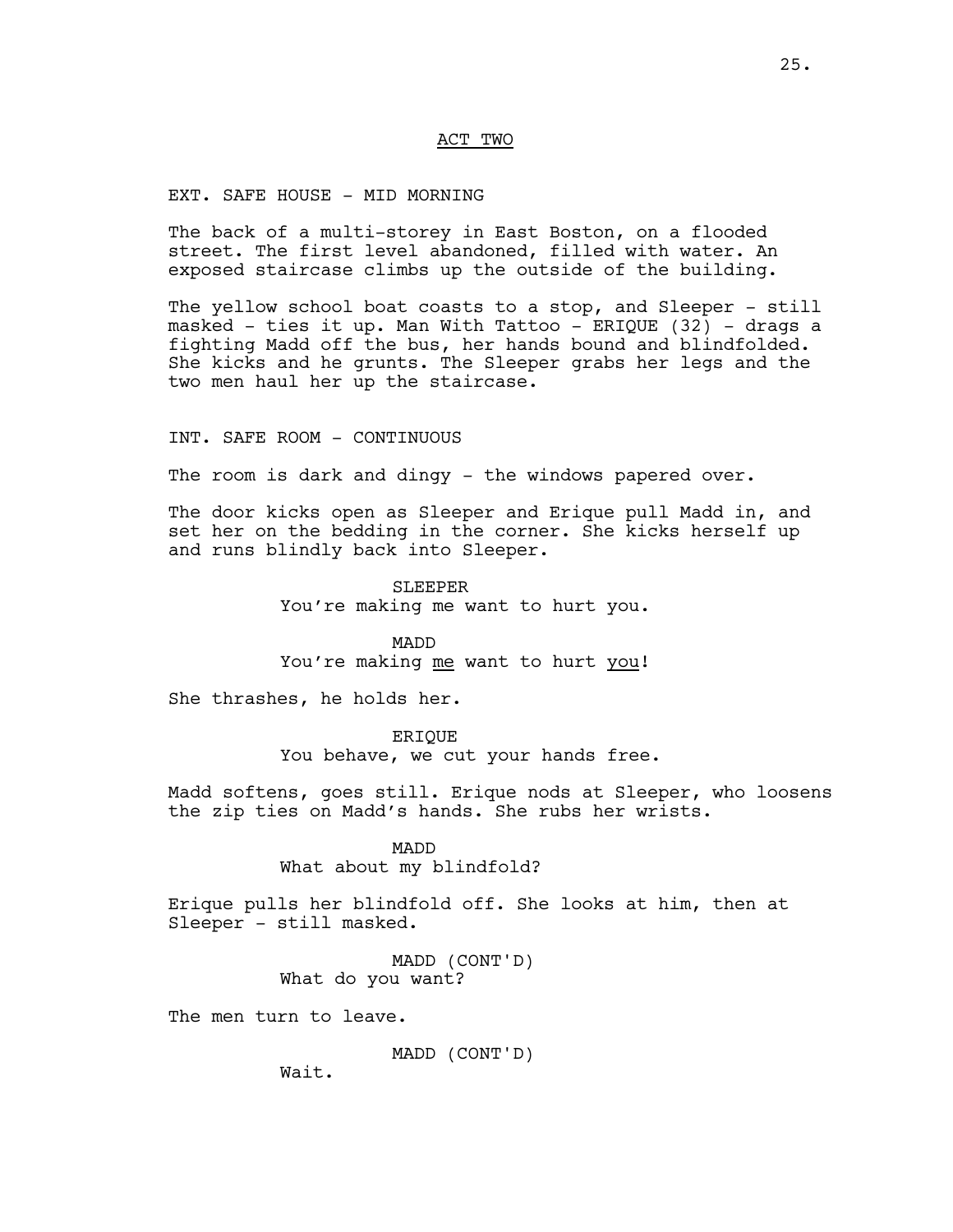ACT TWO

EXT. SAFE HOUSE - MID MORNING

The back of a multi-storey in East Boston, on a flooded street. The first level abandoned, filled with water. An exposed staircase climbs up the outside of the building.

The yellow school boat coasts to a stop, and Sleeper - still masked - ties it up. Man With Tattoo - ERIQUE (32) - drags a fighting Madd off the bus, her hands bound and blindfolded. She kicks and he grunts. The Sleeper grabs her legs and the two men haul her up the staircase.

INT. SAFE ROOM - CONTINUOUS

The room is dark and dingy - the windows papered over.

The door kicks open as Sleeper and Erique pull Madd in, and set her on the bedding in the corner. She kicks herself up and runs blindly back into Sleeper.

SLEEPER
You're making me want to hurt you.

MADD
You're making me want to hurt you!

She thrashes, he holds her.

ERIQUE
You behave, we cut your hands free.

Madd softens, goes still. Erique nods at Sleeper, who loosens the zip ties on Madd's hands. She rubs her wrists.

MADD
What about my blindfold?

Erique pulls her blindfold off. She looks at him, then at Sleeper - still masked.

MADD (CONT'D)
What do you want?

The men turn to leave.

MADD (CONT'D)
Wait.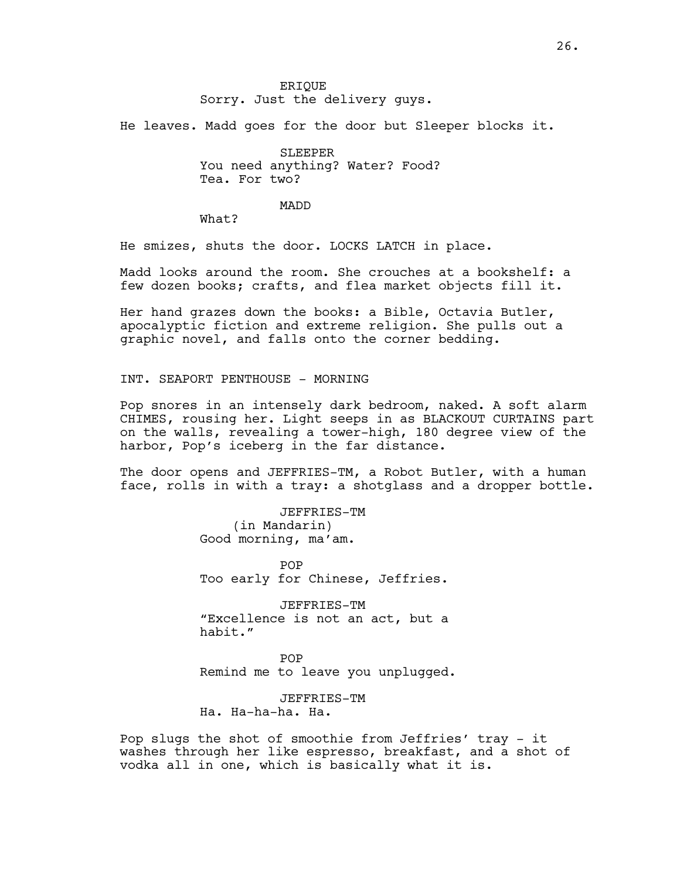ERIQUE
Sorry. Just the delivery guys.

He leaves. Madd goes for the door but Sleeper blocks it.

SLEEPER
You need anything? Water? Food? Tea. For two?

MADD
What?

He smizes, shuts the door. LOCKS LATCH in place.

Madd looks around the room. She crouches at a bookshelf: a few dozen books; crafts, and flea market objects fill it.

Her hand grazes down the books: a Bible, Octavia Butler, apocalyptic fiction and extreme religion. She pulls out a graphic novel, and falls onto the corner bedding.

INT. SEAPORT PENTHOUSE - MORNING

Pop snores in an intensely dark bedroom, naked. A soft alarm CHIMES, rousing her. Light seeps in as BLACKOUT CURTAINS part on the walls, revealing a tower-high, 180 degree view of the harbor, Pop's iceberg in the far distance.

The door opens and JEFFRIES-TM, a Robot Butler, with a human face, rolls in with a tray: a shotglass and a dropper bottle.

JEFFRIES-TM
(in Mandarin)
Good morning, ma'am.

POP
Too early for Chinese, Jeffries.

JEFFRIES-TM
"Excellence is not an act, but a habit."

POP
Remind me to leave you unplugged.

JEFFRIES-TM
Ha. Ha-ha-ha. Ha.

Pop slugs the shot of smoothie from Jeffries' tray - it washes through her like espresso, breakfast, and a shot of vodka all in one, which is basically what it is.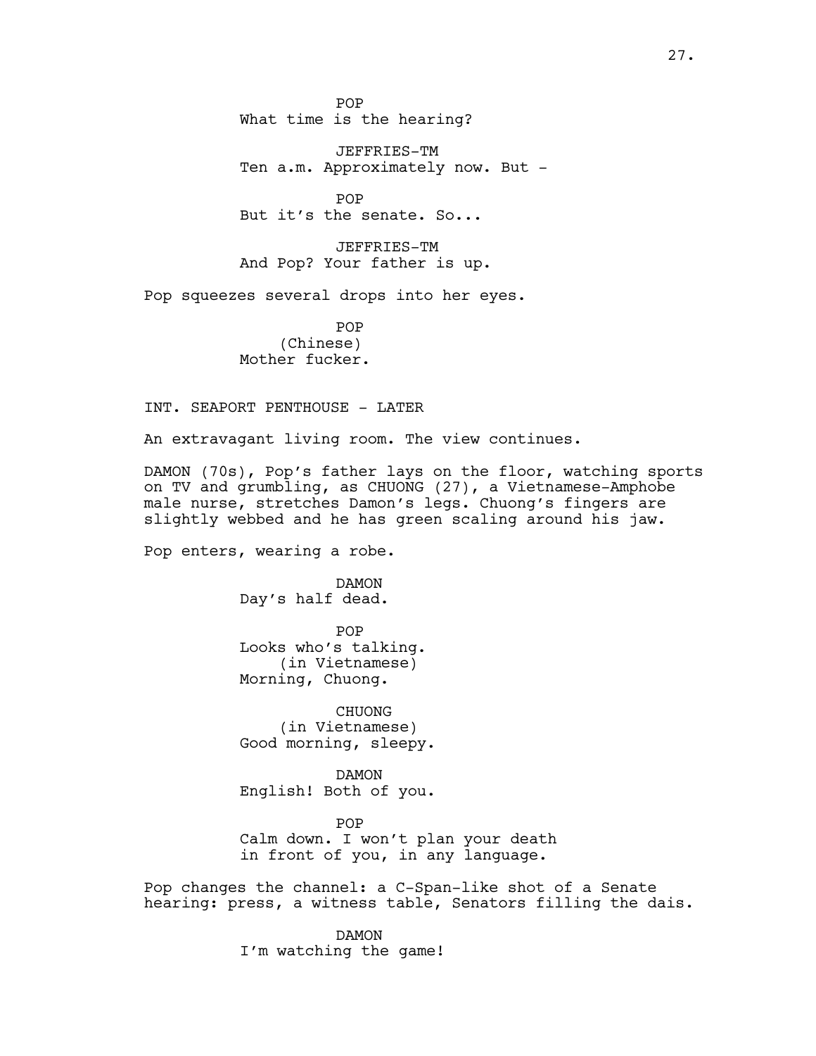POP
What time is the hearing?

JEFFRIES-TM
Ten a.m. Approximately now. But -

POP
But it's the senate. So...

JEFFRIES-TM
And Pop? Your father is up.

Pop squeezes several drops into her eyes.

POP
(Chinese)
Mother fucker.

INT. SEAPORT PENTHOUSE - LATER

An extravagant living room. The view continues.

DAMON (70s), Pop's father lays on the floor, watching sports on TV and grumbling, as CHUONG (27), a Vietnamese-Amphobe male nurse, stretches Damon's legs. Chuong's fingers are slightly webbed and he has green scaling around his jaw.

Pop enters, wearing a robe.

DAMON
Day's half dead.

POP
Looks who's talking.
(in Vietnamese)
Morning, Chuong.

CHUONG
(in Vietnamese)
Good morning, sleepy.

DAMON
English! Both of you.

POP
Calm down. I won't plan your death in front of you, in any language.

Pop changes the channel: a C-Span-like shot of a Senate hearing: press, a witness table, Senators filling the dais.

DAMON
I'm watching the game!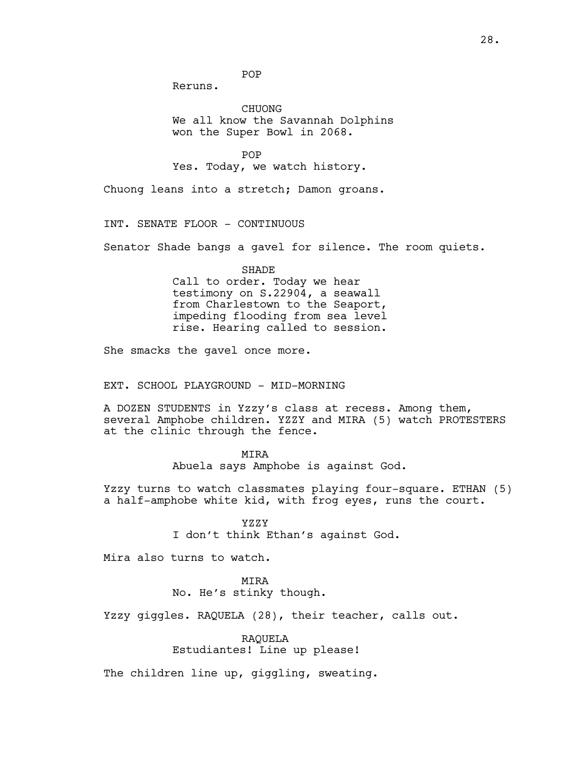POP

Reruns.

CHUONG

We all know the Savannah Dolphins won the Super Bowl in 2068.

POP

Yes. Today, we watch history.

Chuong leans into a stretch; Damon groans.

INT. SENATE FLOOR - CONTINUOUS

Senator Shade bangs a gavel for silence. The room quiets.

SHADE

Call to order. Today we hear testimony on S.22904, a seawall from Charlestown to the Seaport, impeding flooding from sea level rise. Hearing called to session.

She smacks the gavel once more.

EXT. SCHOOL PLAYGROUND - MID-MORNING

A DOZEN STUDENTS in Yzzy's class at recess. Among them, several Amphobe children. YZZY and MIRA (5) watch PROTESTERS at the clinic through the fence.

MIRA

Abuela says Amphobe is against God.

Yzzy turns to watch classmates playing four-square. ETHAN (5) a half-amphobe white kid, with frog eyes, runs the court.

YZZY

I don't think Ethan's against God.

Mira also turns to watch.

MIRA

No. He's stinky though.

Yzzy giggles. RAQUELA (28), their teacher, calls out.

RAQUELA

Estudiantes! Line up please!

The children line up, giggling, sweating.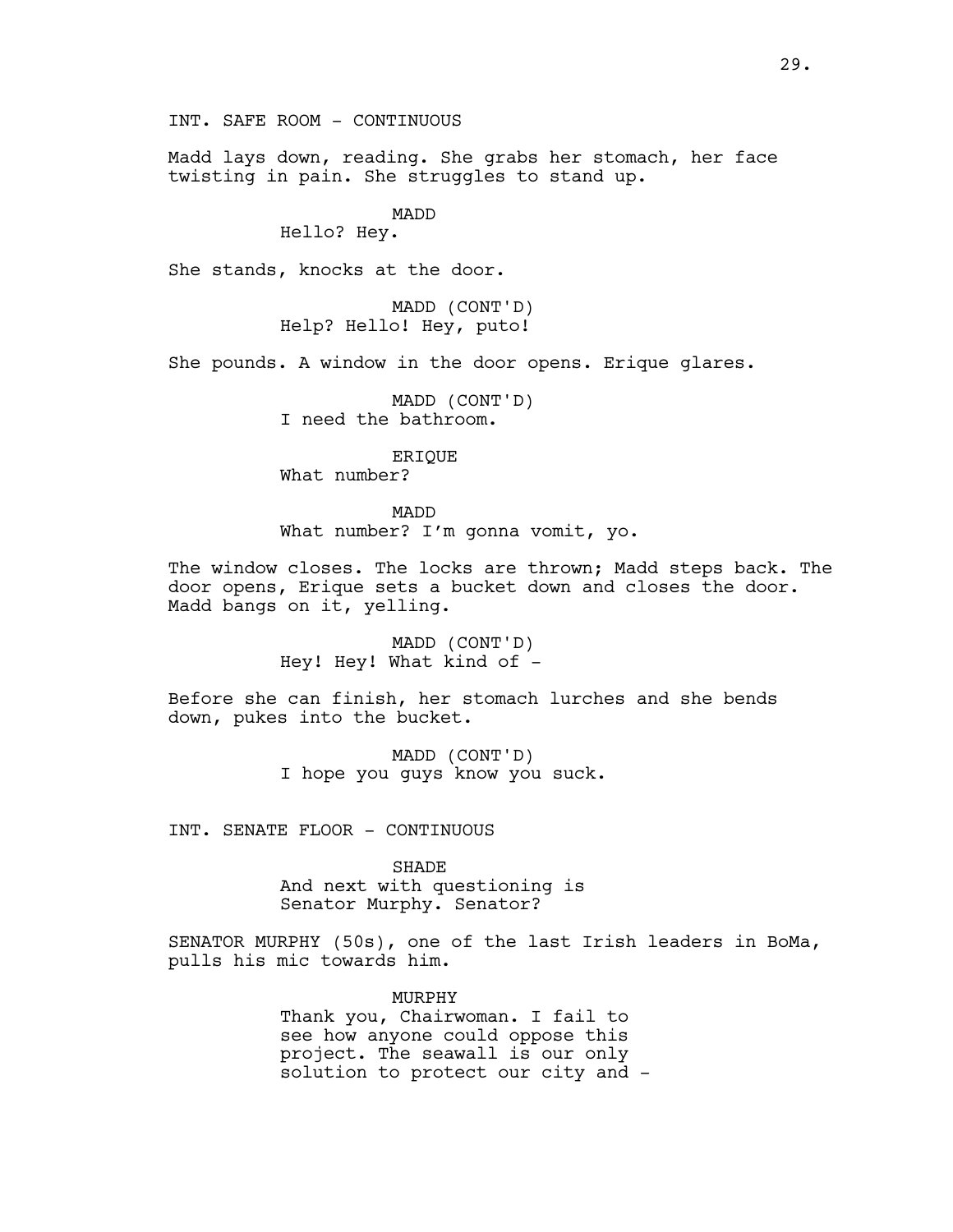INT. SAFE ROOM - CONTINUOUS

Madd lays down, reading. She grabs her stomach, her face twisting in pain. She struggles to stand up.

MADD
Hello? Hey.

She stands, knocks at the door.

MADD (CONT'D)
Help? Hello! Hey, puto!

She pounds. A window in the door opens. Erique glares.

MADD (CONT'D)
I need the bathroom.

ERIQUE
What number?

MADD
What number? I'm gonna vomit, yo.

The window closes. The locks are thrown; Madd steps back. The door opens, Erique sets a bucket down and closes the door. Madd bangs on it, yelling.

MADD (CONT'D)
Hey! Hey! What kind of -

Before she can finish, her stomach lurches and she bends down, pukes into the bucket.

MADD (CONT'D)
I hope you guys know you suck.

INT. SENATE FLOOR - CONTINUOUS

SHADE
And next with questioning is Senator Murphy. Senator?

SENATOR MURPHY (50s), one of the last Irish leaders in BoMa, pulls his mic towards him.

MURPHY
Thank you, Chairwoman. I fail to see how anyone could oppose this project. The seawall is our only solution to protect our city and -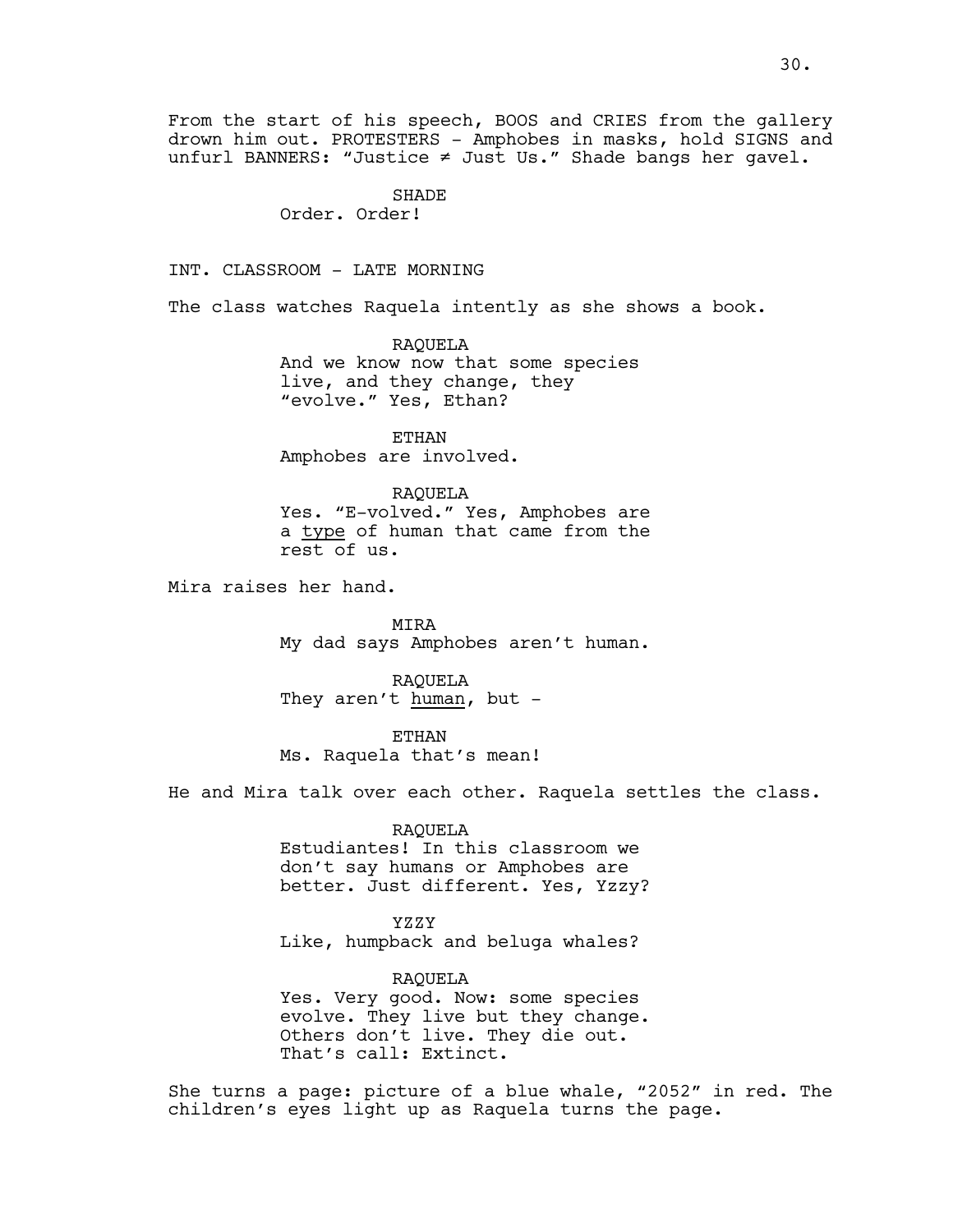From the start of his speech, BOOS and CRIES from the gallery drown him out. PROTESTERS - Amphobes in masks, hold SIGNS and unfurl BANNERS: "Justice ≠ Just Us." Shade bangs her gavel.

SHADE
Order. Order!

INT. CLASSROOM - LATE MORNING

The class watches Raquela intently as she shows a book.

RAQUELA
And we know now that some species live, and they change, they "evolve." Yes, Ethan?

ETHAN
Amphobes are involved.

RAQUELA
Yes. "E-volved." Yes, Amphobes are a <u>type</u> of human that came from the rest of us.

Mira raises her hand.

MIRA
My dad says Amphobes aren't human.

RAQUELA
They aren't <u>human</u>, but -

ETHAN
Ms. Raquela that's mean!

He and Mira talk over each other. Raquela settles the class.

RAQUELA
Estudiantes! In this classroom we don't say humans or Amphobes are better. Just different. Yes, Yzzy?

YZZY
Like, humpback and beluga whales?

RAQUELA
Yes. Very good. Now: some species evolve. They live but they change. Others don't live. They die out. That's call: Extinct.

She turns a page: picture of a blue whale, "2052" in red. The children's eyes light up as Raquela turns the page.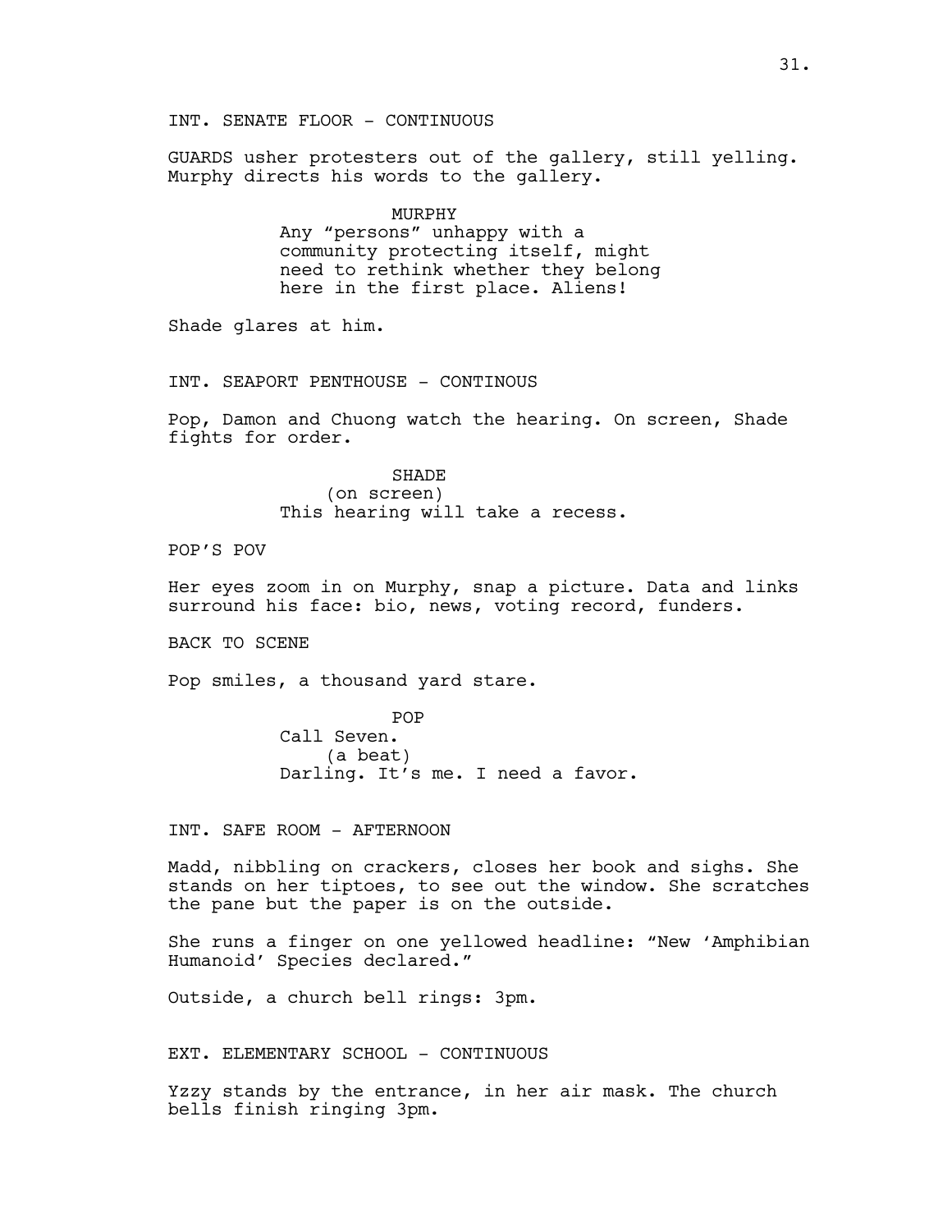INT. SENATE FLOOR - CONTINUOUS

GUARDS usher protesters out of the gallery, still yelling. Murphy directs his words to the gallery.

MURPHY
Any "persons" unhappy with a community protecting itself, might need to rethink whether they belong here in the first place. Aliens!

Shade glares at him.

INT. SEAPORT PENTHOUSE - CONTINOUS

Pop, Damon and Chuong watch the hearing. On screen, Shade fights for order.

SHADE
(on screen)
This hearing will take a recess.

POP'S POV

Her eyes zoom in on Murphy, snap a picture. Data and links surround his face: bio, news, voting record, funders.

BACK TO SCENE

Pop smiles, a thousand yard stare.

POP
Call Seven.
(a beat)
Darling. It's me. I need a favor.

INT. SAFE ROOM - AFTERNOON

Madd, nibbling on crackers, closes her book and sighs. She stands on her tiptoes, to see out the window. She scratches the pane but the paper is on the outside.

She runs a finger on one yellowed headline: "New 'Amphibian Humanoid' Species declared."

Outside, a church bell rings: 3pm.

EXT. ELEMENTARY SCHOOL - CONTINUOUS

Yzzy stands by the entrance, in her air mask. The church bells finish ringing 3pm.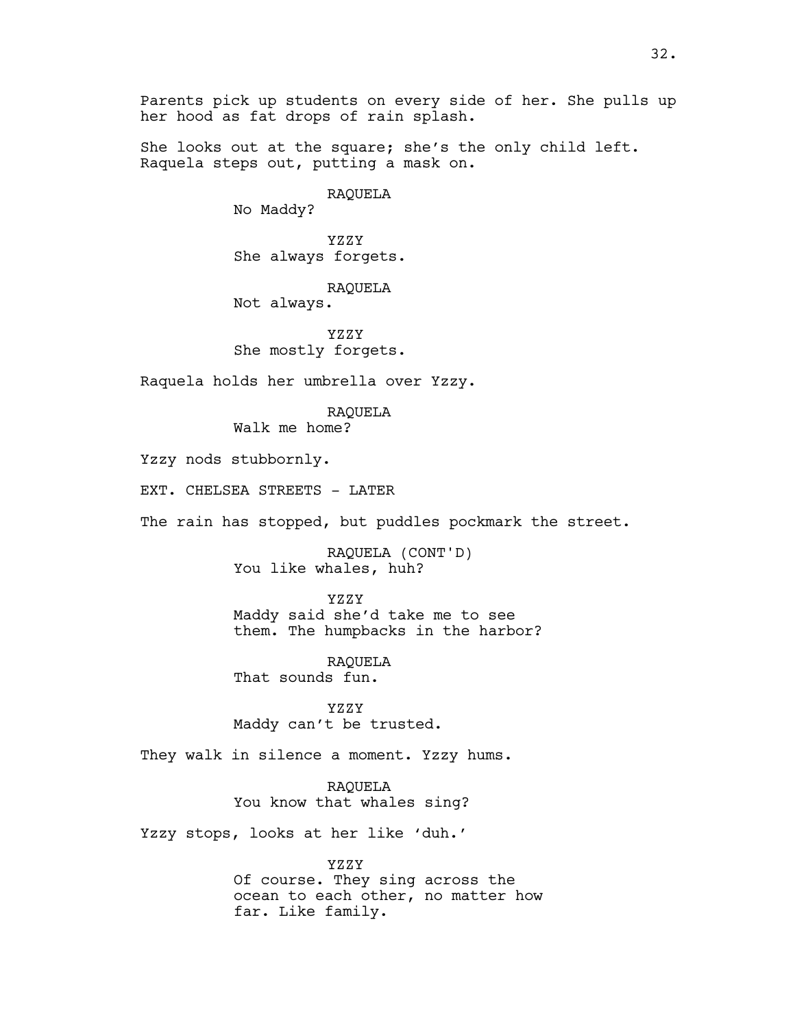Parents pick up students on every side of her. She pulls up her hood as fat drops of rain splash.

She looks out at the square; she's the only child left. Raquela steps out, putting a mask on.

RAQUELA
No Maddy?

YZZY
She always forgets.

RAQUELA
Not always.

YZZY
She mostly forgets.

Raquela holds her umbrella over Yzzy.

RAQUELA
Walk me home?

Yzzy nods stubbornly.

EXT. CHELSEA STREETS - LATER

The rain has stopped, but puddles pockmark the street.

RAQUELA (CONT'D)
You like whales, huh?

YZZY
Maddy said she'd take me to see them. The humpbacks in the harbor?

RAQUELA
That sounds fun.

YZZY
Maddy can't be trusted.

They walk in silence a moment. Yzzy hums.

RAQUELA
You know that whales sing?

Yzzy stops, looks at her like 'duh.'

YZZY
Of course. They sing across the ocean to each other, no matter how far. Like family.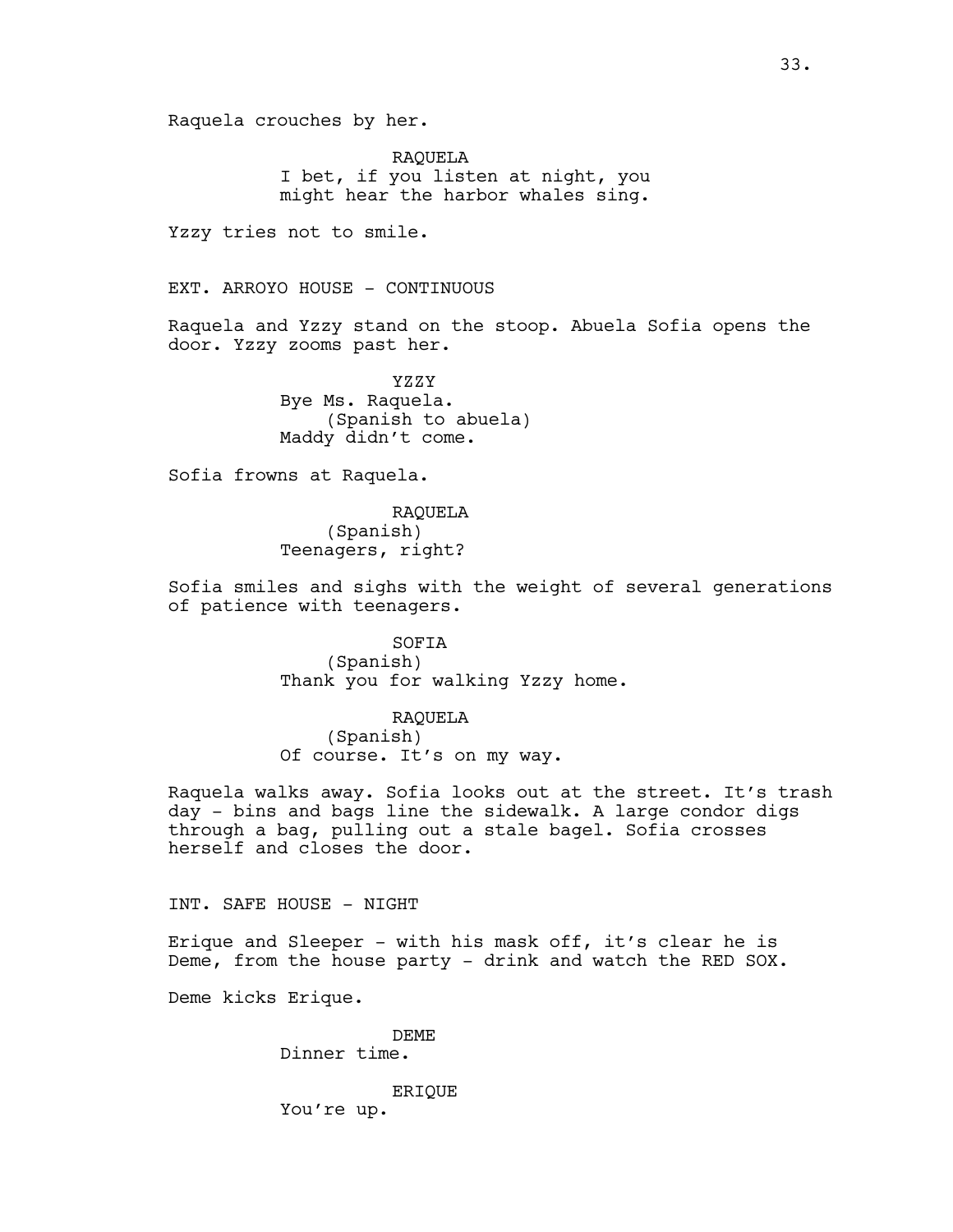Raquela crouches by her.

RAQUELA
I bet, if you listen at night, you might hear the harbor whales sing.

Yzzy tries not to smile.

EXT. ARROYO HOUSE - CONTINUOUS

Raquela and Yzzy stand on the stoop. Abuela Sofia opens the door. Yzzy zooms past her.

YZZY
Bye Ms. Raquela.
(Spanish to abuela)
Maddy didn't come.

Sofia frowns at Raquela.

RAQUELA
(Spanish)
Teenagers, right?

Sofia smiles and sighs with the weight of several generations of patience with teenagers.

SOFIA
(Spanish)
Thank you for walking Yzzy home.

RAQUELA
(Spanish)
Of course. It's on my way.

Raquela walks away. Sofia looks out at the street. It's trash day - bins and bags line the sidewalk. A large condor digs through a bag, pulling out a stale bagel. Sofia crosses herself and closes the door.

INT. SAFE HOUSE - NIGHT

Erique and Sleeper - with his mask off, it's clear he is Deme, from the house party - drink and watch the RED SOX.

Deme kicks Erique.

DEME
Dinner time.

ERIQUE
You're up.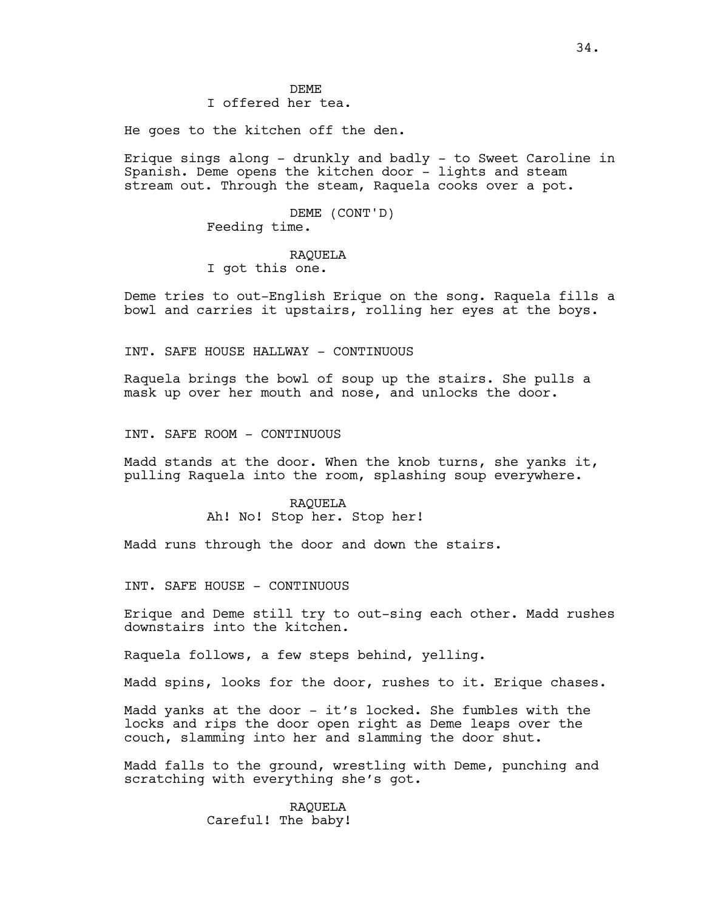DEME

I offered her tea.

He goes to the kitchen off the den.

Erique sings along - drunkly and badly - to Sweet Caroline in Spanish. Deme opens the kitchen door - lights and steam stream out. Through the steam, Raquela cooks over a pot.

DEME (CONT'D)

Feeding time.

RAQUELA

I got this one.

Deme tries to out-English Erique on the song. Raquela fills a bowl and carries it upstairs, rolling her eyes at the boys.

INT. SAFE HOUSE HALLWAY - CONTINUOUS

Raquela brings the bowl of soup up the stairs. She pulls a mask up over her mouth and nose, and unlocks the door.

INT. SAFE ROOM - CONTINUOUS

Madd stands at the door. When the knob turns, she yanks it, pulling Raquela into the room, splashing soup everywhere.

RAQUELA

Ah! No! Stop her. Stop her!

Madd runs through the door and down the stairs.

INT. SAFE HOUSE - CONTINUOUS

Erique and Deme still try to out-sing each other. Madd rushes downstairs into the kitchen.

Raquela follows, a few steps behind, yelling.

Madd spins, looks for the door, rushes to it. Erique chases.

Madd yanks at the door - it's locked. She fumbles with the locks and rips the door open right as Deme leaps over the couch, slamming into her and slamming the door shut.

Madd falls to the ground, wrestling with Deme, punching and scratching with everything she's got.

RAQUELA

Careful! The baby!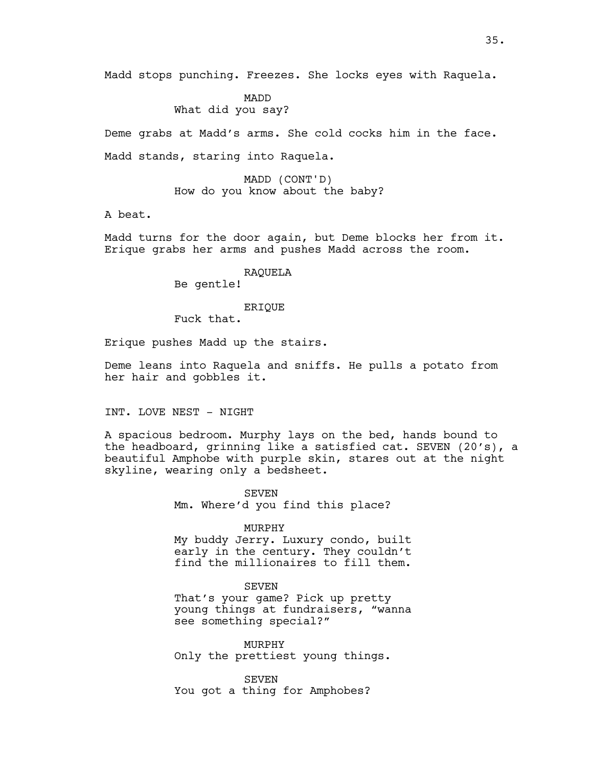Madd stops punching. Freezes. She locks eyes with Raquela.

MADD
What did you say?

Deme grabs at Madd's arms. She cold cocks him in the face.

Madd stands, staring into Raquela.

MADD (CONT'D)
How do you know about the baby?

A beat.

Madd turns for the door again, but Deme blocks her from it. Erique grabs her arms and pushes Madd across the room.

RAQUELA
Be gentle!

ERIQUE
Fuck that.

Erique pushes Madd up the stairs.

Deme leans into Raquela and sniffs. He pulls a potato from her hair and gobbles it.

INT. LOVE NEST - NIGHT

A spacious bedroom. Murphy lays on the bed, hands bound to the headboard, grinning like a satisfied cat. SEVEN (20's), a beautiful Amphobe with purple skin, stares out at the night skyline, wearing only a bedsheet.

SEVEN
Mm. Where'd you find this place?

MURPHY
My buddy Jerry. Luxury condo, built early in the century. They couldn't find the millionaires to fill them.

SEVEN
That's your game? Pick up pretty young things at fundraisers, "wanna see something special?"

MURPHY
Only the prettiest young things.

SEVEN
You got a thing for Amphobes?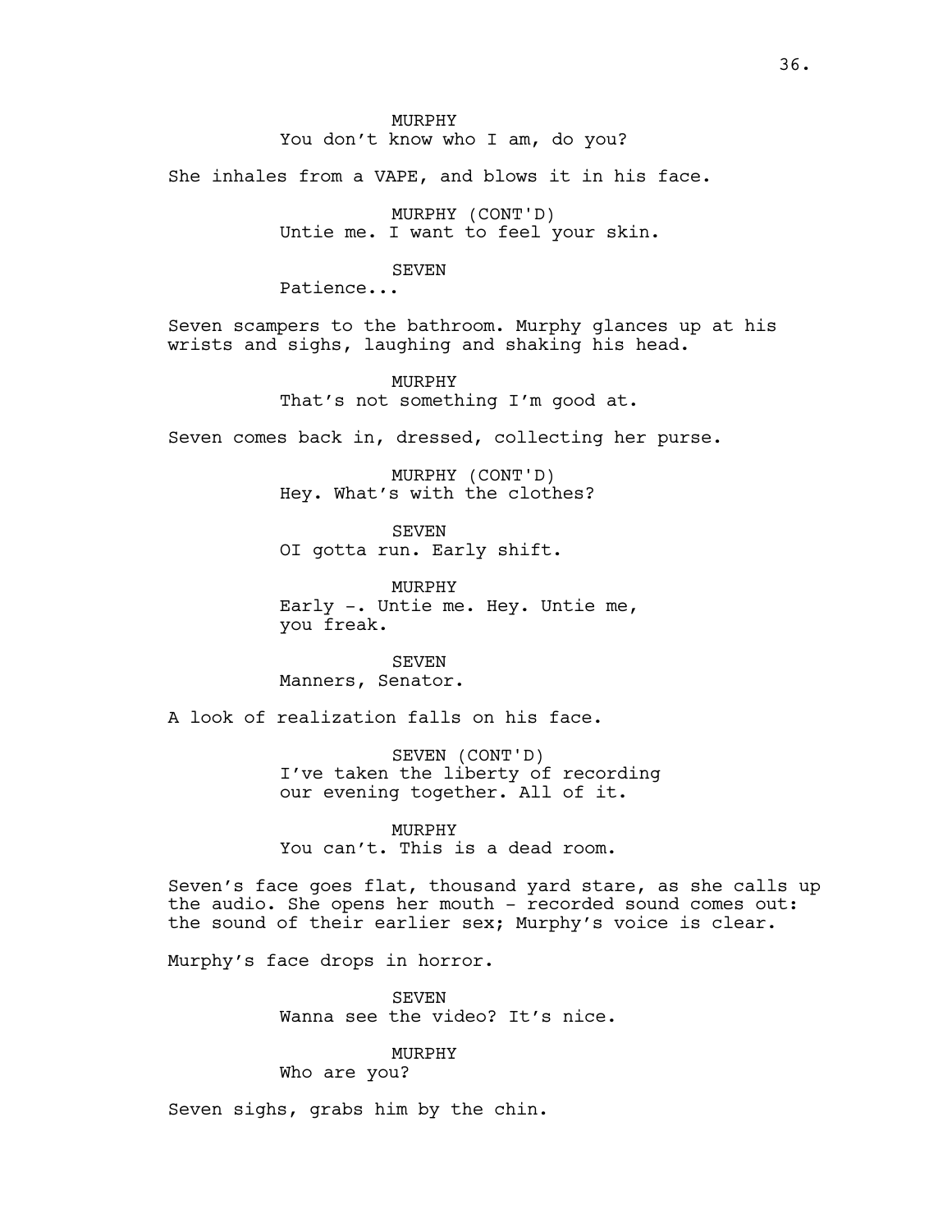MURPHY
You don't know who I am, do you?

She inhales from a VAPE, and blows it in his face.

MURPHY (CONT'D)
Untie me. I want to feel your skin.

SEVEN
Patience...

Seven scampers to the bathroom. Murphy glances up at his wrists and sighs, laughing and shaking his head.

MURPHY
That's not something I'm good at.

Seven comes back in, dressed, collecting her purse.

MURPHY (CONT'D)
Hey. What's with the clothes?

SEVEN
OI gotta run. Early shift.

MURPHY
Early -. Untie me. Hey. Untie me, you freak.

SEVEN
Manners, Senator.

A look of realization falls on his face.

SEVEN (CONT'D)
I've taken the liberty of recording our evening together. All of it.

MURPHY
You can't. This is a dead room.

Seven's face goes flat, thousand yard stare, as she calls up the audio. She opens her mouth - recorded sound comes out: the sound of their earlier sex; Murphy's voice is clear.

Murphy's face drops in horror.

SEVEN
Wanna see the video? It's nice.

MURPHY
Who are you?

Seven sighs, grabs him by the chin.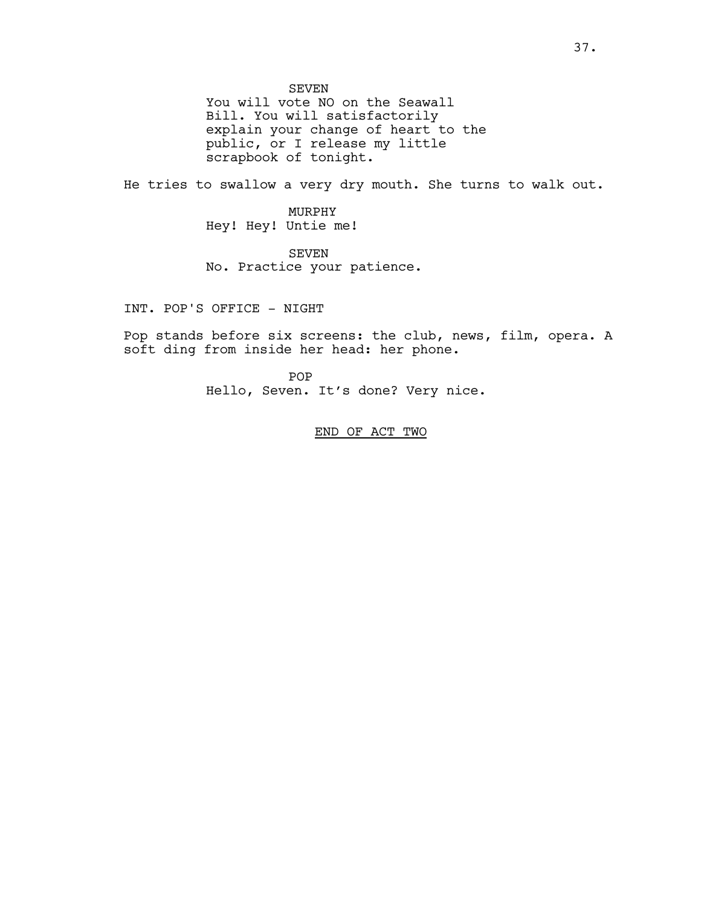SEVEN

You will vote NO on the Seawall Bill. You will satisfactorily explain your change of heart to the public, or I release my little scrapbook of tonight.

He tries to swallow a very dry mouth. She turns to walk out.

MURPHY

Hey! Hey! Untie me!

SEVEN

No. Practice your patience.

INT. POP'S OFFICE - NIGHT

Pop stands before six screens: the club, news, film, opera. A soft ding from inside her head: her phone.

POP

Hello, Seven. It’s done? Very nice.

<u>END OF ACT TWO</u>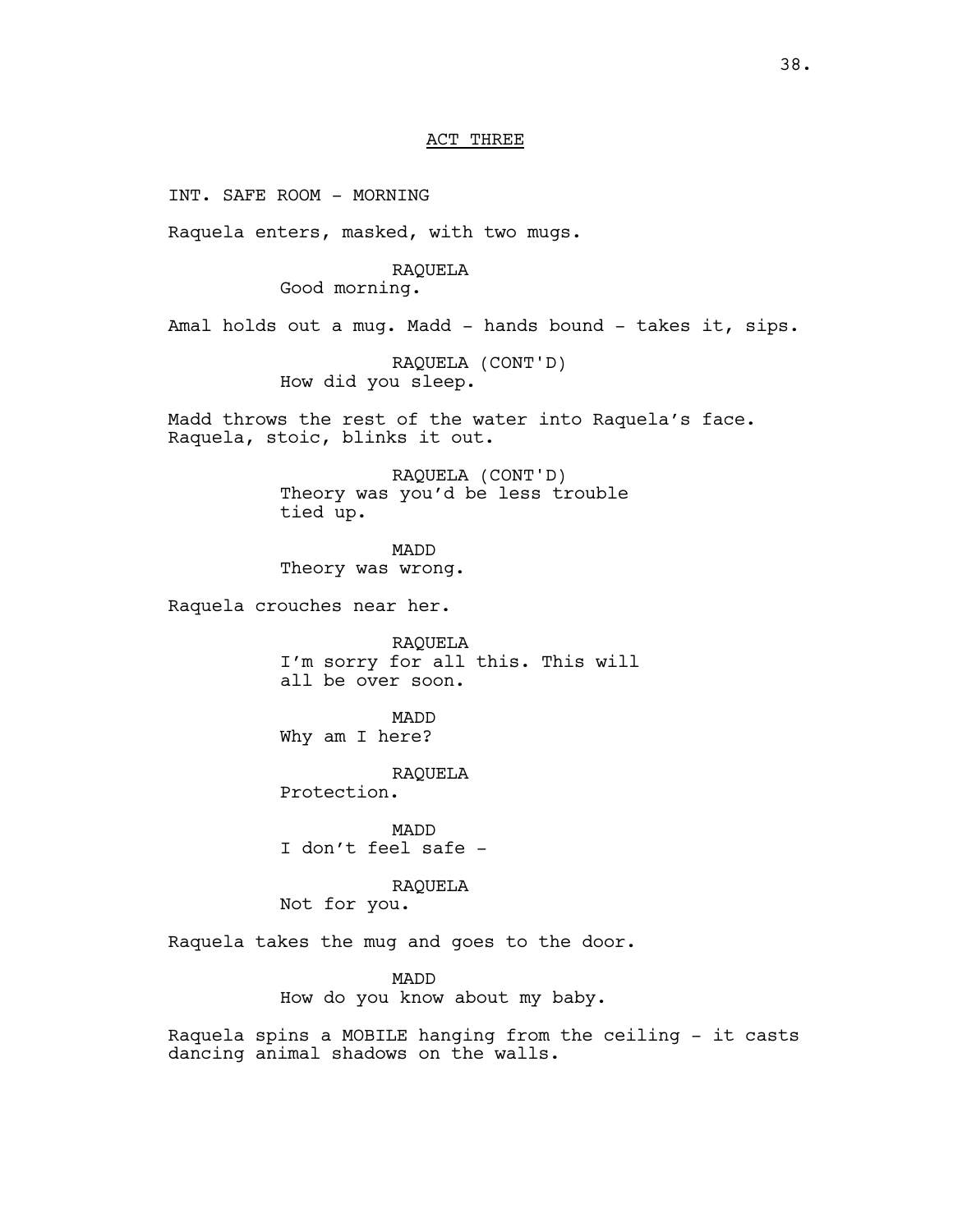ACT THREE

INT. SAFE ROOM - MORNING

Raquela enters, masked, with two mugs.

RAQUELA
Good morning.

Amal holds out a mug. Madd - hands bound - takes it, sips.

RAQUELA (CONT'D)
How did you sleep.

Madd throws the rest of the water into Raquela's face. Raquela, stoic, blinks it out.

RAQUELA (CONT'D)
Theory was you'd be less trouble tied up.

MADD
Theory was wrong.

Raquela crouches near her.

RAQUELA
I'm sorry for all this. This will all be over soon.

MADD
Why am I here?

RAQUELA
Protection.

MADD
I don't feel safe -

RAQUELA
Not for you.

Raquela takes the mug and goes to the door.

MADD
How do you know about my baby.

Raquela spins a MOBILE hanging from the ceiling - it casts dancing animal shadows on the walls.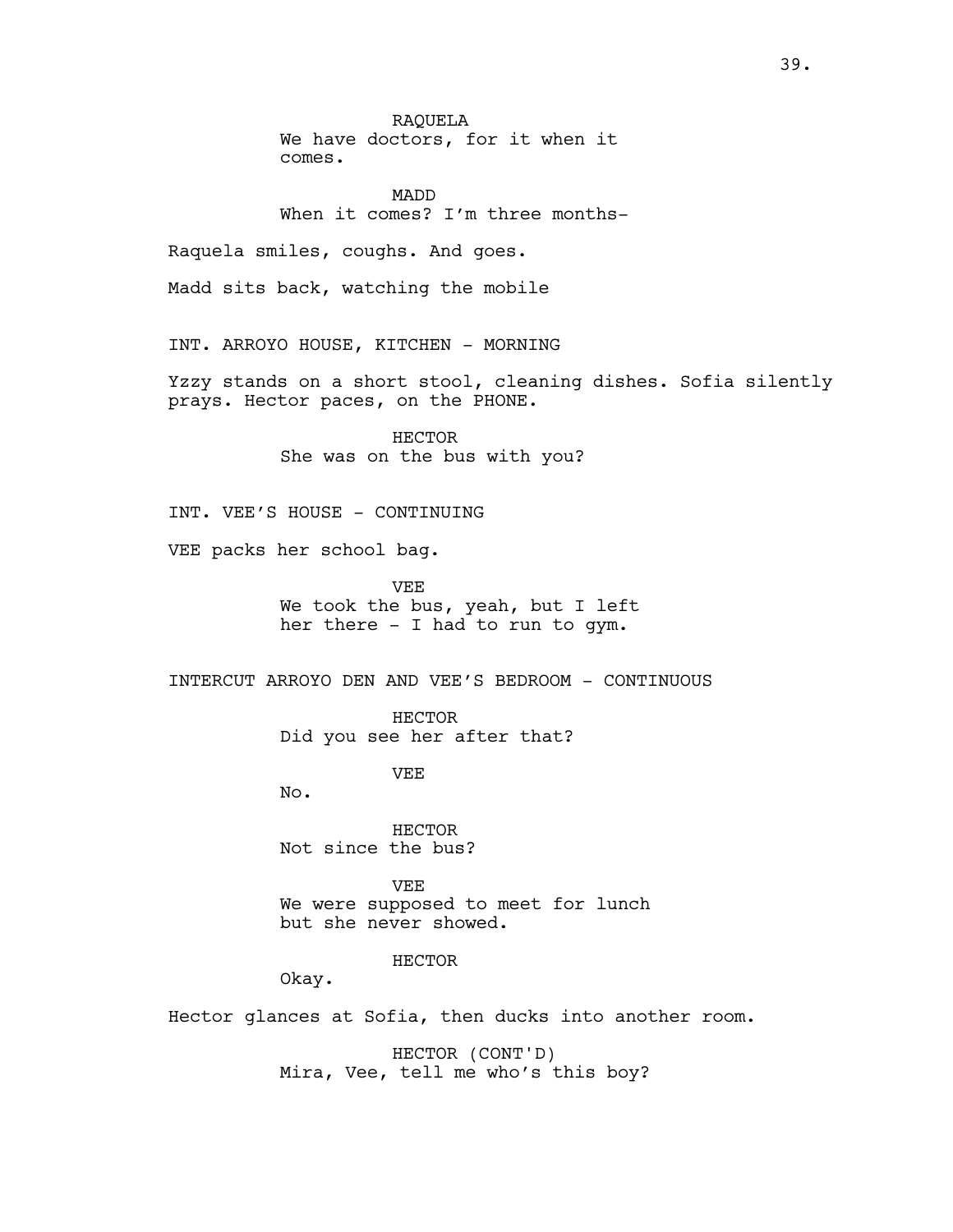RAQUELA
We have doctors, for it when it comes.

MADD
When it comes? I'm three months-

Raquela smiles, coughs. And goes.

Madd sits back, watching the mobile

INT. ARROYO HOUSE, KITCHEN - MORNING

Yzzy stands on a short stool, cleaning dishes. Sofia silently prays. Hector paces, on the PHONE.

HECTOR
She was on the bus with you?

INT. VEE'S HOUSE - CONTINUING

VEE packs her school bag.

VEE
We took the bus, yeah, but I left her there - I had to run to gym.

INTERCUT ARROYO DEN AND VEE'S BEDROOM - CONTINUOUS

HECTOR
Did you see her after that?

VEE
No.

HECTOR
Not since the bus?

VEE
We were supposed to meet for lunch but she never showed.

HECTOR
Okay.

Hector glances at Sofia, then ducks into another room.

HECTOR (CONT'D)
Mira, Vee, tell me who's this boy?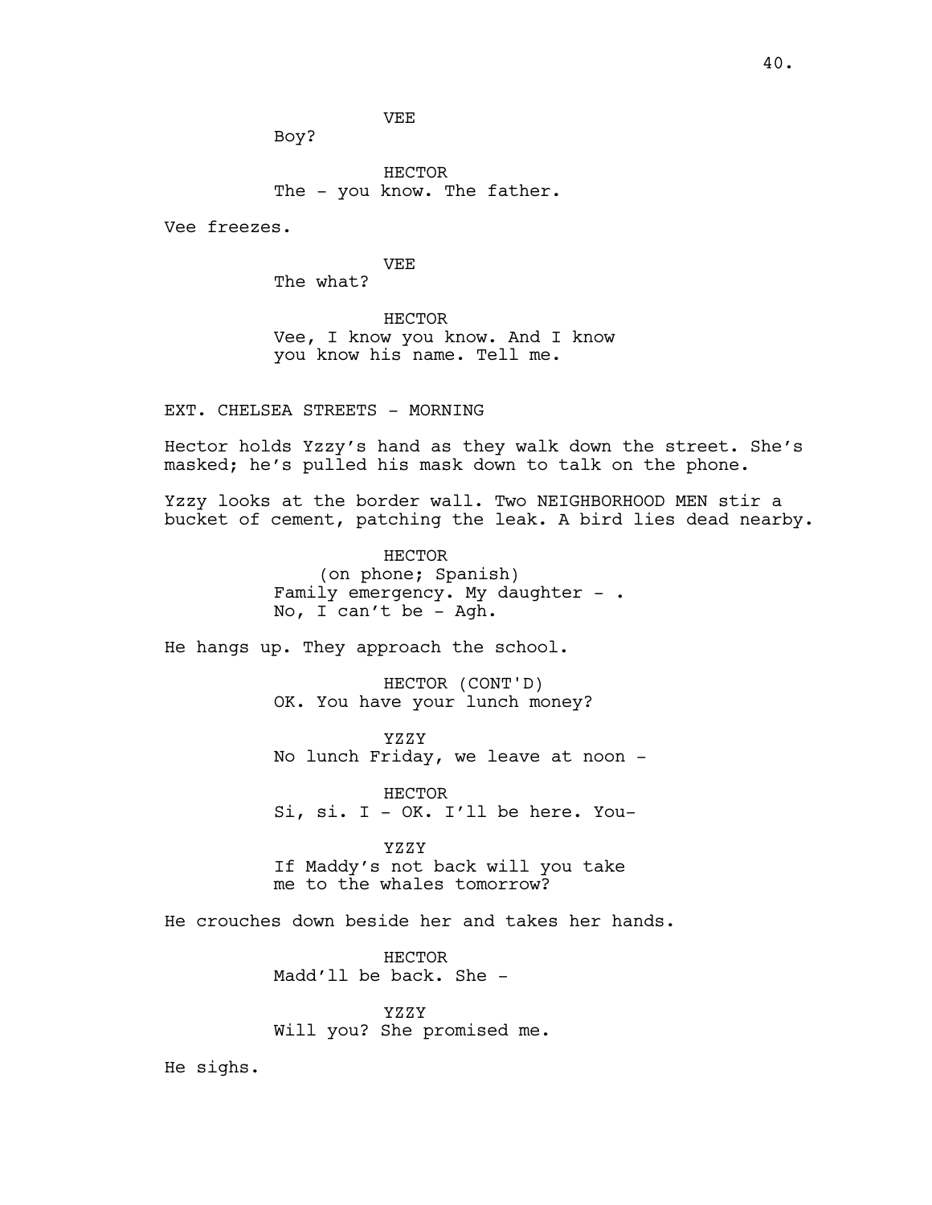VEE

Boy?

HECTOR

The - you know. The father.

Vee freezes.

VEE

The what?

HECTOR

Vee, I know you know. And I know you know his name. Tell me.

EXT. CHELSEA STREETS - MORNING

Hector holds Yzzy's hand as they walk down the street. She's masked; he's pulled his mask down to talk on the phone.

Yzzy looks at the border wall. Two NEIGHBORHOOD MEN stir a bucket of cement, patching the leak. A bird lies dead nearby.

HECTOR

(on phone; Spanish)

Family emergency. My daughter - . No, I can't be - Agh.

He hangs up. They approach the school.

HECTOR (CONT'D)

OK. You have your lunch money?

YZZY

No lunch Friday, we leave at noon -

HECTOR

Si, si. I - OK. I'll be here. You-

YZZY

If Maddy's not back will you take me to the whales tomorrow?

He crouches down beside her and takes her hands.

HECTOR

Madd'll be back. She -

YZZY

Will you? She promised me.

He sighs.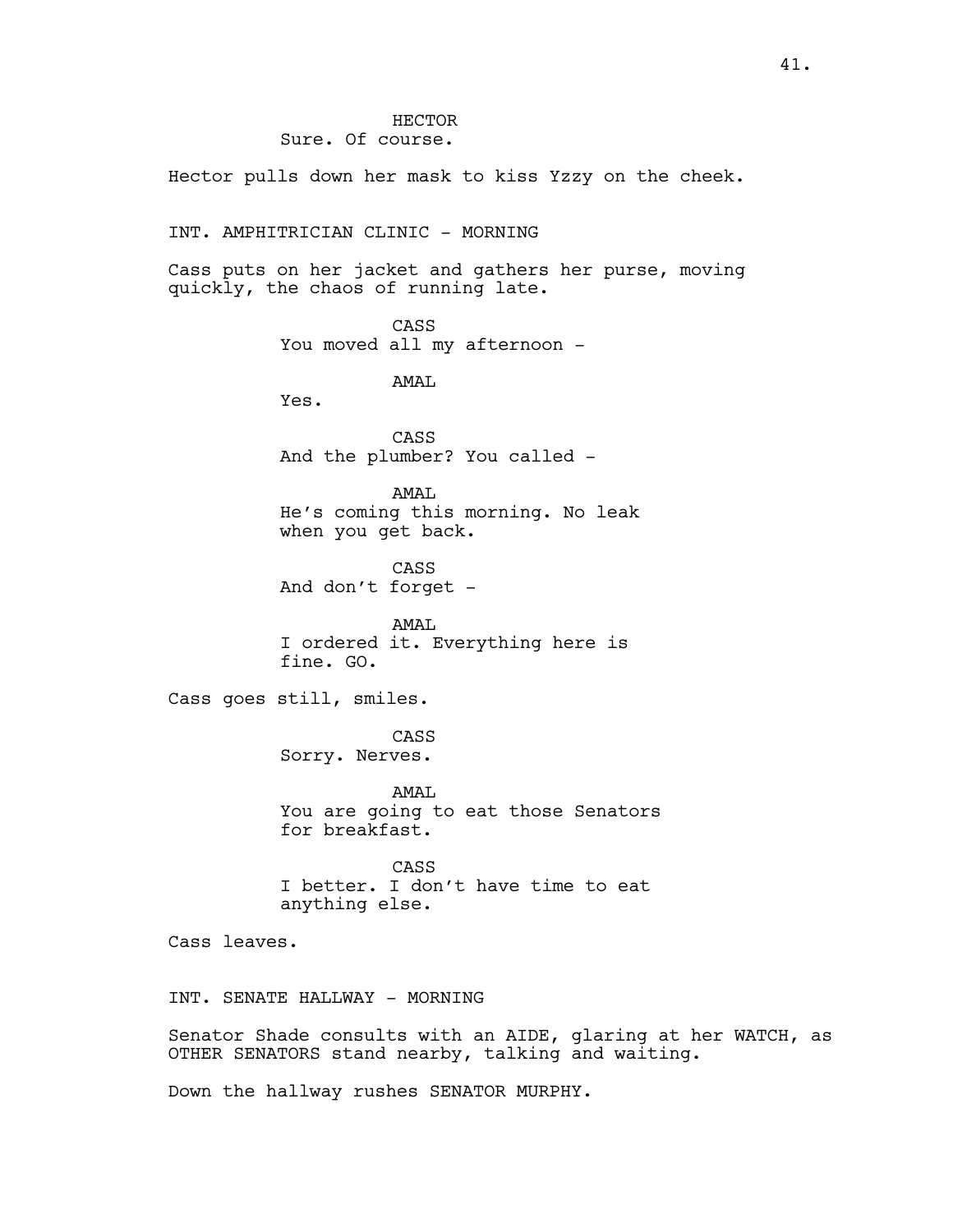HECTOR
Sure. Of course.

Hector pulls down her mask to kiss Yzzy on the cheek.

INT. AMPHITRICIAN CLINIC - MORNING

Cass puts on her jacket and gathers her purse, moving quickly, the chaos of running late.

CASS
You moved all my afternoon -

AMAL
Yes.

CASS
And the plumber? You called -

AMAL
He's coming this morning. No leak when you get back.

CASS
And don't forget -

AMAL
I ordered it. Everything here is fine. GO.

Cass goes still, smiles.

CASS
Sorry. Nerves.

AMAL
You are going to eat those Senators for breakfast.

CASS
I better. I don't have time to eat anything else.

Cass leaves.

INT. SENATE HALLWAY - MORNING

Senator Shade consults with an AIDE, glaring at her WATCH, as OTHER SENATORS stand nearby, talking and waiting.

Down the hallway rushes SENATOR MURPHY.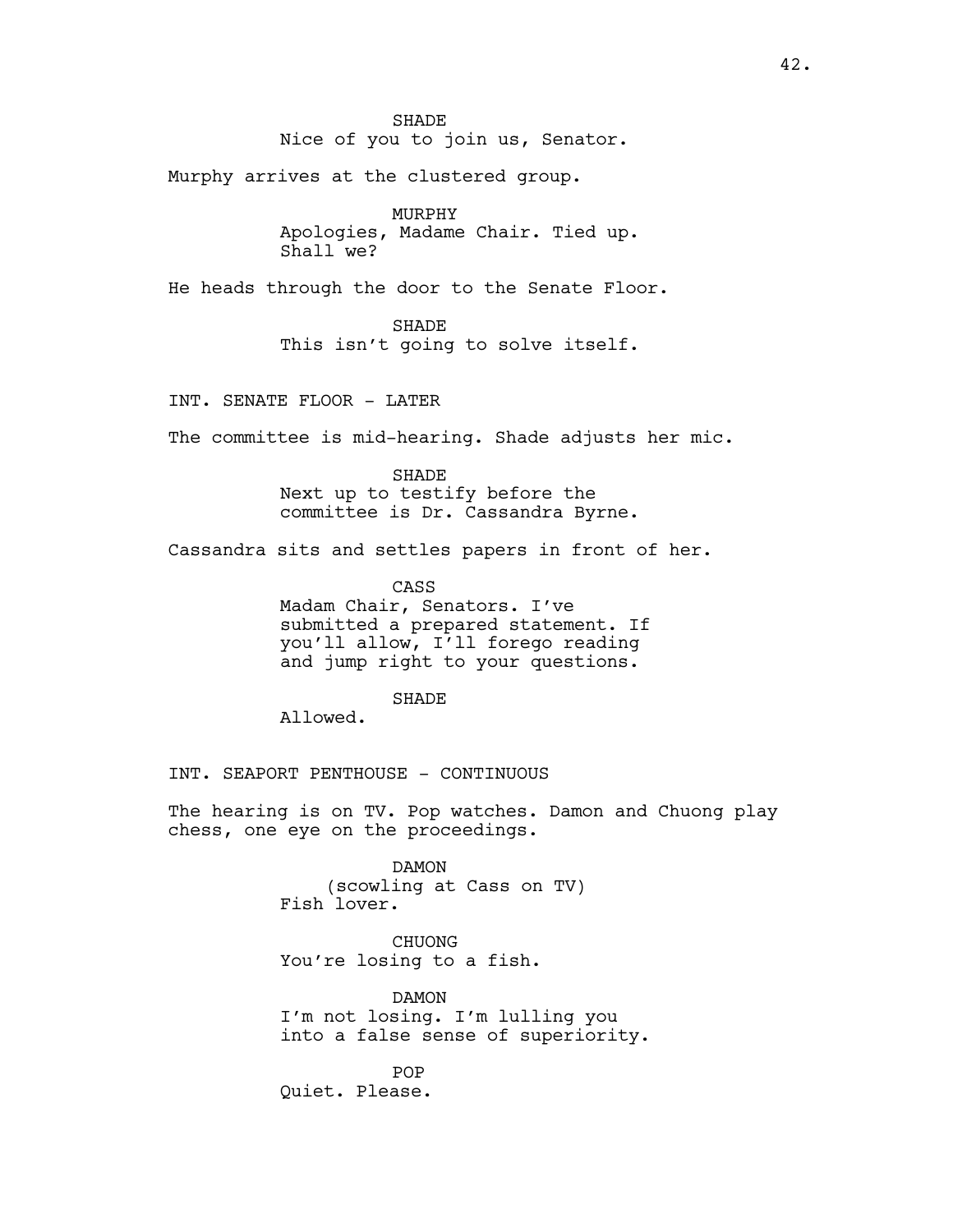SHADE
Nice of you to join us, Senator.

Murphy arrives at the clustered group.

MURPHY
Apologies, Madame Chair. Tied up.
Shall we?

He heads through the door to the Senate Floor.

SHADE
This isn't going to solve itself.

INT. SENATE FLOOR - LATER

The committee is mid-hearing. Shade adjusts her mic.

SHADE
Next up to testify before the
committee is Dr. Cassandra Byrne.

Cassandra sits and settles papers in front of her.

CASS
Madam Chair, Senators. I've
submitted a prepared statement. If
you'll allow, I'll forego reading
and jump right to your questions.

SHADE
Allowed.

INT. SEAPORT PENTHOUSE - CONTINUOUS

The hearing is on TV. Pop watches. Damon and Chuong play chess, one eye on the proceedings.

DAMON
(scowling at Cass on TV)
Fish lover.

CHUONG
You're losing to a fish.

DAMON
I'm not losing. I'm lulling you
into a false sense of superiority.

POP
Quiet. Please.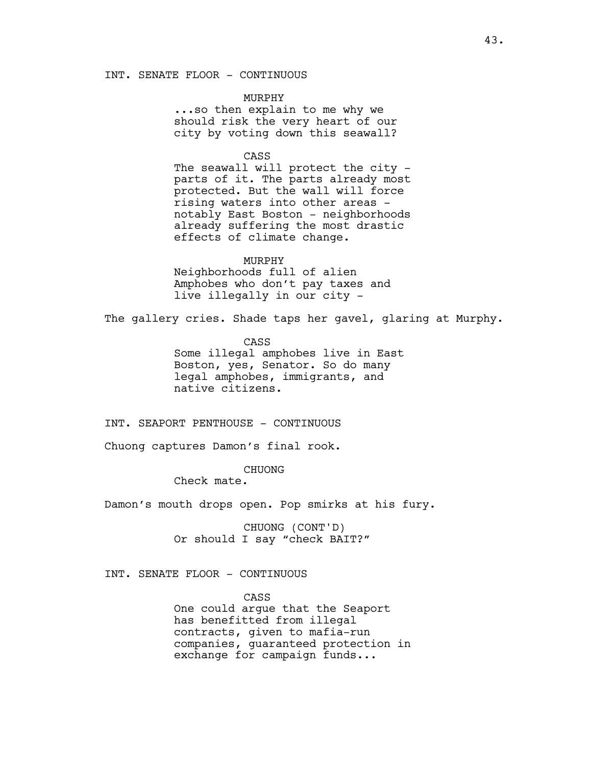INT. SENATE FLOOR - CONTINUOUS

MURPHY

...so then explain to me why we should risk the very heart of our city by voting down this seawall?

CASS

The seawall will protect the city - parts of it. The parts already most protected. But the wall will force rising waters into other areas - notably East Boston - neighborhoods already suffering the most drastic effects of climate change.

MURPHY

Neighborhoods full of alien Amphobes who don't pay taxes and live illegally in our city -

The gallery cries. Shade taps her gavel, glaring at Murphy.

CASS

Some illegal amphobes live in East Boston, yes, Senator. So do many legal amphobes, immigrants, and native citizens.

INT. SEAPORT PENTHOUSE - CONTINUOUS

Chuong captures Damon's final rook.

CHUONG

Check mate.

Damon's mouth drops open. Pop smirks at his fury.

CHUONG (CONT'D)

Or should I say "check BAIT?"

INT. SENATE FLOOR - CONTINUOUS

CASS

One could argue that the Seaport has benefitted from illegal contracts, given to mafia-run companies, guaranteed protection in exchange for campaign funds...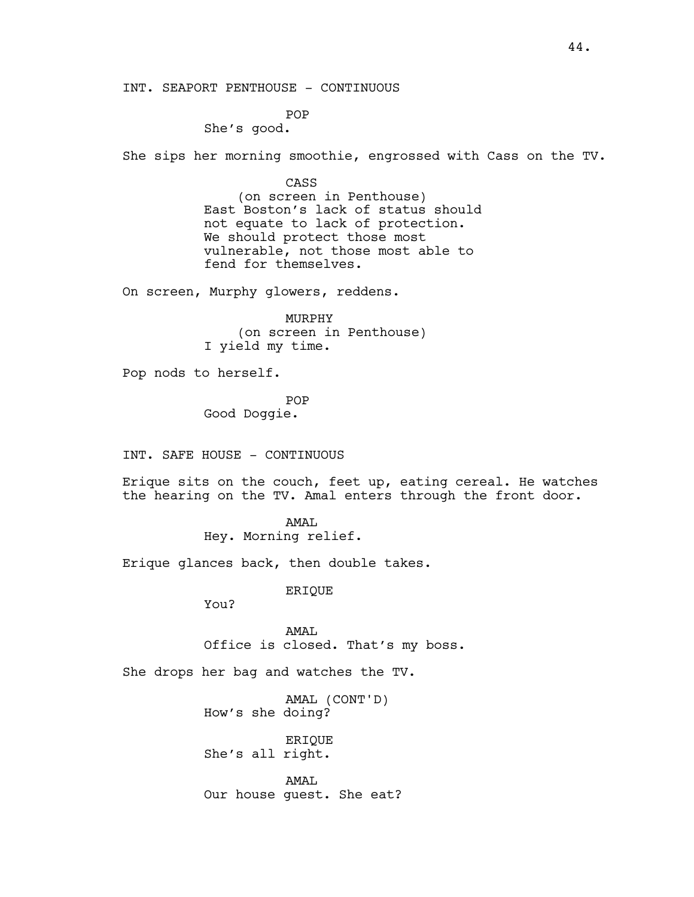INT. SEAPORT PENTHOUSE - CONTINUOUS

POP
She's good.

She sips her morning smoothie, engrossed with Cass on the TV.

CASS
(on screen in Penthouse)
East Boston's lack of status should not equate to lack of protection. We should protect those most vulnerable, not those most able to fend for themselves.

On screen, Murphy glowers, reddens.

MURPHY
(on screen in Penthouse)
I yield my time.

Pop nods to herself.

POP
Good Doggie.

INT. SAFE HOUSE - CONTINUOUS

Erique sits on the couch, feet up, eating cereal. He watches the hearing on the TV. Amal enters through the front door.

AMAL
Hey. Morning relief.

Erique glances back, then double takes.

ERIQUE
You?

AMAL
Office is closed. That's my boss.

She drops her bag and watches the TV.

AMAL (CONT'D)
How's she doing?

ERIQUE
She's all right.

AMAL
Our house guest. She eat?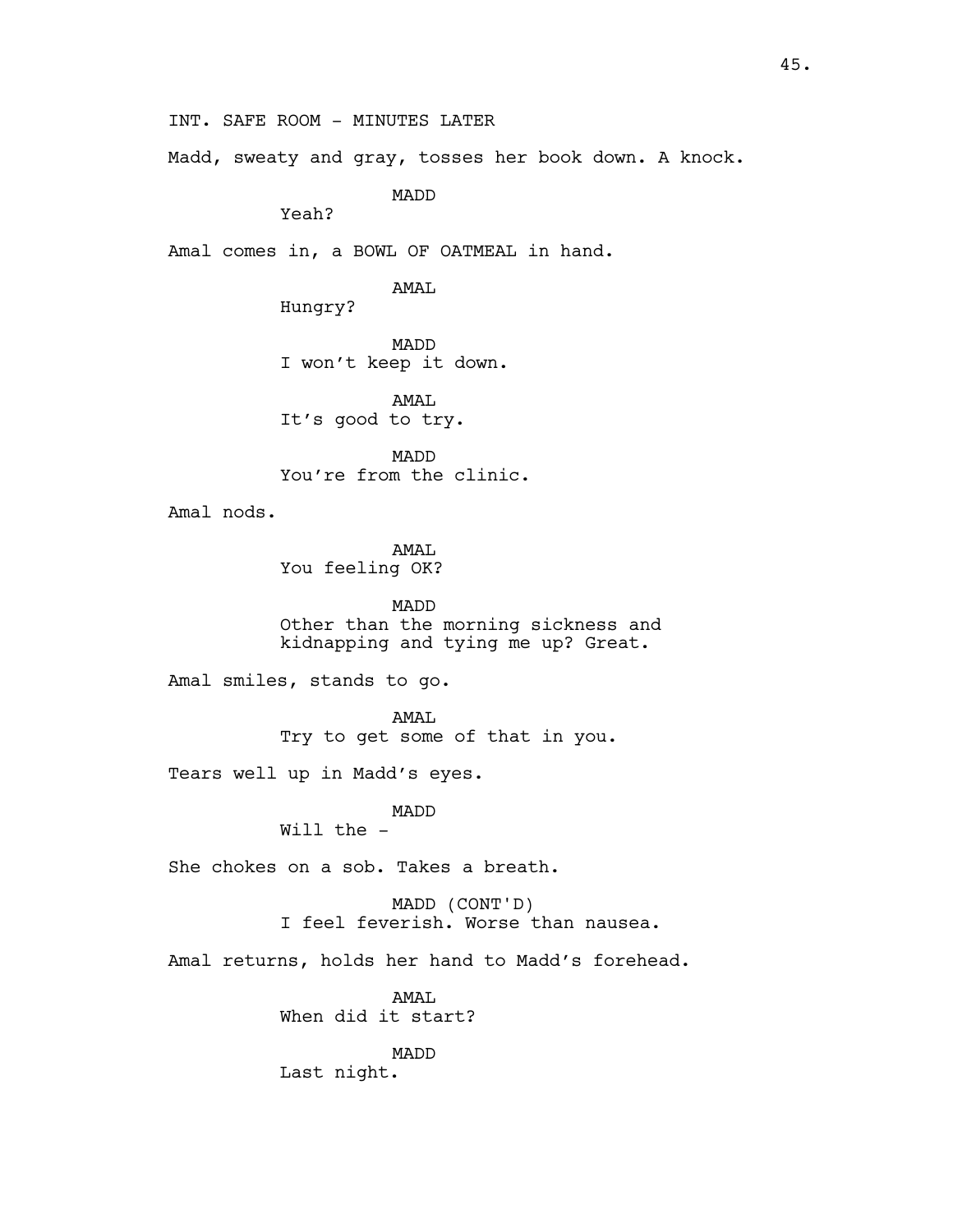INT. SAFE ROOM - MINUTES LATER

Madd, sweaty and gray, tosses her book down. A knock.

MADD
Yeah?

Amal comes in, a BOWL OF OATMEAL in hand.

AMAL
Hungry?

MADD
I won't keep it down.

AMAL
It's good to try.

MADD
You're from the clinic.

Amal nods.

AMAL
You feeling OK?

MADD
Other than the morning sickness and kidnapping and tying me up? Great.

Amal smiles, stands to go.

AMAL
Try to get some of that in you.

Tears well up in Madd's eyes.

MADD
Will the -

She chokes on a sob. Takes a breath.

MADD (CONT'D)
I feel feverish. Worse than nausea.

Amal returns, holds her hand to Madd's forehead.

AMAL
When did it start?

MADD
Last night.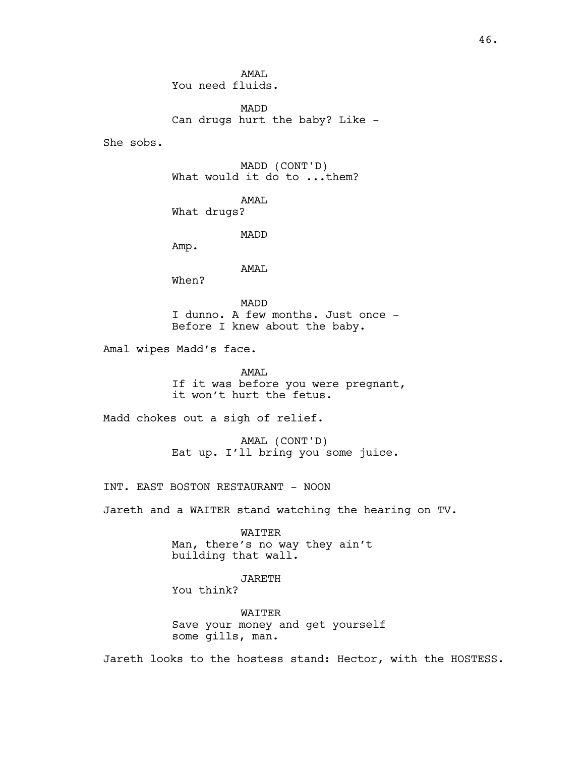AMAL
You need fluids.

MADD
Can drugs hurt the baby? Like -

She sobs.

MADD (CONT'D)
What would it do to ...them?

AMAL
What drugs?

MADD
Amp.

AMAL
When?

MADD
I dunno. A few months. Just once -
Before I knew about the baby.

Amal wipes Madd's face.

AMAL
If it was before you were pregnant,
it won't hurt the fetus.

Madd chokes out a sigh of relief.

AMAL (CONT'D)
Eat up. I'll bring you some juice.

INT. EAST BOSTON RESTAURANT - NOON

Jareth and a WAITER stand watching the hearing on TV.

WAITER
Man, there's no way they ain't
building that wall.

JARETH
You think?

WAITER
Save your money and get yourself
some gills, man.

Jareth looks to the hostess stand: Hector, with the HOSTESS.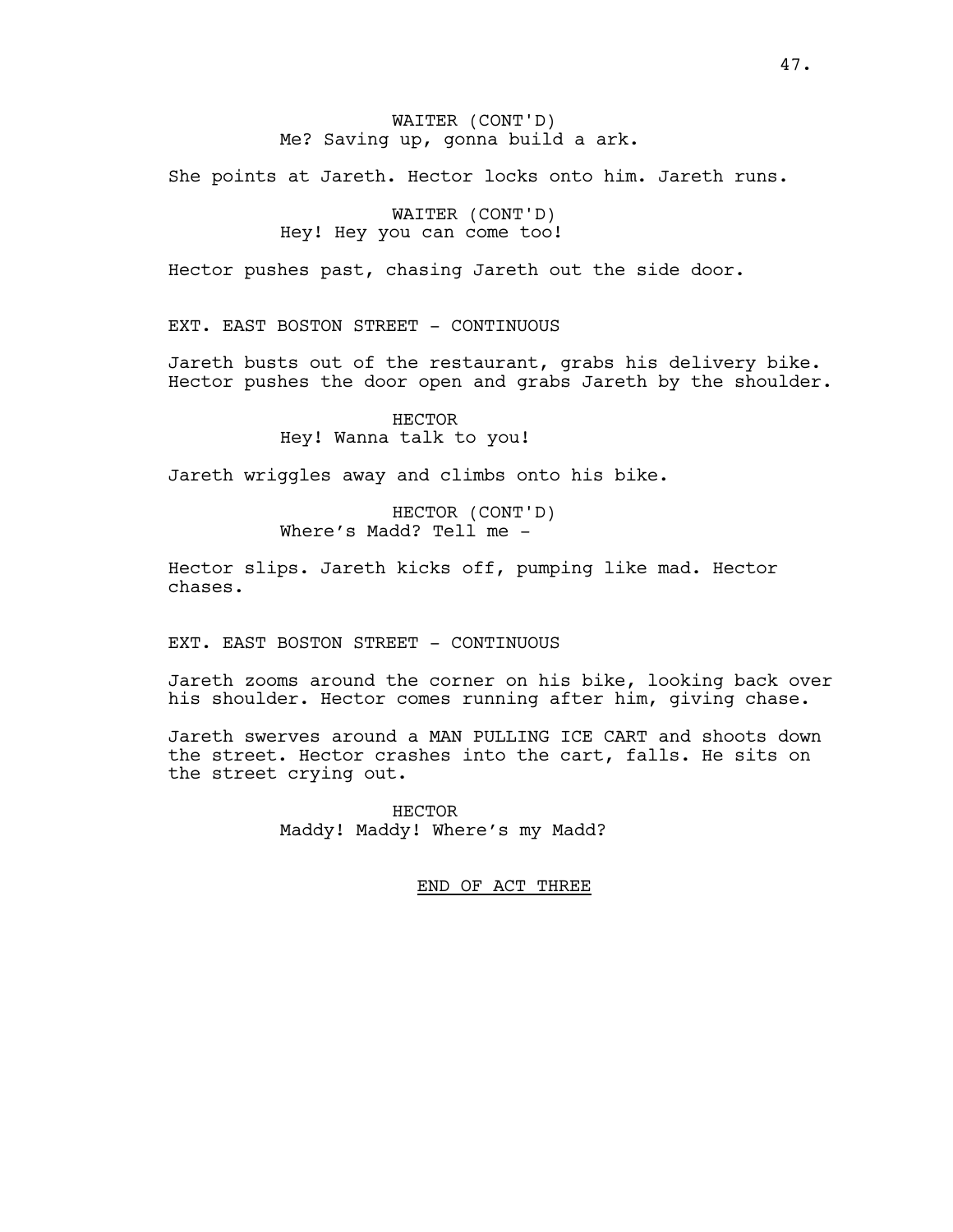WAITER (CONT'D)
Me? Saving up, gonna build a ark.

She points at Jareth. Hector locks onto him. Jareth runs.

WAITER (CONT'D)
Hey! Hey you can come too!

Hector pushes past, chasing Jareth out the side door.

EXT. EAST BOSTON STREET - CONTINUOUS

Jareth busts out of the restaurant, grabs his delivery bike. Hector pushes the door open and grabs Jareth by the shoulder.

HECTOR
Hey! Wanna talk to you!

Jareth wriggles away and climbs onto his bike.

HECTOR (CONT'D)
Where's Madd? Tell me -

Hector slips. Jareth kicks off, pumping like mad. Hector chases.

EXT. EAST BOSTON STREET - CONTINUOUS

Jareth zooms around the corner on his bike, looking back over his shoulder. Hector comes running after him, giving chase.

Jareth swerves around a MAN PULLING ICE CART and shoots down the street. Hector crashes into the cart, falls. He sits on the street crying out.

HECTOR
Maddy! Maddy! Where's my Madd?

END OF ACT THREE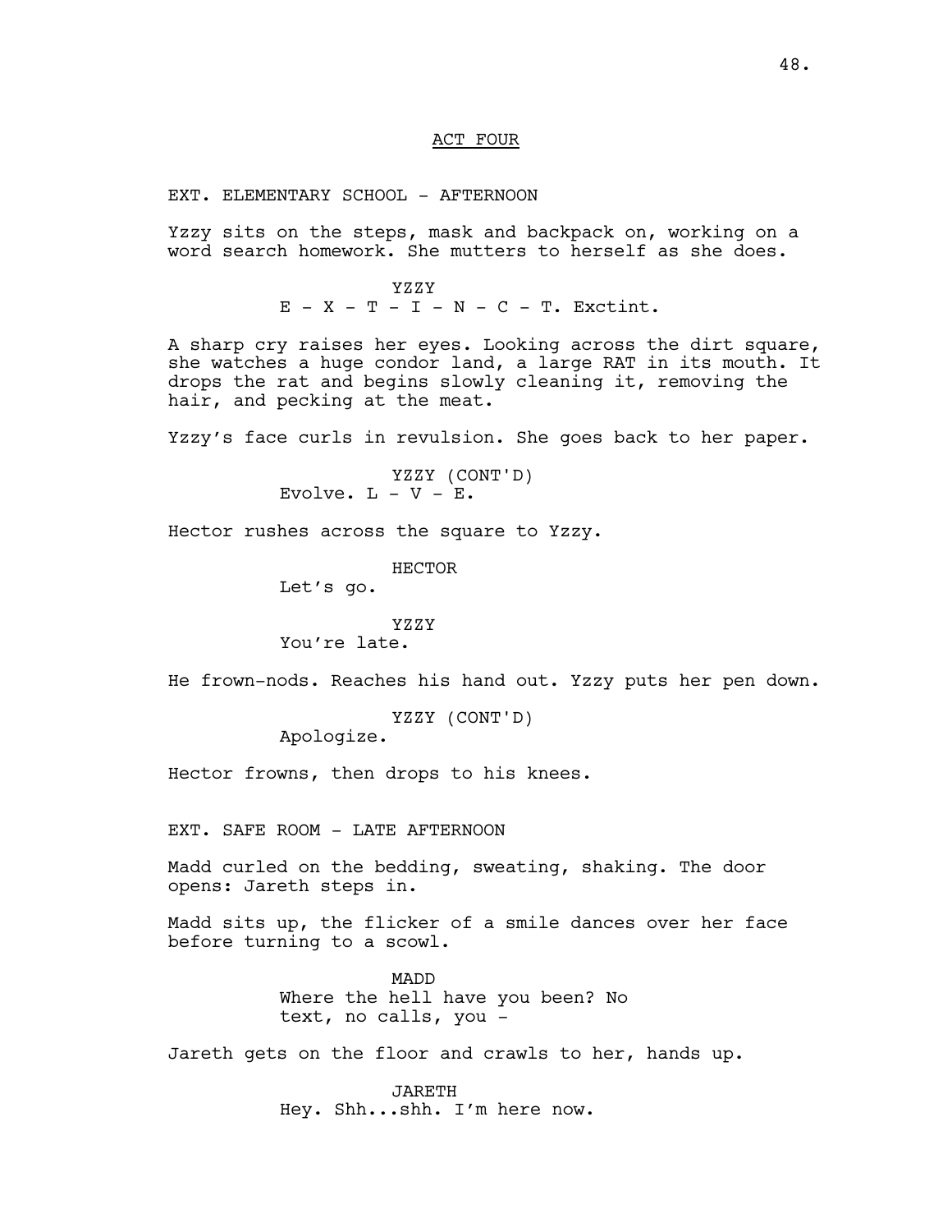ACT FOUR

EXT. ELEMENTARY SCHOOL - AFTERNOON

Yzzy sits on the steps, mask and backpack on, working on a word search homework. She mutters to herself as she does.

YZZY
E - X - T - I - N - C - T. Exctint.

A sharp cry raises her eyes. Looking across the dirt square, she watches a huge condor land, a large RAT in its mouth. It drops the rat and begins slowly cleaning it, removing the hair, and pecking at the meat.

Yzzy's face curls in revulsion. She goes back to her paper.

YZZY (CONT'D)
Evolve. L - V - E.

Hector rushes across the square to Yzzy.

HECTOR
Let's go.

YZZY
You're late.

He frown-nods. Reaches his hand out. Yzzy puts her pen down.

YZZY (CONT'D)
Apologize.

Hector frowns, then drops to his knees.

EXT. SAFE ROOM - LATE AFTERNOON

Madd curled on the bedding, sweating, shaking. The door opens: Jareth steps in.

Madd sits up, the flicker of a smile dances over her face before turning to a scowl.

MADD
Where the hell have you been? No text, no calls, you -

Jareth gets on the floor and crawls to her, hands up.

JARETH
Hey. Shh...shh. I'm here now.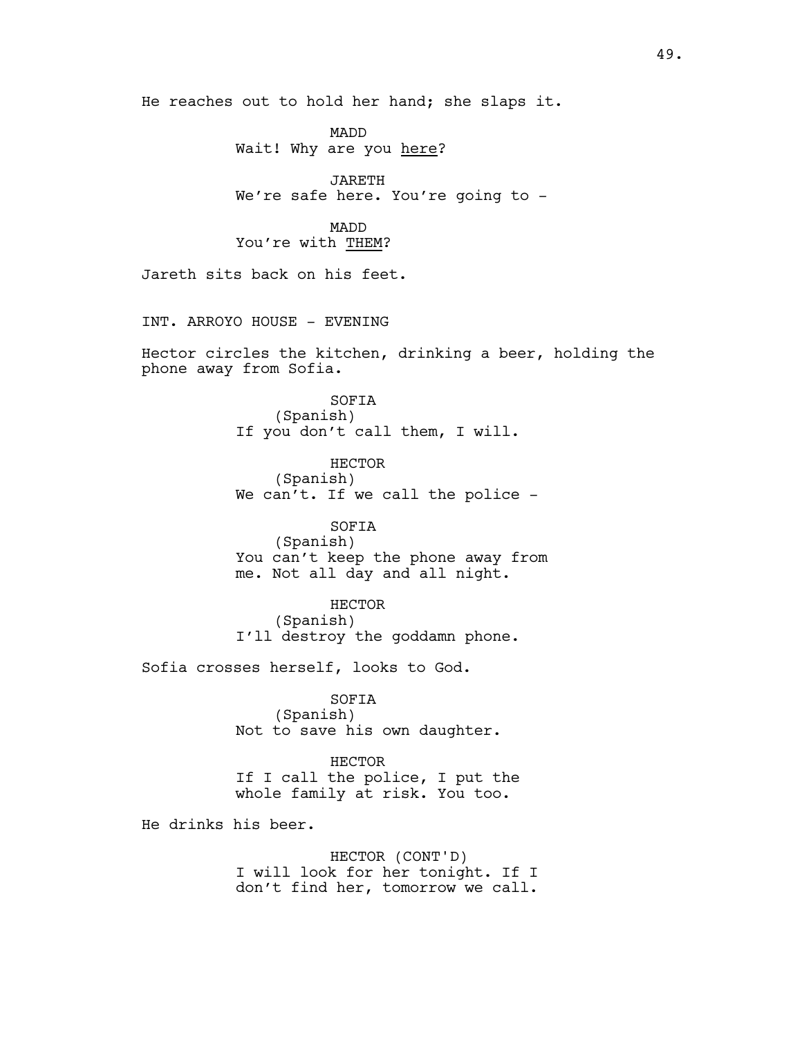He reaches out to hold her hand; she slaps it.

MADD
Wait! Why are you <u>here</u>?

JARETH
We're safe here. You're going to -

MADD
You're with <u>THEM</u>?

Jareth sits back on his feet.

INT. ARROYO HOUSE - EVENING

Hector circles the kitchen, drinking a beer, holding the phone away from Sofia.

SOFIA
(Spanish)
If you don't call them, I will.

HECTOR
(Spanish)
We can't. If we call the police -

SOFIA
(Spanish)
You can't keep the phone away from me. Not all day and all night.

HECTOR
(Spanish)
I'll destroy the goddamn phone.

Sofia crosses herself, looks to God.

SOFIA
(Spanish)
Not to save his own daughter.

HECTOR
If I call the police, I put the whole family at risk. You too.

He drinks his beer.

HECTOR (CONT'D)
I will look for her tonight. If I don't find her, tomorrow we call.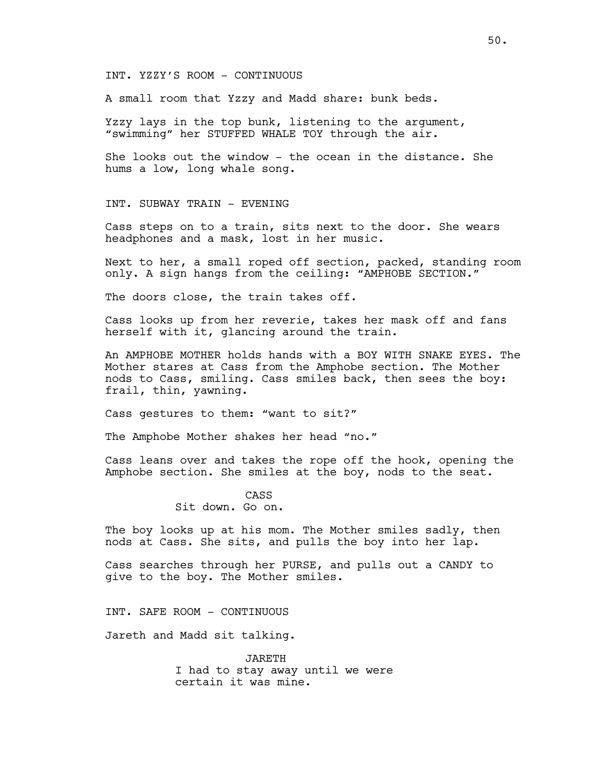INT. YZZY'S ROOM - CONTINUOUS

A small room that Yzzy and Madd share: bunk beds.

Yzzy lays in the top bunk, listening to the argument, "swimming" her STUFFED WHALE TOY through the air.

She looks out the window - the ocean in the distance. She hums a low, long whale song.

INT. SUBWAY TRAIN - EVENING

Cass steps on to a train, sits next to the door. She wears headphones and a mask, lost in her music.

Next to her, a small roped off section, packed, standing room only. A sign hangs from the ceiling: "AMPHOBE SECTION."

The doors close, the train takes off.

Cass looks up from her reverie, takes her mask off and fans herself with it, glancing around the train.

An AMPHOBE MOTHER holds hands with a BOY WITH SNAKE EYES. The Mother stares at Cass from the Amphobe section. The Mother nods to Cass, smiling. Cass smiles back, then sees the boy: frail, thin, yawning.

Cass gestures to them: "want to sit?"

The Amphobe Mother shakes her head "no."

Cass leans over and takes the rope off the hook, opening the Amphobe section. She smiles at the boy, nods to the seat.

CASS
Sit down. Go on.

The boy looks up at his mom. The Mother smiles sadly, then nods at Cass. She sits, and pulls the boy into her lap.

Cass searches through her PURSE, and pulls out a CANDY to give to the boy. The Mother smiles.

INT. SAFE ROOM - CONTINUOUS

Jareth and Madd sit talking.

JARETH
I had to stay away until we were certain it was mine.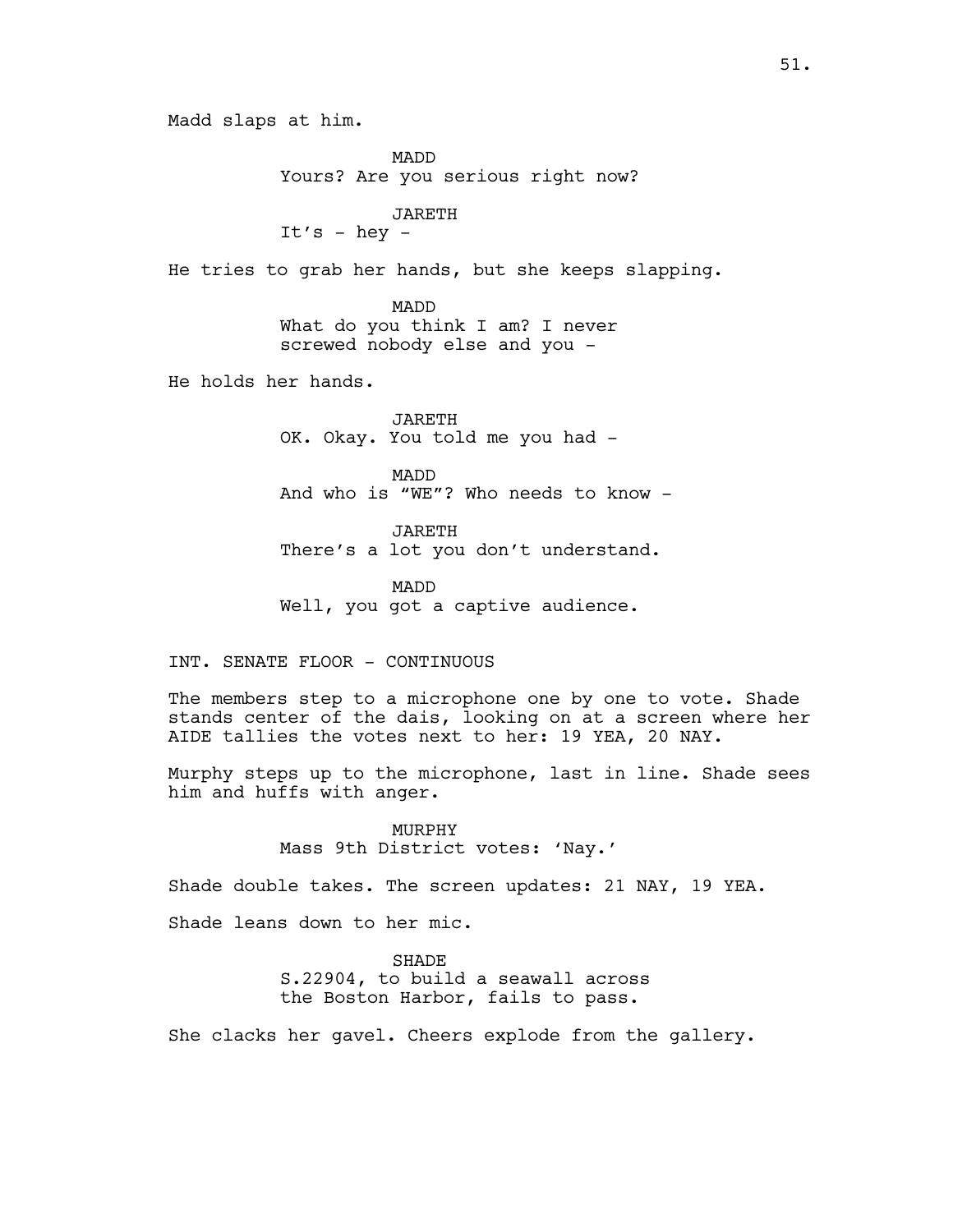Madd slaps at him.

MADD
Yours? Are you serious right now?

JARETH
It's - hey -

He tries to grab her hands, but she keeps slapping.

MADD
What do you think I am? I never screwed nobody else and you -

He holds her hands.

JARETH
OK. Okay. You told me you had -

MADD
And who is "WE"? Who needs to know -

JARETH
There's a lot you don't understand.

MADD
Well, you got a captive audience.

INT. SENATE FLOOR - CONTINUOUS

The members step to a microphone one by one to vote. Shade stands center of the dais, looking on at a screen where her AIDE tallies the votes next to her: 19 YEA, 20 NAY.

Murphy steps up to the microphone, last in line. Shade sees him and huffs with anger.

MURPHY
Mass 9th District votes: 'Nay.'

Shade double takes. The screen updates: 21 NAY, 19 YEA.

Shade leans down to her mic.

SHADE
S.22904, to build a seawall across the Boston Harbor, fails to pass.

She clacks her gavel. Cheers explode from the gallery.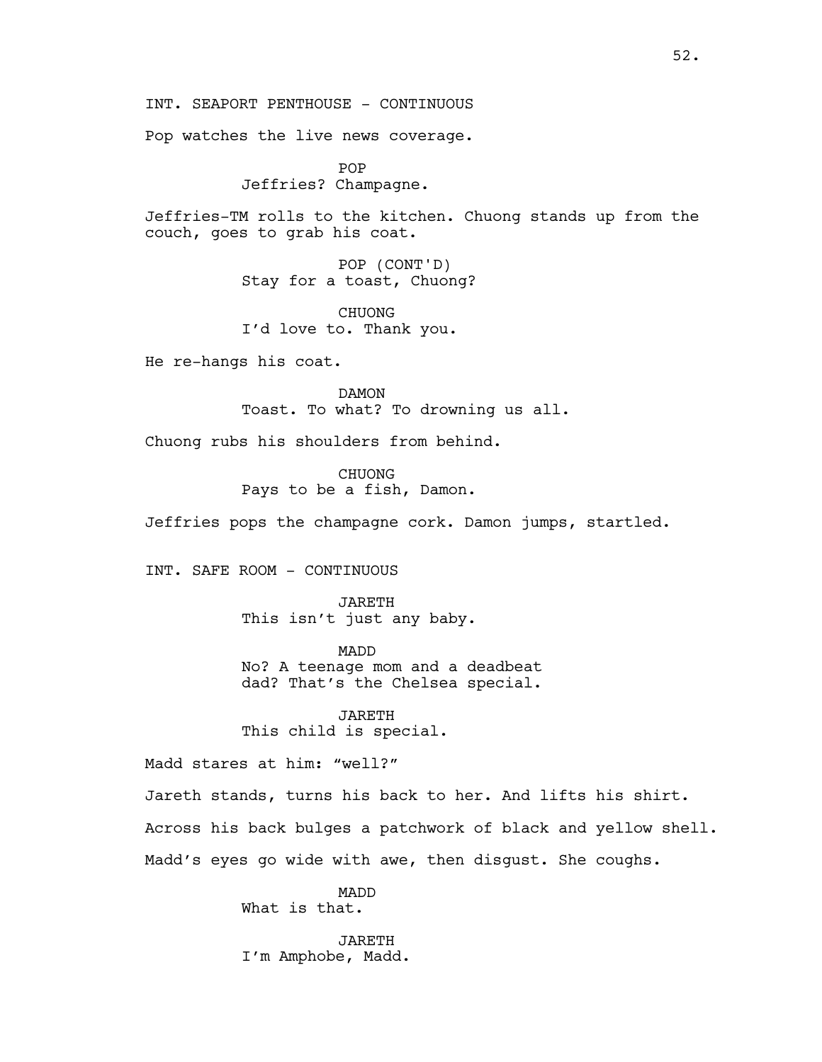INT. SEAPORT PENTHOUSE - CONTINUOUS

Pop watches the live news coverage.

POP
Jeffries? Champagne.

Jeffries-TM rolls to the kitchen. Chuong stands up from the couch, goes to grab his coat.

POP (CONT'D)
Stay for a toast, Chuong?

CHUONG
I'd love to. Thank you.

He re-hangs his coat.

DAMON
Toast. To what? To drowning us all.

Chuong rubs his shoulders from behind.

CHUONG
Pays to be a fish, Damon.

Jeffries pops the champagne cork. Damon jumps, startled.

INT. SAFE ROOM - CONTINUOUS

JARETH
This isn't just any baby.

MADD
No? A teenage mom and a deadbeat dad? That's the Chelsea special.

JARETH
This child is special.

Madd stares at him: "well?"

Jareth stands, turns his back to her. And lifts his shirt.

Across his back bulges a patchwork of black and yellow shell.

Madd's eyes go wide with awe, then disgust. She coughs.

MADD
What is that.

JARETH
I'm Amphobe, Madd.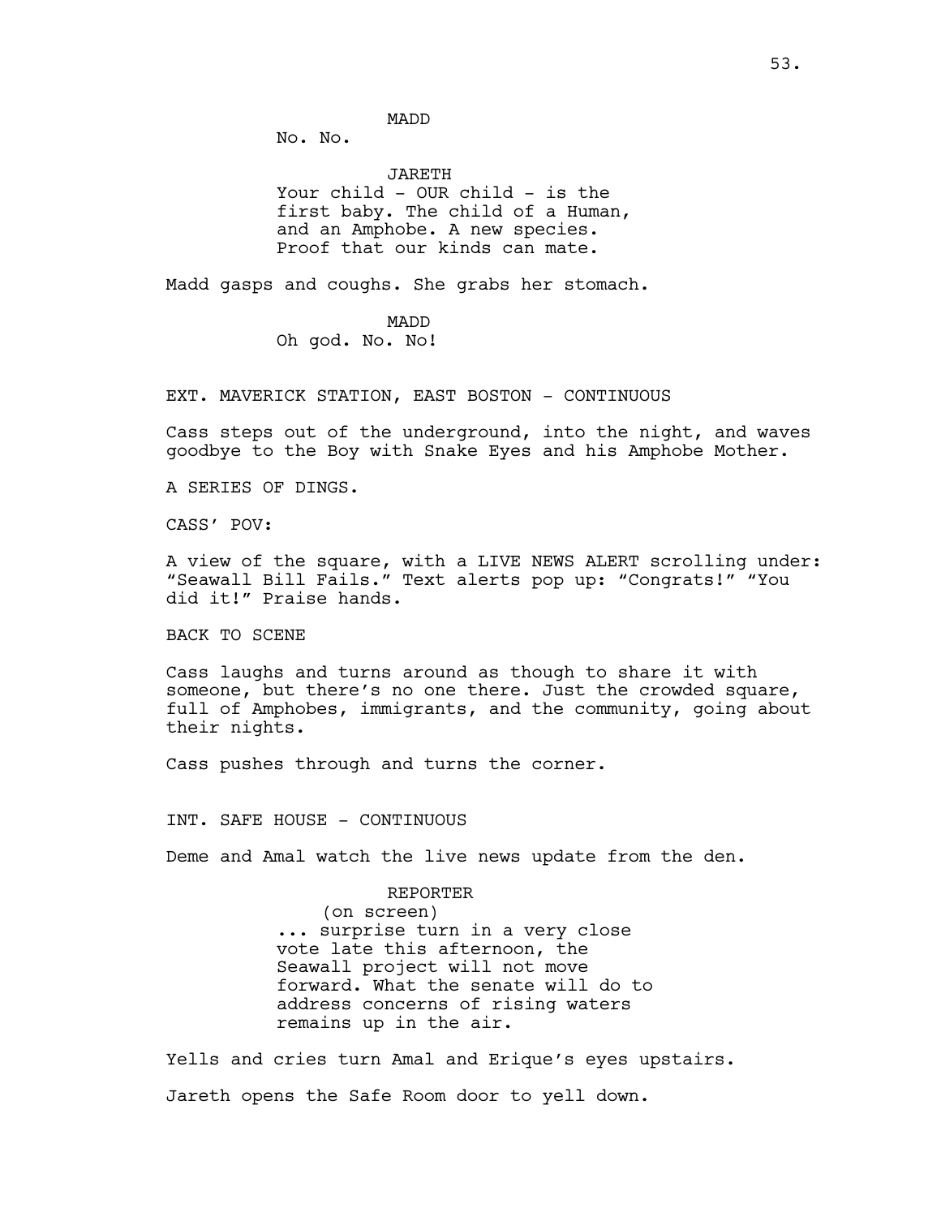MADD

No. No.

JARETH

Your child - OUR child - is the first baby. The child of a Human, and an Amphobe. A new species. Proof that our kinds can mate.

Madd gasps and coughs. She grabs her stomach.

MADD

Oh god. No. No!

EXT. MAVERICK STATION, EAST BOSTON - CONTINUOUS

Cass steps out of the underground, into the night, and waves goodbye to the Boy with Snake Eyes and his Amphobe Mother.

A SERIES OF DINGS.

CASS' POV:

A view of the square, with a LIVE NEWS ALERT scrolling under: "Seawall Bill Fails." Text alerts pop up: "Congrats!" "You did it!" Praise hands.

BACK TO SCENE

Cass laughs and turns around as though to share it with someone, but there's no one there. Just the crowded square, full of Amphobes, immigrants, and the community, going about their nights.

Cass pushes through and turns the corner.

INT. SAFE HOUSE - CONTINUOUS

Deme and Amal watch the live news update from the den.

REPORTER

(on screen)

... surprise turn in a very close vote late this afternoon, the Seawall project will not move forward. What the senate will do to address concerns of rising waters remains up in the air.

Yells and cries turn Amal and Erique's eyes upstairs.

Jareth opens the Safe Room door to yell down.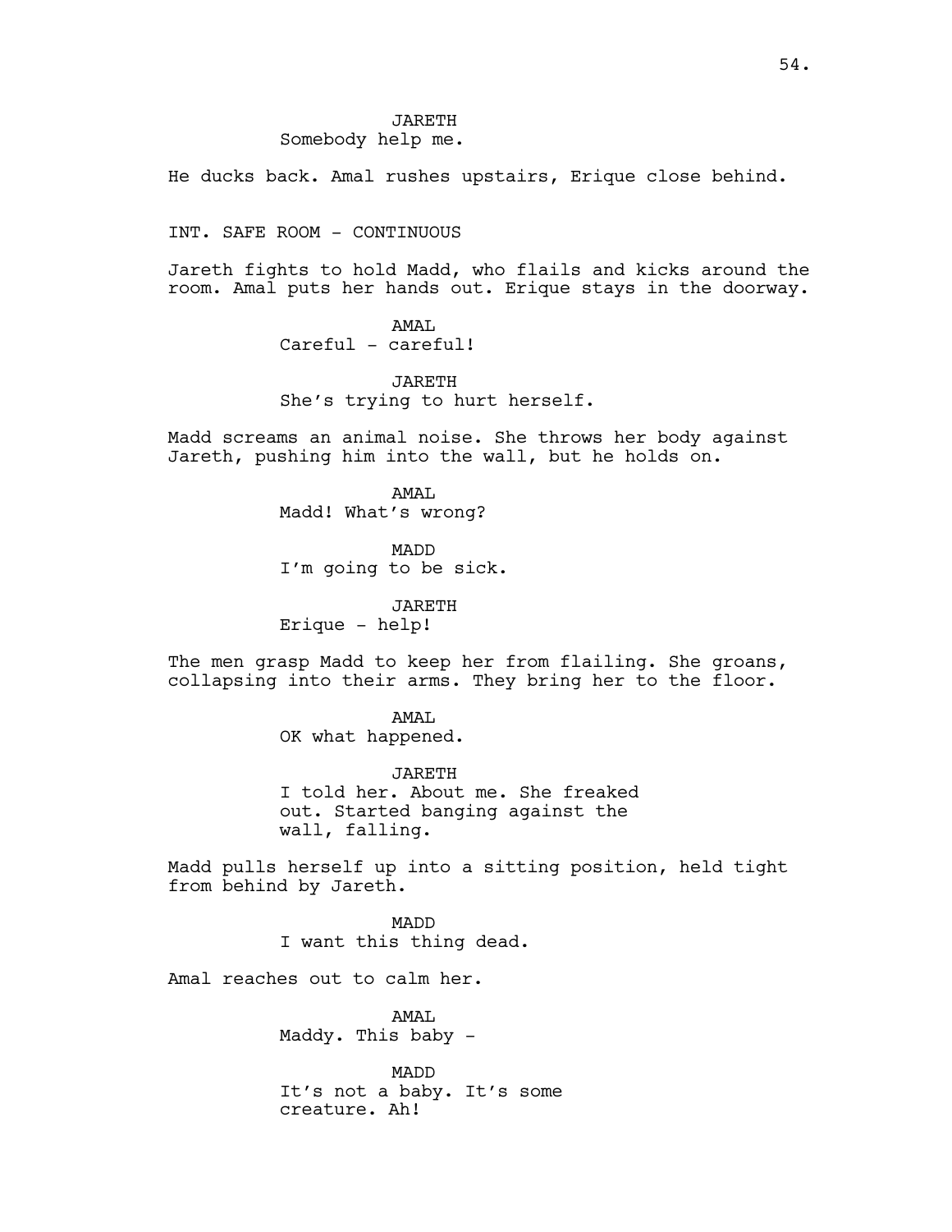JARETH
Somebody help me.

He ducks back. Amal rushes upstairs, Erique close behind.

INT. SAFE ROOM - CONTINUOUS

Jareth fights to hold Madd, who flails and kicks around the room. Amal puts her hands out. Erique stays in the doorway.

AMAL
Careful - careful!

JARETH
She's trying to hurt herself.

Madd screams an animal noise. She throws her body against Jareth, pushing him into the wall, but he holds on.

AMAL
Madd! What's wrong?

MADD
I'm going to be sick.

JARETH
Erique - help!

The men grasp Madd to keep her from flailing. She groans, collapsing into their arms. They bring her to the floor.

AMAL
OK what happened.

JARETH
I told her. About me. She freaked out. Started banging against the wall, falling.

Madd pulls herself up into a sitting position, held tight from behind by Jareth.

MADD
I want this thing dead.

Amal reaches out to calm her.

AMAL
Maddy. This baby -

MADD
It's not a baby. It's some creature. Ah!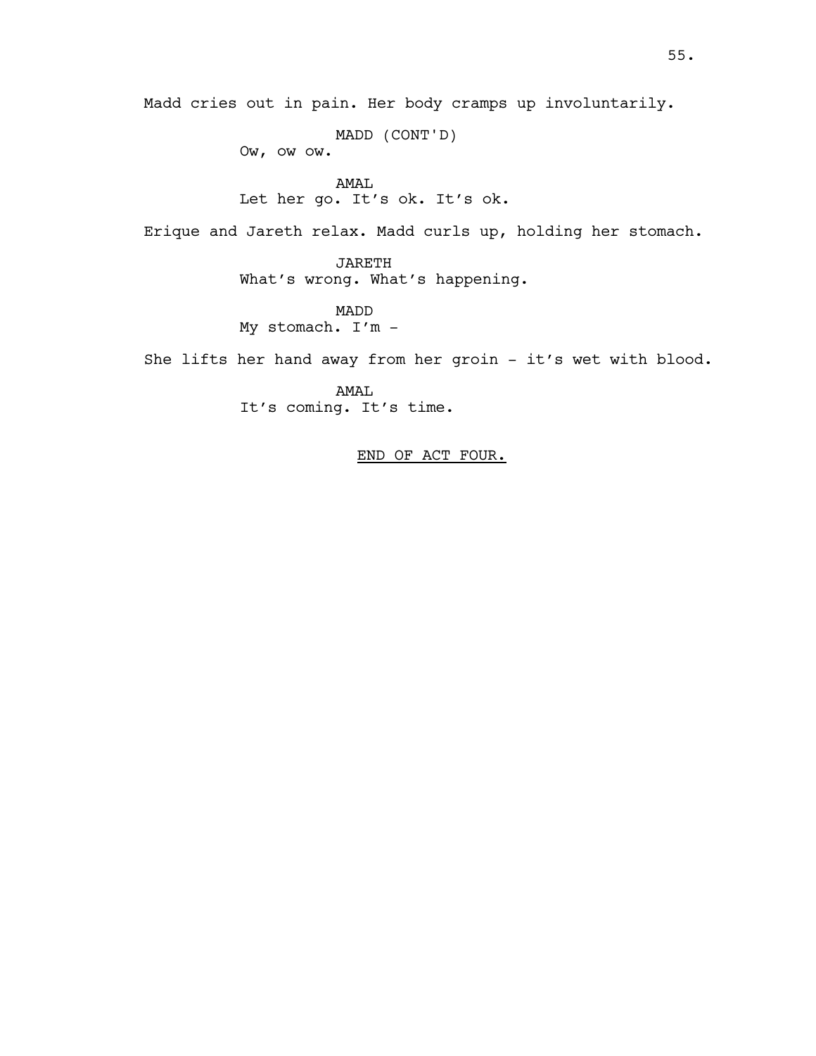Madd cries out in pain. Her body cramps up involuntarily.

MADD (CONT'D)
Ow, ow ow.

AMAL
Let her go. It's ok. It's ok.

Erique and Jareth relax. Madd curls up, holding her stomach.

JARETH
What's wrong. What's happening.

MADD
My stomach. I'm -

She lifts her hand away from her groin - it's wet with blood.

AMAL
It's coming. It's time.

<u>END OF ACT FOUR.</u>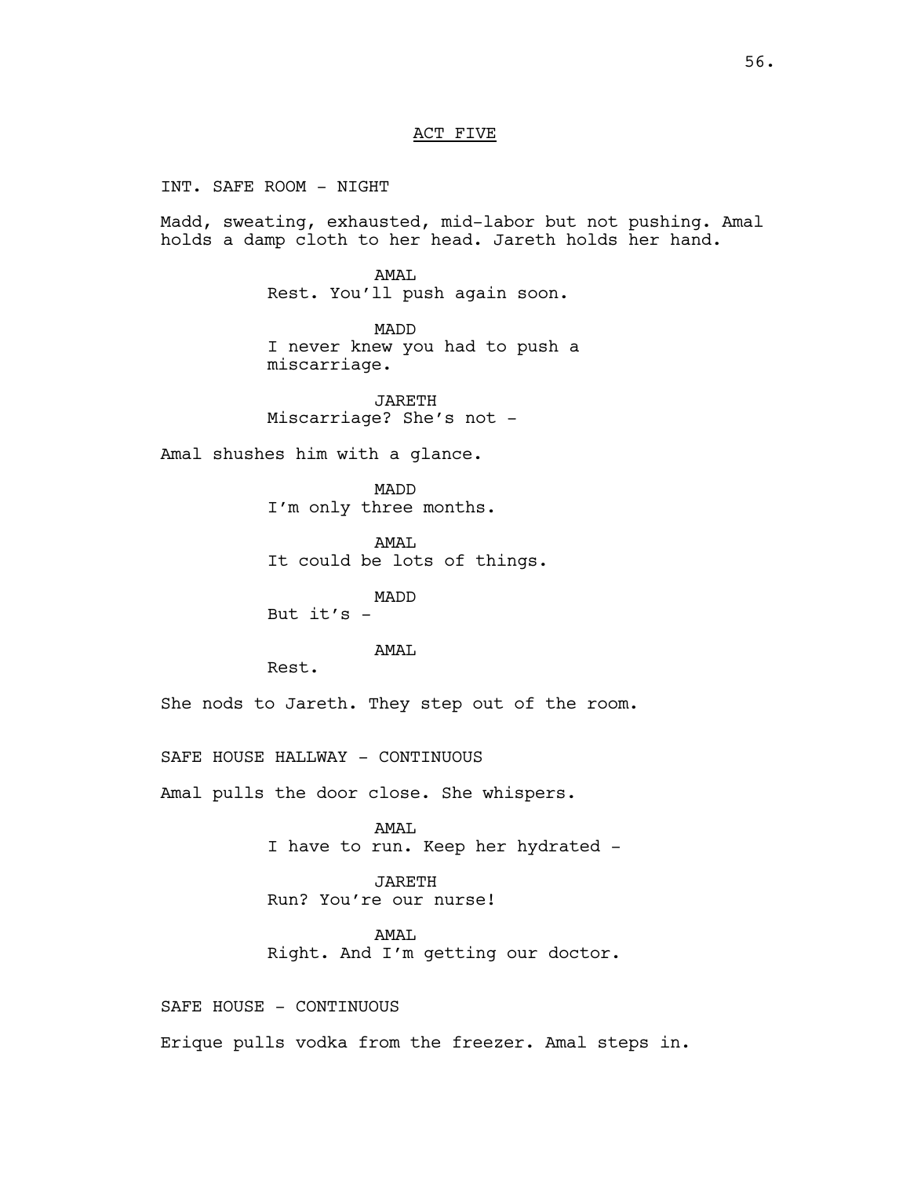ACT FIVE

INT. SAFE ROOM - NIGHT

Madd, sweating, exhausted, mid-labor but not pushing. Amal holds a damp cloth to her head. Jareth holds her hand.

AMAL
Rest. You'll push again soon.

MADD
I never knew you had to push a miscarriage.

JARETH
Miscarriage? She's not -

Amal shushes him with a glance.

MADD
I'm only three months.

AMAL
It could be lots of things.

MADD
But it's -

AMAL
Rest.

She nods to Jareth. They step out of the room.

SAFE HOUSE HALLWAY - CONTINUOUS

Amal pulls the door close. She whispers.

AMAL
I have to run. Keep her hydrated -

JARETH
Run? You're our nurse!

AMAL
Right. And I'm getting our doctor.

SAFE HOUSE - CONTINUOUS

Erique pulls vodka from the freezer. Amal steps in.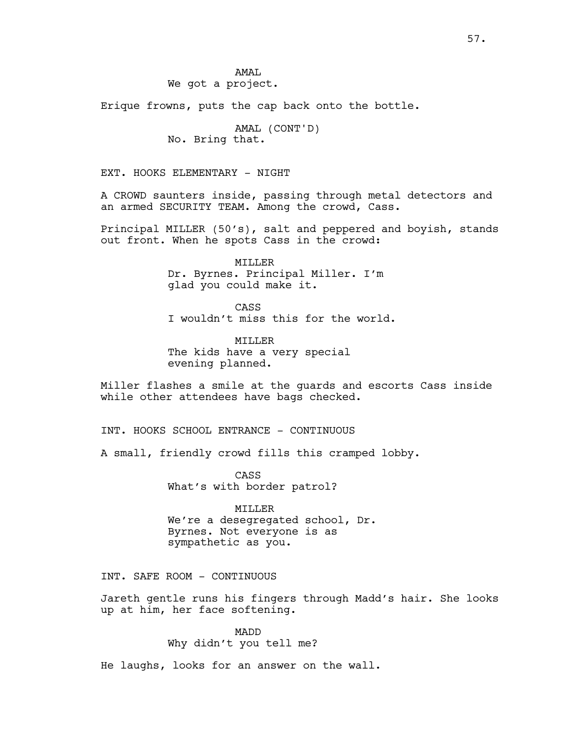AMAL
We got a project.

Erique frowns, puts the cap back onto the bottle.

AMAL (CONT'D)
No. Bring that.

EXT. HOOKS ELEMENTARY - NIGHT

A CROWD saunters inside, passing through metal detectors and an armed SECURITY TEAM. Among the crowd, Cass.

Principal MILLER (50's), salt and peppered and boyish, stands out front. When he spots Cass in the crowd:

MILLER
Dr. Byrnes. Principal Miller. I'm glad you could make it.

CASS
I wouldn't miss this for the world.

MILLER
The kids have a very special evening planned.

Miller flashes a smile at the guards and escorts Cass inside while other attendees have bags checked.

INT. HOOKS SCHOOL ENTRANCE - CONTINUOUS

A small, friendly crowd fills this cramped lobby.

CASS
What's with border patrol?

MILLER
We're a desegregated school, Dr. Byrnes. Not everyone is as sympathetic as you.

INT. SAFE ROOM - CONTINUOUS

Jareth gentle runs his fingers through Madd's hair. She looks up at him, her face softening.

MADD
Why didn't you tell me?

He laughs, looks for an answer on the wall.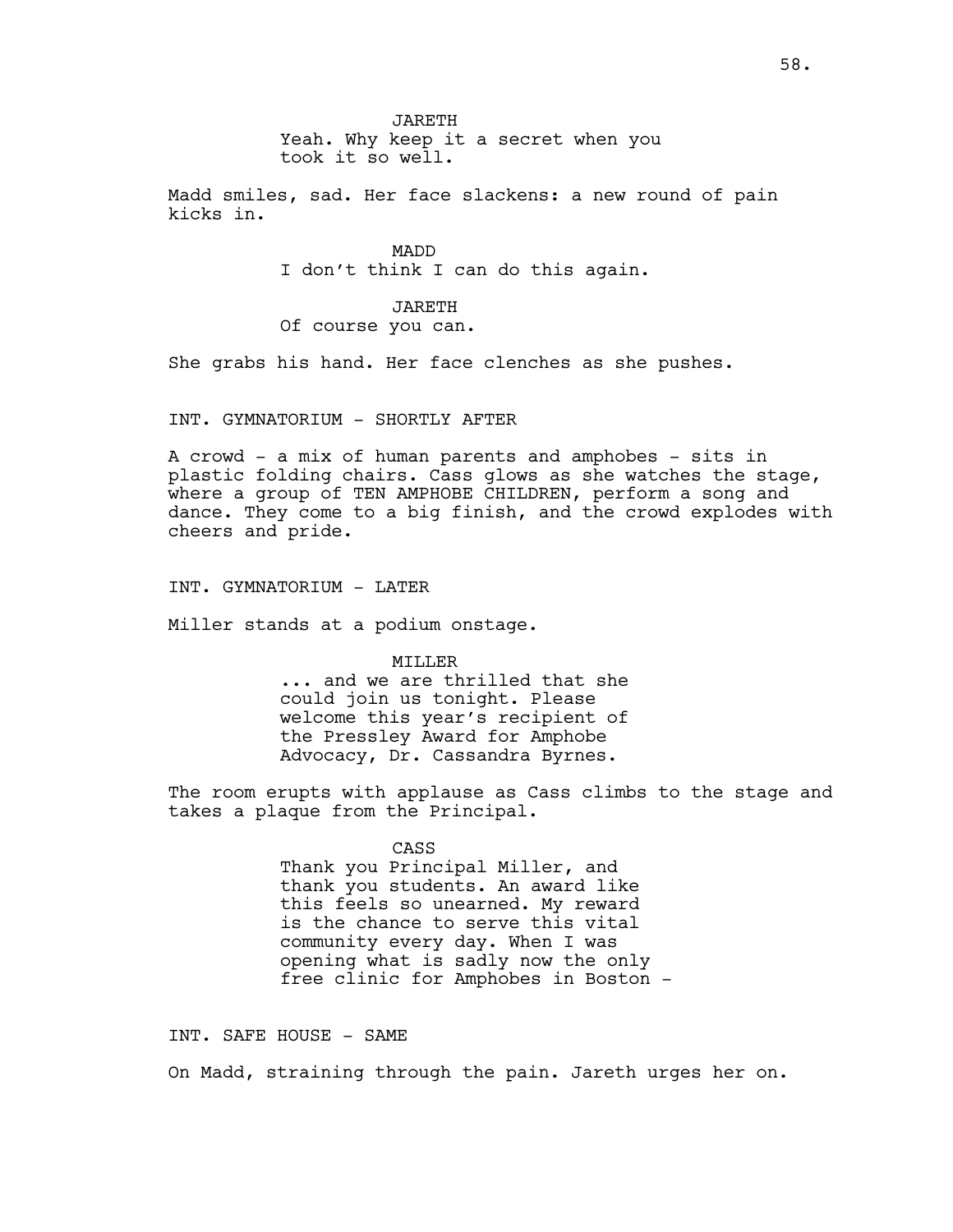JARETH
Yeah. Why keep it a secret when you took it so well.

Madd smiles, sad. Her face slackens: a new round of pain kicks in.

MADD
I don't think I can do this again.

JARETH
Of course you can.

She grabs his hand. Her face clenches as she pushes.

INT. GYMNATORIUM - SHORTLY AFTER

A crowd - a mix of human parents and amphobes - sits in plastic folding chairs. Cass glows as she watches the stage, where a group of TEN AMPHOBE CHILDREN, perform a song and dance. They come to a big finish, and the crowd explodes with cheers and pride.

INT. GYMNATORIUM - LATER

Miller stands at a podium onstage.

MILLER
... and we are thrilled that she could join us tonight. Please welcome this year's recipient of the Pressley Award for Amphobe Advocacy, Dr. Cassandra Byrnes.

The room erupts with applause as Cass climbs to the stage and takes a plaque from the Principal.

CASS
Thank you Principal Miller, and thank you students. An award like this feels so unearned. My reward is the chance to serve this vital community every day. When I was opening what is sadly now the only free clinic for Amphobes in Boston -

INT. SAFE HOUSE - SAME

On Madd, straining through the pain. Jareth urges her on.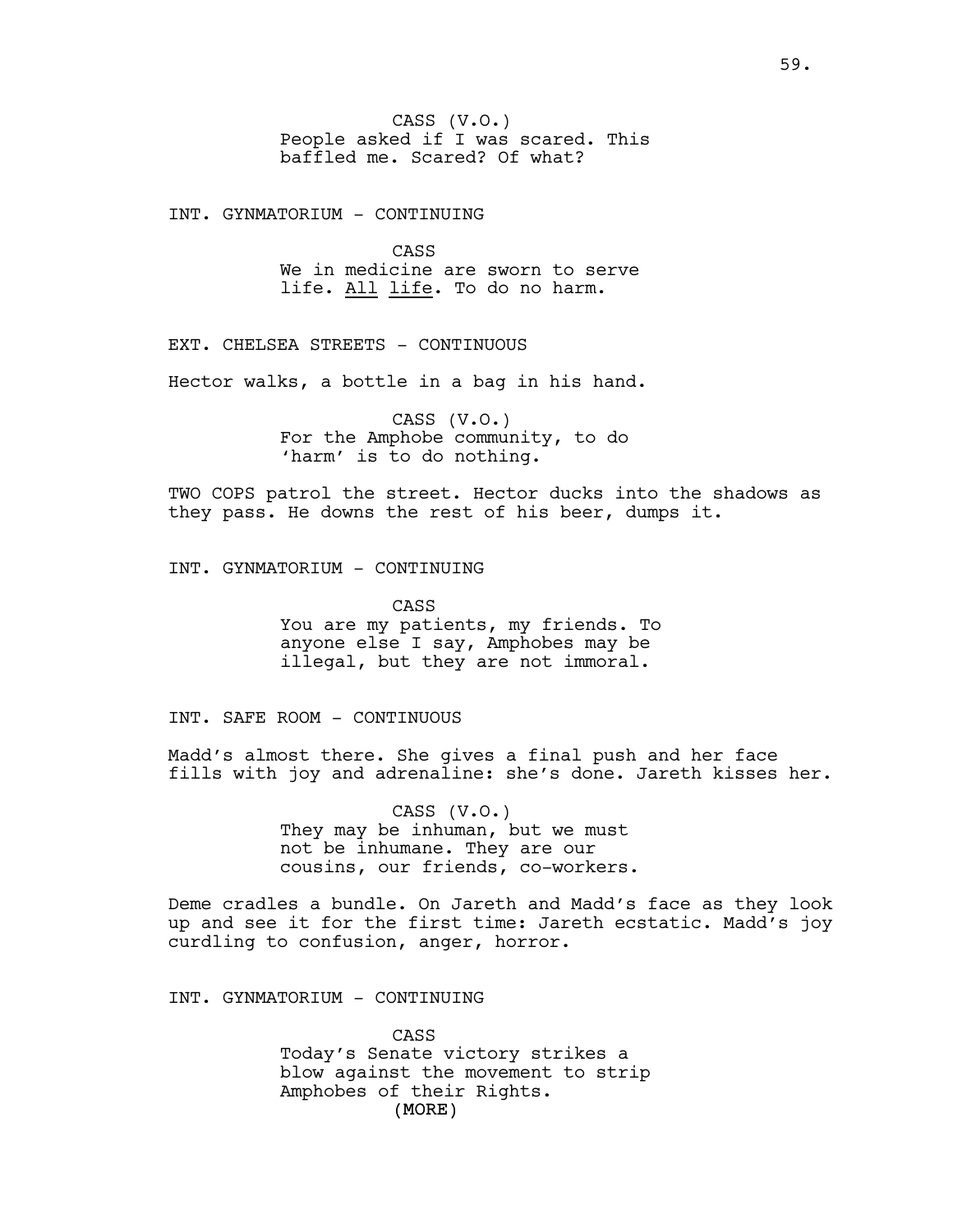CASS (V.O.)
People asked if I was scared. This baffled me. Scared? Of what?

INT. GYNMATORIUM - CONTINUING

CASS
We in medicine are sworn to serve life. <u>All</u> <u>life</u>. To do no harm.

EXT. CHELSEA STREETS - CONTINUOUS

Hector walks, a bottle in a bag in his hand.

CASS (V.O.)
For the Amphobe community, to do 'harm' is to do nothing.

TWO COPS patrol the street. Hector ducks into the shadows as they pass. He downs the rest of his beer, dumps it.

INT. GYNMATORIUM - CONTINUING

CASS
You are my patients, my friends. To anyone else I say, Amphobes may be illegal, but they are not immoral.

INT. SAFE ROOM - CONTINUOUS

Madd's almost there. She gives a final push and her face fills with joy and adrenaline: she's done. Jareth kisses her.

CASS (V.O.)
They may be inhuman, but we must not be inhumane. They are our cousins, our friends, co-workers.

Deme cradles a bundle. On Jareth and Madd's face as they look up and see it for the first time: Jareth ecstatic. Madd's joy curdling to confusion, anger, horror.

INT. GYNMATORIUM - CONTINUING

CASS
Today's Senate victory strikes a blow against the movement to strip Amphobes of their Rights.
(MORE)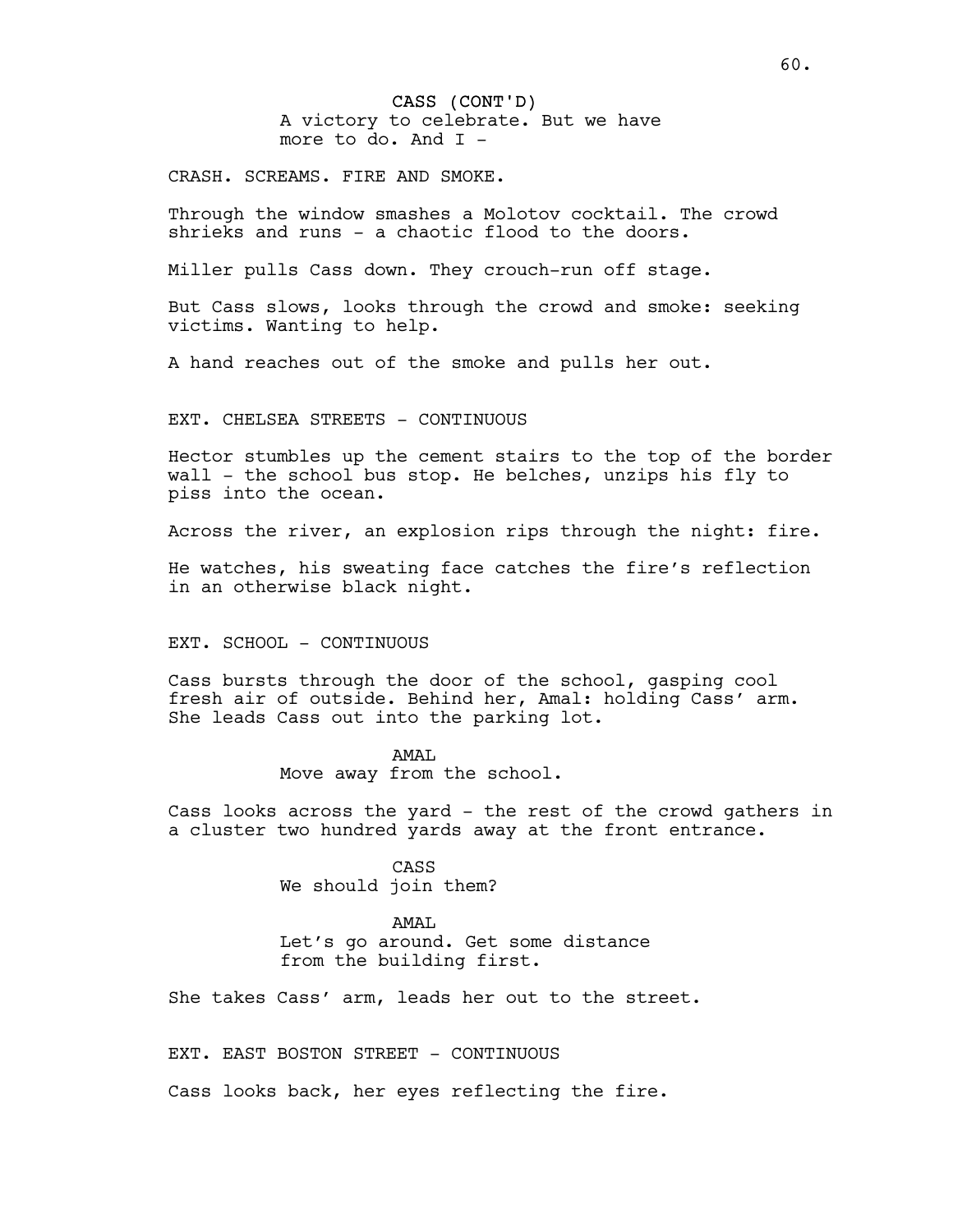CASS (CONT'D)
A victory to celebrate. But we have more to do. And I -

CRASH. SCREAMS. FIRE AND SMOKE.

Through the window smashes a Molotov cocktail. The crowd shrieks and runs - a chaotic flood to the doors.

Miller pulls Cass down. They crouch-run off stage.

But Cass slows, looks through the crowd and smoke: seeking victims. Wanting to help.

A hand reaches out of the smoke and pulls her out.

EXT. CHELSEA STREETS - CONTINUOUS

Hector stumbles up the cement stairs to the top of the border wall - the school bus stop. He belches, unzips his fly to piss into the ocean.

Across the river, an explosion rips through the night: fire.

He watches, his sweating face catches the fire's reflection in an otherwise black night.

EXT. SCHOOL - CONTINUOUS

Cass bursts through the door of the school, gasping cool fresh air of outside. Behind her, Amal: holding Cass' arm. She leads Cass out into the parking lot.

AMAL
Move away from the school.

Cass looks across the yard - the rest of the crowd gathers in a cluster two hundred yards away at the front entrance.

CASS
We should join them?

AMAL
Let's go around. Get some distance from the building first.

She takes Cass' arm, leads her out to the street.

EXT. EAST BOSTON STREET - CONTINUOUS

Cass looks back, her eyes reflecting the fire.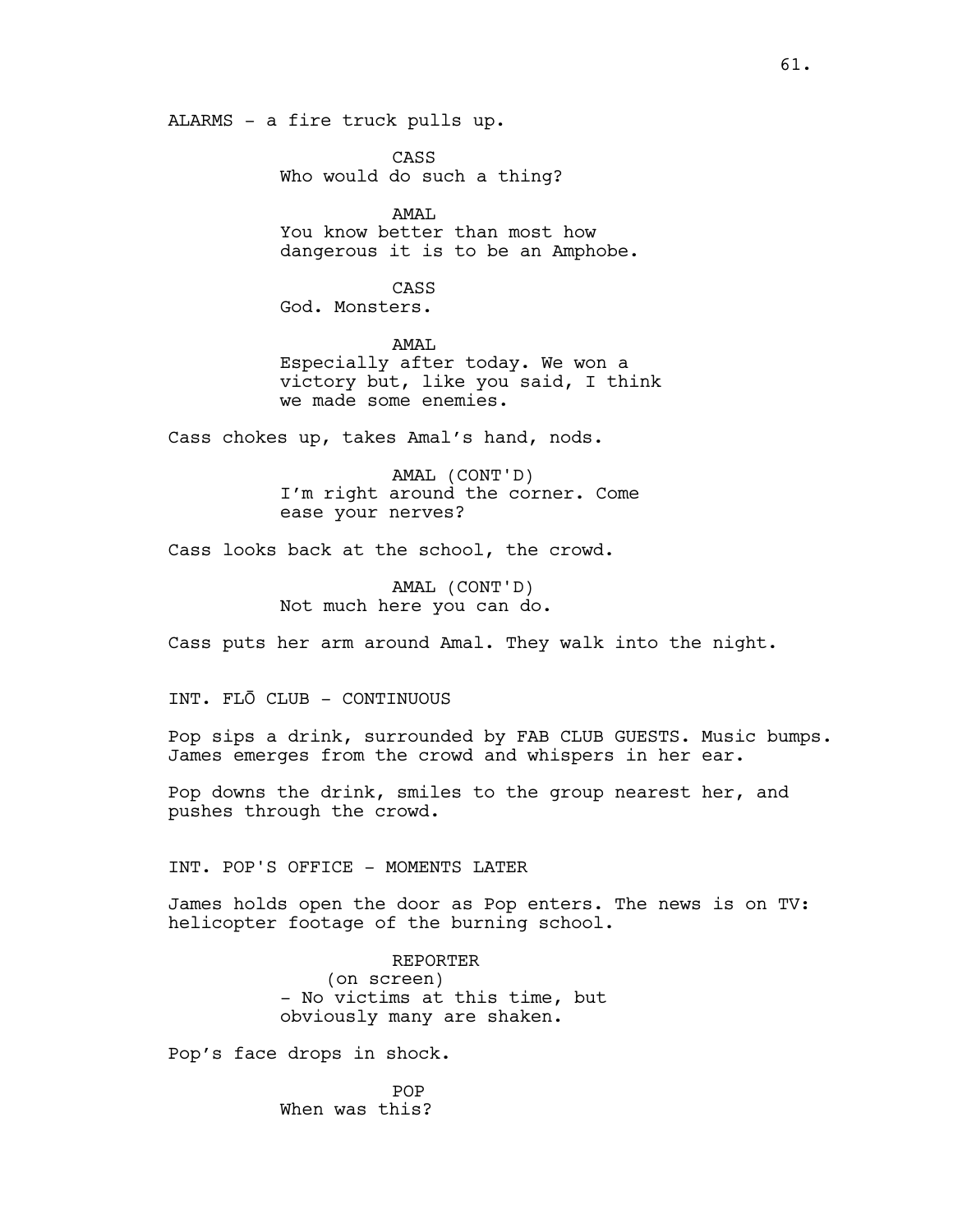ALARMS - a fire truck pulls up.

CASS
Who would do such a thing?

AMAL
You know better than most how dangerous it is to be an Amphobe.

CASS
God. Monsters.

AMAL
Especially after today. We won a victory but, like you said, I think we made some enemies.

Cass chokes up, takes Amal's hand, nods.

AMAL (CONT'D)
I'm right around the corner. Come ease your nerves?

Cass looks back at the school, the crowd.

AMAL (CONT'D)
Not much here you can do.

Cass puts her arm around Amal. They walk into the night.

INT. FLŌ CLUB - CONTINUOUS

Pop sips a drink, surrounded by FAB CLUB GUESTS. Music bumps. James emerges from the crowd and whispers in her ear.

Pop downs the drink, smiles to the group nearest her, and pushes through the crowd.

INT. POP'S OFFICE - MOMENTS LATER

James holds open the door as Pop enters. The news is on TV: helicopter footage of the burning school.

REPORTER
(on screen)
- No victims at this time, but obviously many are shaken.

Pop's face drops in shock.

POP
When was this?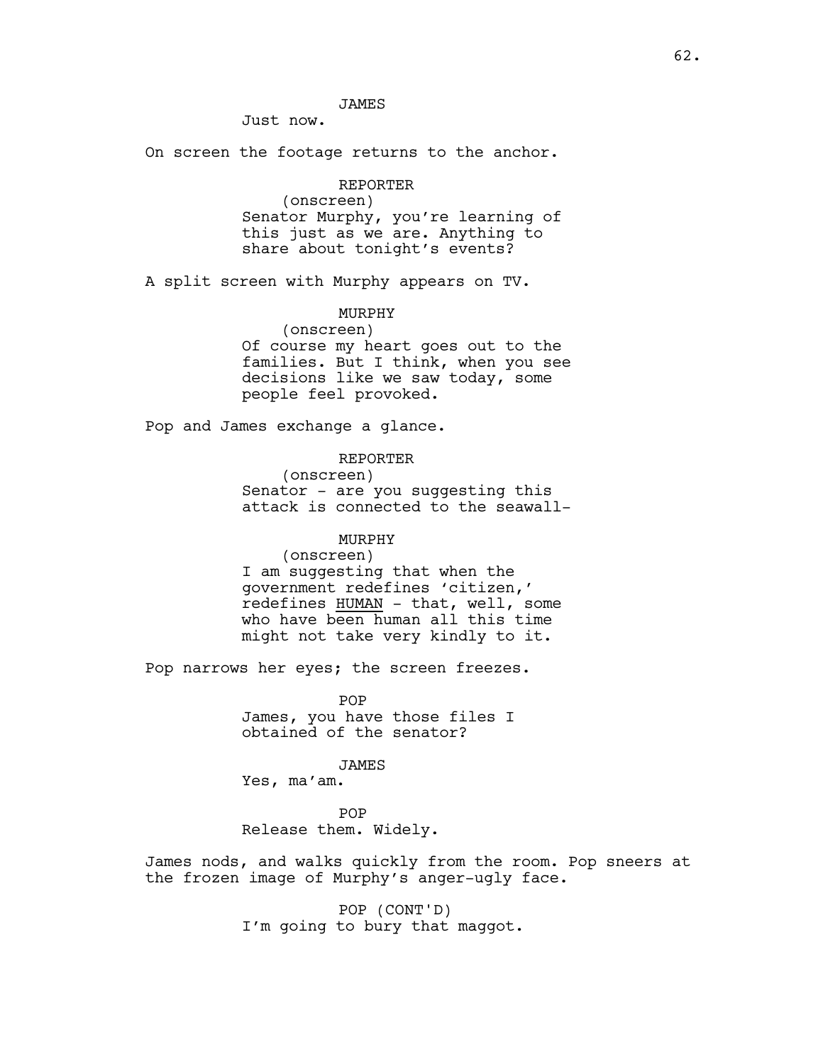JAMES
Just now.

On screen the footage returns to the anchor.

REPORTER
(onscreen)
Senator Murphy, you're learning of this just as we are. Anything to share about tonight's events?

A split screen with Murphy appears on TV.

MURPHY
(onscreen)
Of course my heart goes out to the families. But I think, when you see decisions like we saw today, some people feel provoked.

Pop and James exchange a glance.

REPORTER
(onscreen)
Senator - are you suggesting this attack is connected to the seawall-

MURPHY
(onscreen)
I am suggesting that when the government redefines 'citizen,' redefines <u>HUMAN</u> - that, well, some who have been human all this time might not take very kindly to it.

Pop narrows her eyes; the screen freezes.

POP
James, you have those files I obtained of the senator?

JAMES
Yes, ma'am.

POP
Release them. Widely.

James nods, and walks quickly from the room. Pop sneers at the frozen image of Murphy's anger-ugly face.

POP (CONT'D)
I'm going to bury that maggot.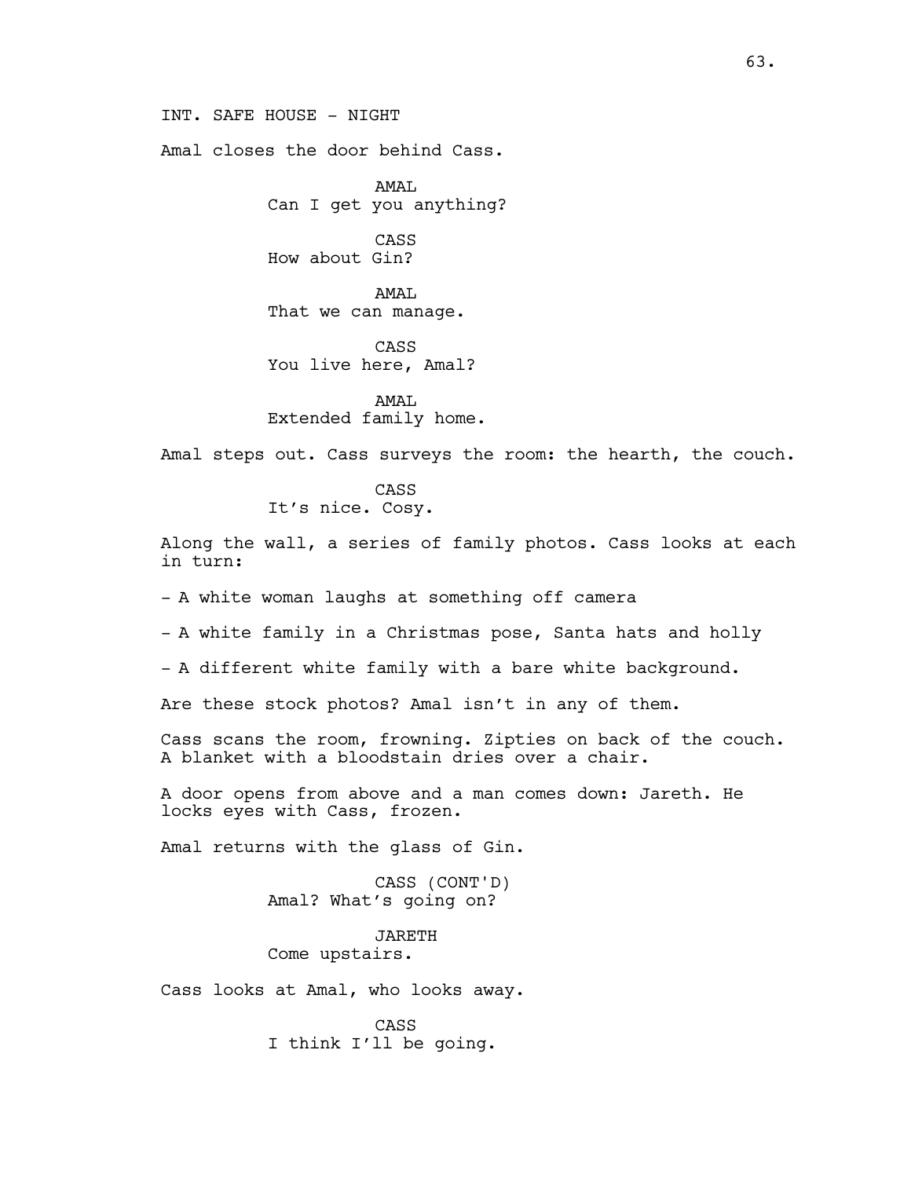INT. SAFE HOUSE - NIGHT

Amal closes the door behind Cass.

AMAL
Can I get you anything?

CASS
How about Gin?

AMAL
That we can manage.

CASS
You live here, Amal?

AMAL
Extended family home.

Amal steps out. Cass surveys the room: the hearth, the couch.

CASS
It's nice. Cosy.

Along the wall, a series of family photos. Cass looks at each in turn:

- A white woman laughs at something off camera

- A white family in a Christmas pose, Santa hats and holly

- A different white family with a bare white background.

Are these stock photos? Amal isn't in any of them.

Cass scans the room, frowning. Zipties on back of the couch. A blanket with a bloodstain dries over a chair.

A door opens from above and a man comes down: Jareth. He locks eyes with Cass, frozen.

Amal returns with the glass of Gin.

CASS (CONT'D)
Amal? What's going on?

JARETH
Come upstairs.

Cass looks at Amal, who looks away.

CASS
I think I'll be going.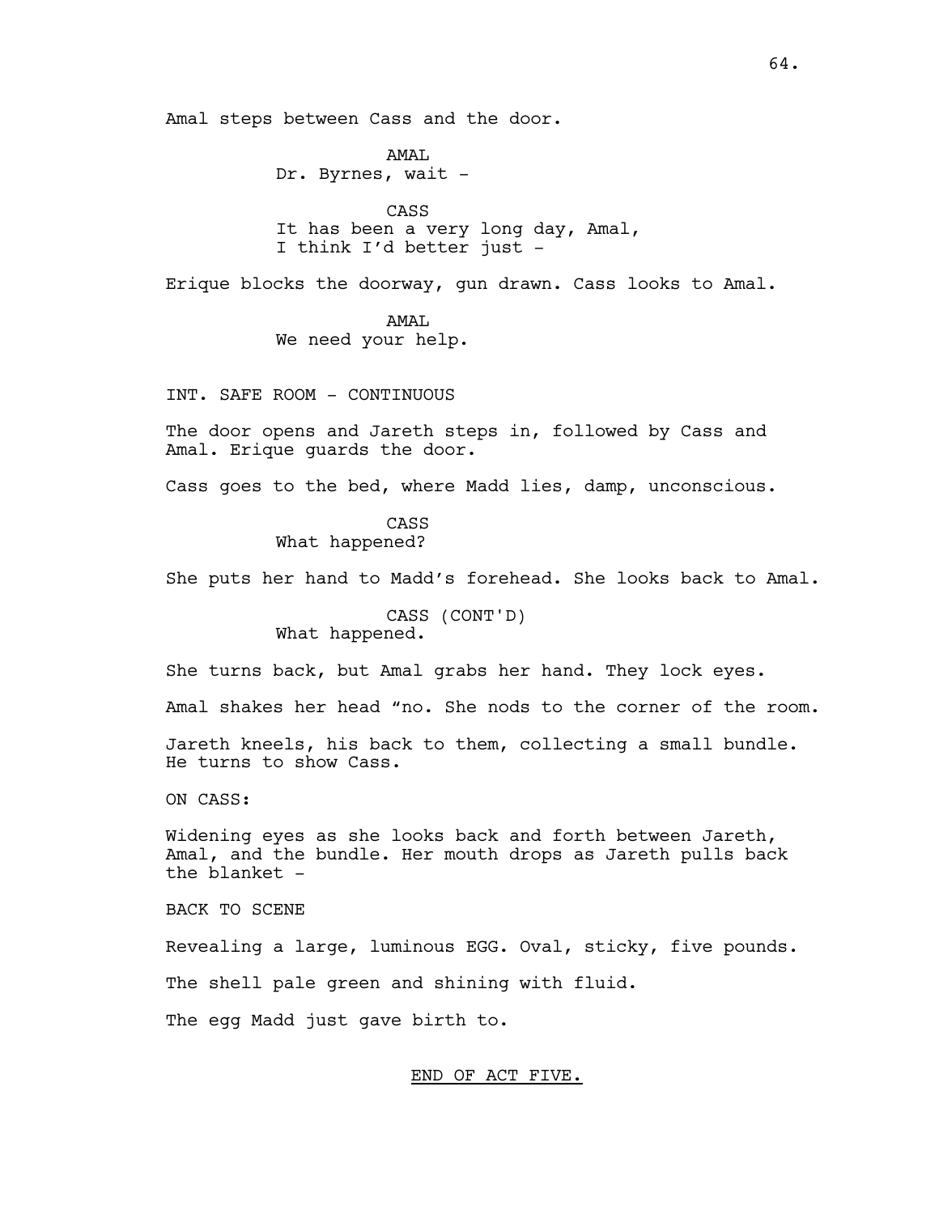Amal steps between Cass and the door.

AMAL
Dr. Byrnes, wait -

CASS
It has been a very long day, Amal,
I think I'd better just -

Erique blocks the doorway, gun drawn. Cass looks to Amal.

AMAL
We need your help.

INT. SAFE ROOM - CONTINUOUS

The door opens and Jareth steps in, followed by Cass and Amal. Erique guards the door.

Cass goes to the bed, where Madd lies, damp, unconscious.

CASS
What happened?

She puts her hand to Madd's forehead. She looks back to Amal.

CASS (CONT'D)
What happened.

She turns back, but Amal grabs her hand. They lock eyes.

Amal shakes her head "no. She nods to the corner of the room.

Jareth kneels, his back to them, collecting a small bundle. He turns to show Cass.

ON CASS:

Widening eyes as she looks back and forth between Jareth, Amal, and the bundle. Her mouth drops as Jareth pulls back the blanket -

BACK TO SCENE

Revealing a large, luminous EGG. Oval, sticky, five pounds.

The shell pale green and shining with fluid.

The egg Madd just gave birth to.

END OF ACT FIVE.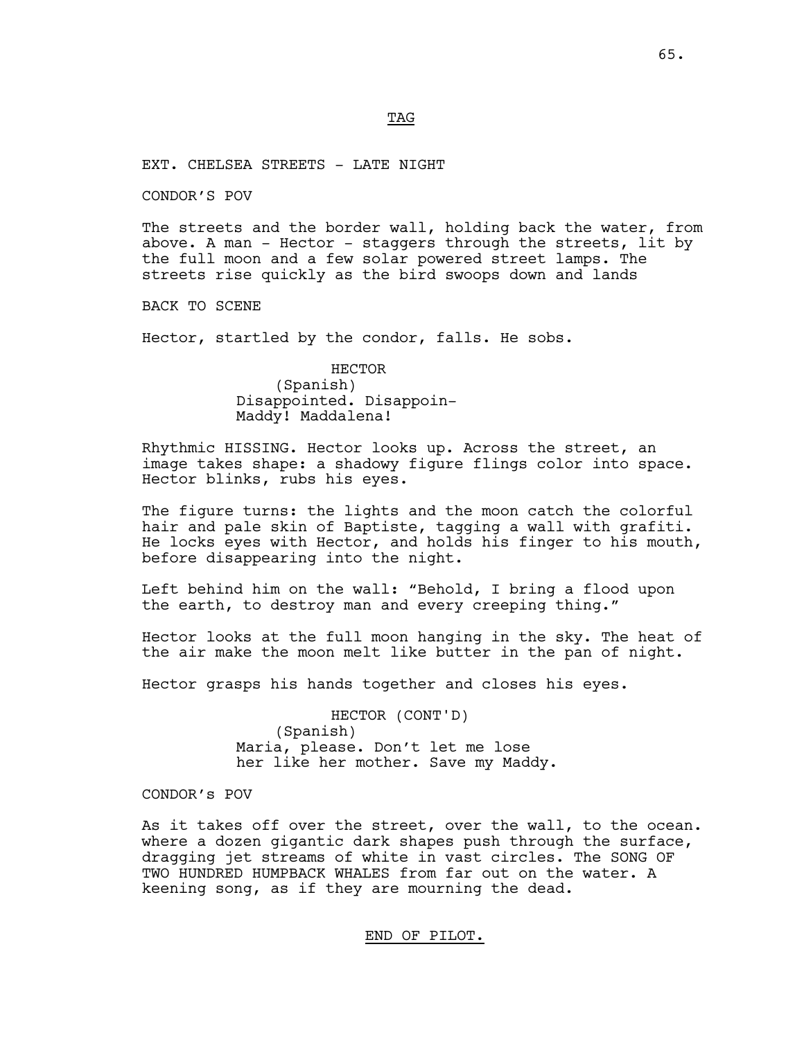TAG

EXT. CHELSEA STREETS - LATE NIGHT

CONDOR'S POV

The streets and the border wall, holding back the water, from above. A man - Hector - staggers through the streets, lit by the full moon and a few solar powered street lamps. The streets rise quickly as the bird swoops down and lands

BACK TO SCENE

Hector, startled by the condor, falls. He sobs.

HECTOR
(Spanish)
Disappointed. Disappoin-
Maddy! Maddalena!

Rhythmic HISSING. Hector looks up. Across the street, an image takes shape: a shadowy figure flings color into space. Hector blinks, rubs his eyes.

The figure turns: the lights and the moon catch the colorful hair and pale skin of Baptiste, tagging a wall with grafiti. He locks eyes with Hector, and holds his finger to his mouth, before disappearing into the night.

Left behind him on the wall: "Behold, I bring a flood upon the earth, to destroy man and every creeping thing."

Hector looks at the full moon hanging in the sky. The heat of the air make the moon melt like butter in the pan of night.

Hector grasps his hands together and closes his eyes.

HECTOR (CONT'D)
(Spanish)
Maria, please. Don't let me lose
her like her mother. Save my Maddy.

CONDOR's POV

As it takes off over the street, over the wall, to the ocean. where a dozen gigantic dark shapes push through the surface, dragging jet streams of white in vast circles. The SONG OF TWO HUNDRED HUMPBACK WHALES from far out on the water. A keening song, as if they are mourning the dead.

END OF PILOT.